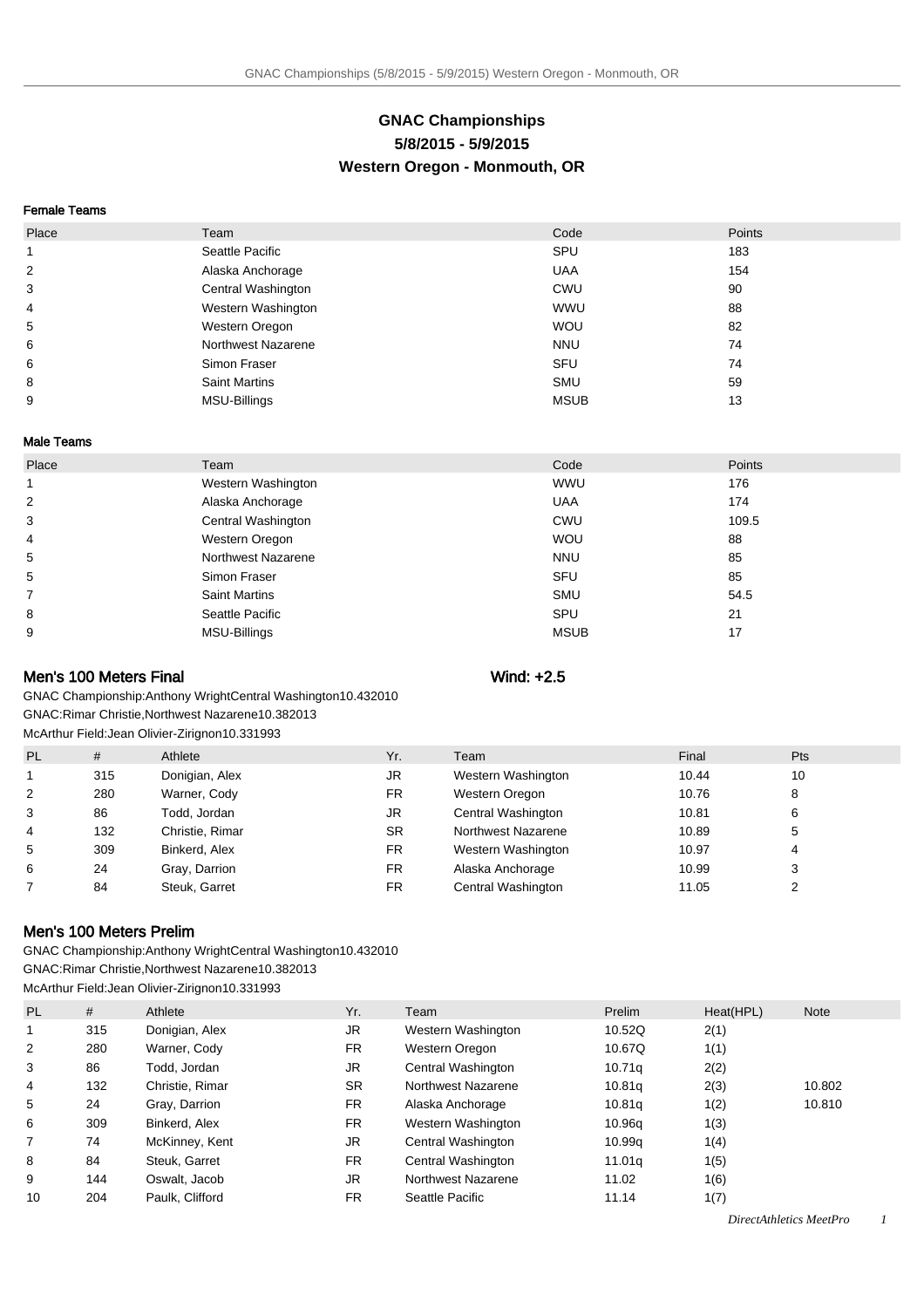# GNAC Championships
## 5/8/2015 - 5/9/2015
## Western Oregon - Monmouth, OR

### Female Teams

| Place | Team | Code | Points |
|---|---|---|---|
| 1 | Seattle Pacific | SPU | 183 |
| 2 | Alaska Anchorage | UAA | 154 |
| 3 | Central Washington | CWU | 90 |
| 4 | Western Washington | WWU | 88 |
| 5 | Western Oregon | WOU | 82 |
| 6 | Northwest Nazarene | NNU | 74 |
| 6 | Simon Fraser | SFU | 74 |
| 8 | Saint Martins | SMU | 59 |
| 9 | MSU-Billings | MSUB | 13 |

### Male Teams

| Place | Team | Code | Points |
|---|---|---|---|
| 1 | Western Washington | WWU | 176 |
| 2 | Alaska Anchorage | UAA | 174 |
| 3 | Central Washington | CWU | 109.5 |
| 4 | Western Oregon | WOU | 88 |
| 5 | Northwest Nazarene | NNU | 85 |
| 5 | Simon Fraser | SFU | 85 |
| 7 | Saint Martins | SMU | 54.5 |
| 8 | Seattle Pacific | SPU | 21 |
| 9 | MSU-Billings | MSUB | 17 |

### Men's 100 Meters Final

Wind: +2.5

GNAC Championship:Anthony WrightCentral Washington10.432010
GNAC:Rimar Christie,Northwest Nazarene10.382013
McArthur Field:Jean Olivier-Zirignon10.331993

| PL | # | Athlete | Yr. | Team | Final | Pts |
|---|---|---|---|---|---|---|
| 1 | 315 | Donigian, Alex | JR | Western Washington | 10.44 | 10 |
| 2 | 280 | Warner, Cody | FR | Western Oregon | 10.76 | 8 |
| 3 | 86 | Todd, Jordan | JR | Central Washington | 10.81 | 6 |
| 4 | 132 | Christie, Rimar | SR | Northwest Nazarene | 10.89 | 5 |
| 5 | 309 | Binkerd, Alex | FR | Western Washington | 10.97 | 4 |
| 6 | 24 | Gray, Darrion | FR | Alaska Anchorage | 10.99 | 3 |
| 7 | 84 | Steuk, Garret | FR | Central Washington | 11.05 | 2 |

### Men's 100 Meters Prelim

GNAC Championship:Anthony WrightCentral Washington10.432010
GNAC:Rimar Christie,Northwest Nazarene10.382013
McArthur Field:Jean Olivier-Zirignon10.331993

| PL | # | Athlete | Yr. | Team | Prelim | Heat(HPL) | Note |
|---|---|---|---|---|---|---|---|
| 1 | 315 | Donigian, Alex | JR | Western Washington | 10.52Q | 2(1) | |
| 2 | 280 | Warner, Cody | FR | Western Oregon | 10.67Q | 1(1) | |
| 3 | 86 | Todd, Jordan | JR | Central Washington | 10.71q | 2(2) | |
| 4 | 132 | Christie, Rimar | SR | Northwest Nazarene | 10.81q | 2(3) | 10.802 |
| 5 | 24 | Gray, Darrion | FR | Alaska Anchorage | 10.81q | 1(2) | 10.810 |
| 6 | 309 | Binkerd, Alex | FR | Western Washington | 10.96q | 1(3) | |
| 7 | 74 | McKinney, Kent | JR | Central Washington | 10.99q | 1(4) | |
| 8 | 84 | Steuk, Garret | FR | Central Washington | 11.01q | 1(5) | |
| 9 | 144 | Oswalt, Jacob | JR | Northwest Nazarene | 11.02 | 1(6) | |
| 10 | 204 | Paulk, Clifford | FR | Seattle Pacific | 11.14 | 1(7) | |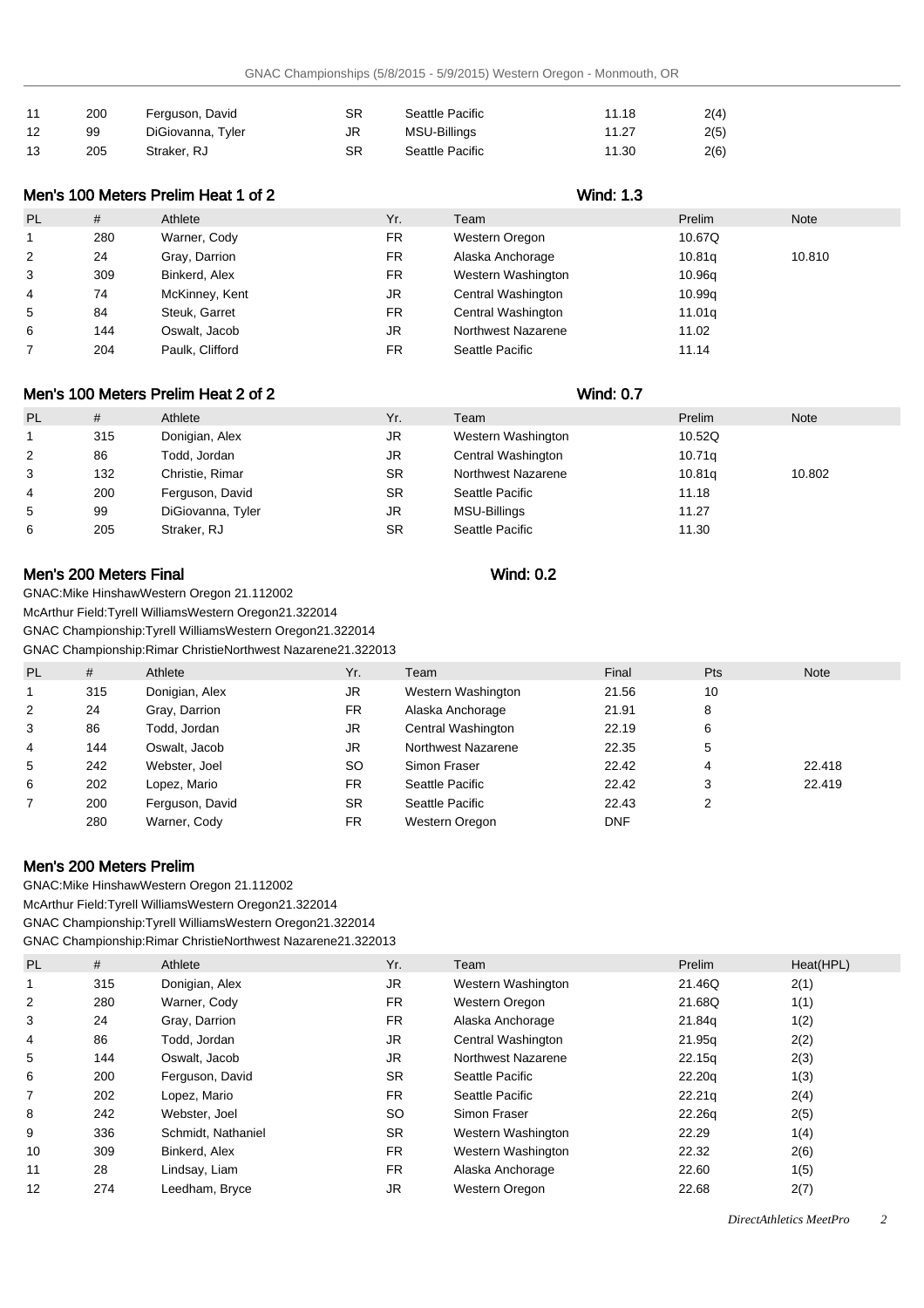| 11 | 200 | Ferguson, David | SR | Seattle Pacific | 11.18 | 2(4) |
|---|---|---|---|---|---|---|
| 12 | 99 | DiGiovanna, Tyler | JR | MSU-Billings | 11.27 | 2(5) |
| 13 | 205 | Straker, RJ | SR | Seattle Pacific | 11.30 | 2(6) |

## Men's 100 Meters Prelim Heat 1 of 2

Wind: 1.3

| PL | # | Athlete | Yr. | Team | Prelim | Note |
|---|---|---|---|---|---|---|
| 1 | 280 | Warner, Cody | FR | Western Oregon | 10.67Q | |
| 2 | 24 | Gray, Darrion | FR | Alaska Anchorage | 10.81q | 10.810 |
| 3 | 309 | Binkerd, Alex | FR | Western Washington | 10.96q | |
| 4 | 74 | McKinney, Kent | JR | Central Washington | 10.99q | |
| 5 | 84 | Steuk, Garret | FR | Central Washington | 11.01q | |
| 6 | 144 | Oswalt, Jacob | JR | Northwest Nazarene | 11.02 | |
| 7 | 204 | Paulk, Clifford | FR | Seattle Pacific | 11.14 | |

## Men's 100 Meters Prelim Heat 2 of 2

Wind: 0.7

| PL | # | Athlete | Yr. | Team | Prelim | Note |
|---|---|---|---|---|---|---|
| 1 | 315 | Donigian, Alex | JR | Western Washington | 10.52Q | |
| 2 | 86 | Todd, Jordan | JR | Central Washington | 10.71q | |
| 3 | 132 | Christie, Rimar | SR | Northwest Nazarene | 10.81q | 10.802 |
| 4 | 200 | Ferguson, David | SR | Seattle Pacific | 11.18 | |
| 5 | 99 | DiGiovanna, Tyler | JR | MSU-Billings | 11.27 | |
| 6 | 205 | Straker, RJ | SR | Seattle Pacific | 11.30 | |

## Men's 200 Meters Final

Wind: 0.2

GNAC:Mike HinshawWestern Oregon 21.112002
McArthur Field:Tyrell WilliamsWestern Oregon21.322014
GNAC Championship:Tyrell WilliamsWestern Oregon21.322014
GNAC Championship:Rimar ChristieNorthwest Nazarene21.322013

| PL | # | Athlete | Yr. | Team | Final | Pts | Note |
|---|---|---|---|---|---|---|---|
| 1 | 315 | Donigian, Alex | JR | Western Washington | 21.56 | 10 | |
| 2 | 24 | Gray, Darrion | FR | Alaska Anchorage | 21.91 | 8 | |
| 3 | 86 | Todd, Jordan | JR | Central Washington | 22.19 | 6 | |
| 4 | 144 | Oswalt, Jacob | JR | Northwest Nazarene | 22.35 | 5 | |
| 5 | 242 | Webster, Joel | SO | Simon Fraser | 22.42 | 4 | 22.418 |
| 6 | 202 | Lopez, Mario | FR | Seattle Pacific | 22.42 | 3 | 22.419 |
| 7 | 200 | Ferguson, David | SR | Seattle Pacific | 22.43 | 2 | |
| | 280 | Warner, Cody | FR | Western Oregon | DNF | | |

## Men's 200 Meters Prelim

GNAC:Mike HinshawWestern Oregon 21.112002
McArthur Field:Tyrell WilliamsWestern Oregon21.322014
GNAC Championship:Tyrell WilliamsWestern Oregon21.322014
GNAC Championship:Rimar ChristieNorthwest Nazarene21.322013

| PL | # | Athlete | Yr. | Team | Prelim | Heat(HPL) |
|---|---|---|---|---|---|---|
| 1 | 315 | Donigian, Alex | JR | Western Washington | 21.46Q | 2(1) |
| 2 | 280 | Warner, Cody | FR | Western Oregon | 21.68Q | 1(1) |
| 3 | 24 | Gray, Darrion | FR | Alaska Anchorage | 21.84q | 1(2) |
| 4 | 86 | Todd, Jordan | JR | Central Washington | 21.95q | 2(2) |
| 5 | 144 | Oswalt, Jacob | JR | Northwest Nazarene | 22.15q | 2(3) |
| 6 | 200 | Ferguson, David | SR | Seattle Pacific | 22.20q | 1(3) |
| 7 | 202 | Lopez, Mario | FR | Seattle Pacific | 22.21q | 2(4) |
| 8 | 242 | Webster, Joel | SO | Simon Fraser | 22.26q | 2(5) |
| 9 | 336 | Schmidt, Nathaniel | SR | Western Washington | 22.29 | 1(4) |
| 10 | 309 | Binkerd, Alex | FR | Western Washington | 22.32 | 2(6) |
| 11 | 28 | Lindsay, Liam | FR | Alaska Anchorage | 22.60 | 1(5) |
| 12 | 274 | Leedham, Bryce | JR | Western Oregon | 22.68 | 2(7) |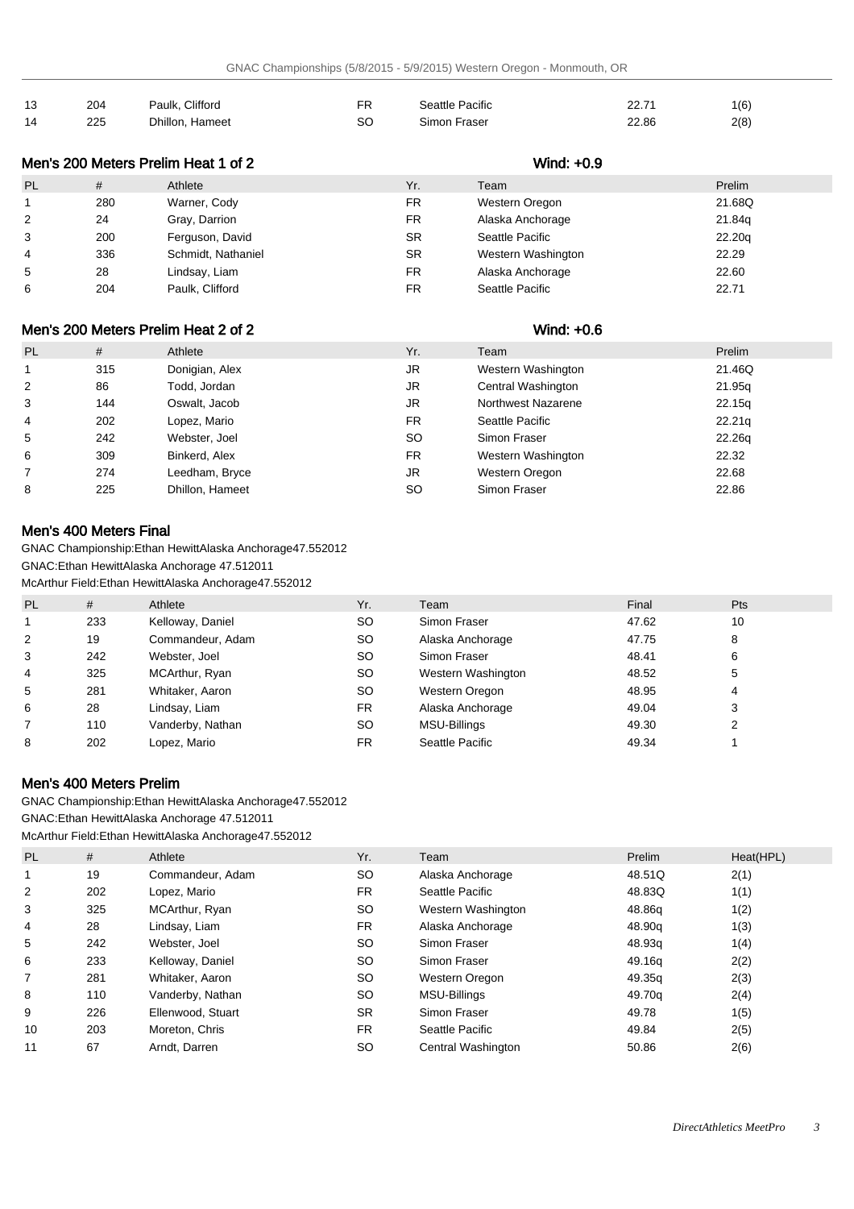| 13 | 204 | Paulk, Clifford | FR | Seattle Pacific | 22.71 | 1(6) |
|---|---|---|---|---|---|---|
| 14 | 225 | Dhillon, Hameet | SO | Simon Fraser | 22.86 | 2(8) |

## Men's 200 Meters Prelim Heat 1 of 2

Wind: +0.9

| PL | # | Athlete | Yr. | Team | Prelim |
|---|---|---|---|---|---|
| 1 | 280 | Warner, Cody | FR | Western Oregon | 21.68Q |
| 2 | 24 | Gray, Darrion | FR | Alaska Anchorage | 21.84q |
| 3 | 200 | Ferguson, David | SR | Seattle Pacific | 22.20q |
| 4 | 336 | Schmidt, Nathaniel | SR | Western Washington | 22.29 |
| 5 | 28 | Lindsay, Liam | FR | Alaska Anchorage | 22.60 |
| 6 | 204 | Paulk, Clifford | FR | Seattle Pacific | 22.71 |

## Men's 200 Meters Prelim Heat 2 of 2

Wind: +0.6

| PL | # | Athlete | Yr. | Team | Prelim |
|---|---|---|---|---|---|
| 1 | 315 | Donigian, Alex | JR | Western Washington | 21.46Q |
| 2 | 86 | Todd, Jordan | JR | Central Washington | 21.95q |
| 3 | 144 | Oswalt, Jacob | JR | Northwest Nazarene | 22.15q |
| 4 | 202 | Lopez, Mario | FR | Seattle Pacific | 22.21q |
| 5 | 242 | Webster, Joel | SO | Simon Fraser | 22.26q |
| 6 | 309 | Binkerd, Alex | FR | Western Washington | 22.32 |
| 7 | 274 | Leedham, Bryce | JR | Western Oregon | 22.68 |
| 8 | 225 | Dhillon, Hameet | SO | Simon Fraser | 22.86 |

## Men's 400 Meters Final

GNAC Championship:Ethan HewittAlaska Anchorage47.552012
GNAC:Ethan HewittAlaska Anchorage 47.512011
McArthur Field:Ethan HewittAlaska Anchorage47.552012

| PL | # | Athlete | Yr. | Team | Final | Pts |
|---|---|---|---|---|---|---|
| 1 | 233 | Kelloway, Daniel | SO | Simon Fraser | 47.62 | 10 |
| 2 | 19 | Commandeur, Adam | SO | Alaska Anchorage | 47.75 | 8 |
| 3 | 242 | Webster, Joel | SO | Simon Fraser | 48.41 | 6 |
| 4 | 325 | MCArthur, Ryan | SO | Western Washington | 48.52 | 5 |
| 5 | 281 | Whitaker, Aaron | SO | Western Oregon | 48.95 | 4 |
| 6 | 28 | Lindsay, Liam | FR | Alaska Anchorage | 49.04 | 3 |
| 7 | 110 | Vanderby, Nathan | SO | MSU-Billings | 49.30 | 2 |
| 8 | 202 | Lopez, Mario | FR | Seattle Pacific | 49.34 | 1 |

## Men's 400 Meters Prelim

GNAC Championship:Ethan HewittAlaska Anchorage47.552012
GNAC:Ethan HewittAlaska Anchorage 47.512011
McArthur Field:Ethan HewittAlaska Anchorage47.552012

| PL | # | Athlete | Yr. | Team | Prelim | Heat(HPL) |
|---|---|---|---|---|---|---|
| 1 | 19 | Commandeur, Adam | SO | Alaska Anchorage | 48.51Q | 2(1) |
| 2 | 202 | Lopez, Mario | FR | Seattle Pacific | 48.83Q | 1(1) |
| 3 | 325 | MCArthur, Ryan | SO | Western Washington | 48.86q | 1(2) |
| 4 | 28 | Lindsay, Liam | FR | Alaska Anchorage | 48.90q | 1(3) |
| 5 | 242 | Webster, Joel | SO | Simon Fraser | 48.93q | 1(4) |
| 6 | 233 | Kelloway, Daniel | SO | Simon Fraser | 49.16q | 2(2) |
| 7 | 281 | Whitaker, Aaron | SO | Western Oregon | 49.35q | 2(3) |
| 8 | 110 | Vanderby, Nathan | SO | MSU-Billings | 49.70q | 2(4) |
| 9 | 226 | Ellenwood, Stuart | SR | Simon Fraser | 49.78 | 1(5) |
| 10 | 203 | Moreton, Chris | FR | Seattle Pacific | 49.84 | 2(5) |
| 11 | 67 | Arndt, Darren | SO | Central Washington | 50.86 | 2(6) |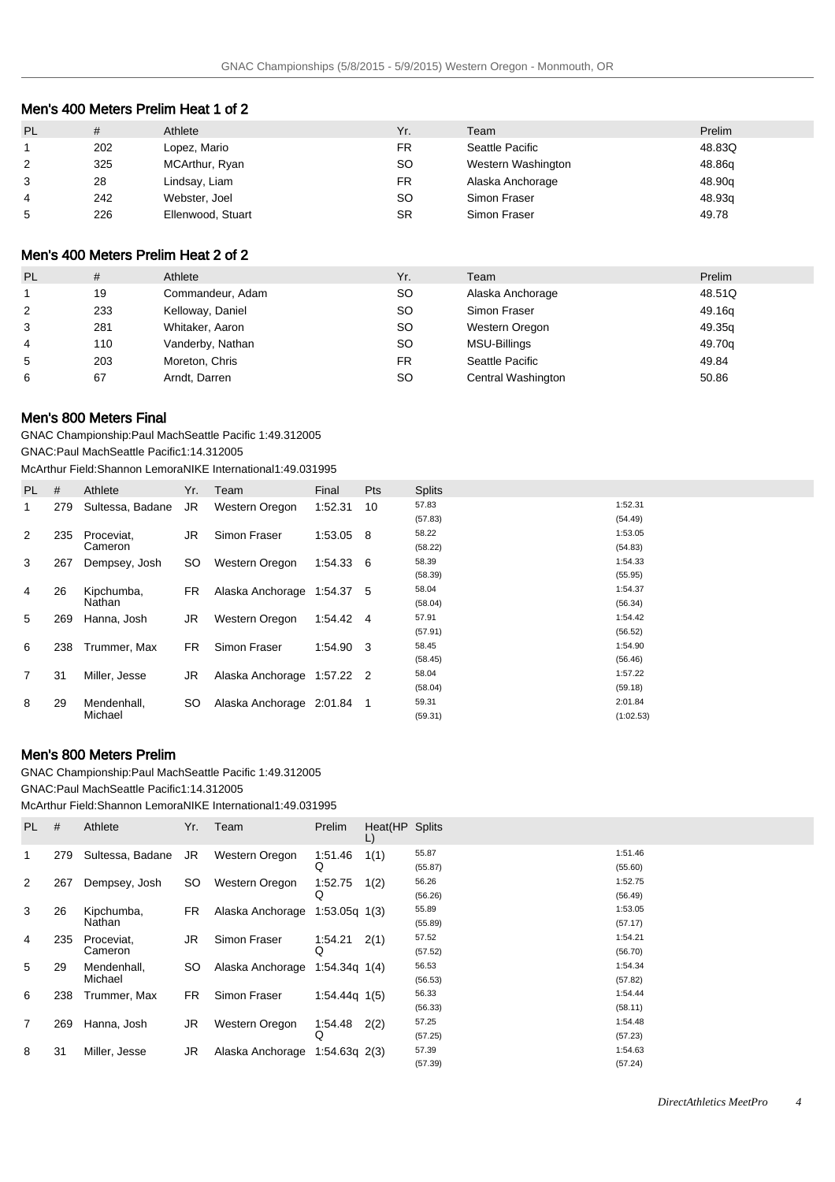## Men's 400 Meters Prelim Heat 1 of 2

| PL | # | Athlete | Yr. | Team | Prelim |
|---|---|---|---|---|---|
| 1 | 202 | Lopez, Mario | FR | Seattle Pacific | 48.83Q |
| 2 | 325 | MCArthur, Ryan | SO | Western Washington | 48.86q |
| 3 | 28 | Lindsay, Liam | FR | Alaska Anchorage | 48.90q |
| 4 | 242 | Webster, Joel | SO | Simon Fraser | 48.93q |
| 5 | 226 | Ellenwood, Stuart | SR | Simon Fraser | 49.78 |

## Men's 400 Meters Prelim Heat 2 of 2

| PL | # | Athlete | Yr. | Team | Prelim |
|---|---|---|---|---|---|
| 1 | 19 | Commandeur, Adam | SO | Alaska Anchorage | 48.51Q |
| 2 | 233 | Kelloway, Daniel | SO | Simon Fraser | 49.16q |
| 3 | 281 | Whitaker, Aaron | SO | Western Oregon | 49.35q |
| 4 | 110 | Vanderby, Nathan | SO | MSU-Billings | 49.70q |
| 5 | 203 | Moreton, Chris | FR | Seattle Pacific | 49.84 |
| 6 | 67 | Arndt, Darren | SO | Central Washington | 50.86 |

## Men's 800 Meters Final

GNAC Championship:Paul MachSeattle Pacific 1:49.312005

GNAC:Paul MachSeattle Pacific1:14.312005

McArthur Field:Shannon LemoraNIKE International1:49.031995

| PL | # | Athlete | Yr. | Team | Final | Pts | Splits | |
|---|---|---|---|---|---|---|---|---|
| 1 | 279 | Sultessa, Badane | JR | Western Oregon | 1:52.31 | 10 | 57.83 (57.83) | 1:52.31 (54.49) |
| 2 | 235 | Proceviat, Cameron | JR | Simon Fraser | 1:53.05 | 8 | 58.22 (58.22) | 1:53.05 (54.83) |
| 3 | 267 | Dempsey, Josh | SO | Western Oregon | 1:54.33 | 6 | 58.39 (58.39) | 1:54.33 (55.95) |
| 4 | 26 | Kipchumba, Nathan | FR | Alaska Anchorage | 1:54.37 | 5 | 58.04 (58.04) | 1:54.37 (56.34) |
| 5 | 269 | Hanna, Josh | JR | Western Oregon | 1:54.42 | 4 | 57.91 (57.91) | 1:54.42 (56.52) |
| 6 | 238 | Trummer, Max | FR | Simon Fraser | 1:54.90 | 3 | 58.45 (58.45) | 1:54.90 (56.46) |
| 7 | 31 | Miller, Jesse | JR | Alaska Anchorage | 1:57.22 | 2 | 58.04 (58.04) | 1:57.22 (59.18) |
| 8 | 29 | Mendenhall, Michael | SO | Alaska Anchorage | 2:01.84 | 1 | 59.31 (59.31) | 2:01.84 (1:02.53) |

## Men's 800 Meters Prelim

GNAC Championship:Paul MachSeattle Pacific 1:49.312005

GNAC:Paul MachSeattle Pacific1:14.312005

McArthur Field:Shannon LemoraNIKE International1:49.031995

| PL | # | Athlete | Yr. | Team | Prelim | Heat(HPL) | Splits | |
|---|---|---|---|---|---|---|---|---|
| 1 | 279 | Sultessa, Badane | JR | Western Oregon | 1:51.46Q | 1(1) | 55.87 (55.87) | 1:51.46 (55.60) |
| 2 | 267 | Dempsey, Josh | SO | Western Oregon | 1:52.75Q | 1(2) | 56.26 (56.26) | 1:52.75 (56.49) |
| 3 | 26 | Kipchumba, Nathan | FR | Alaska Anchorage | 1:53.05q | 1(3) | 55.89 (55.89) | 1:53.05 (57.17) |
| 4 | 235 | Proceviat, Cameron | JR | Simon Fraser | 1:54.21Q | 2(1) | 57.52 (57.52) | 1:54.21 (56.70) |
| 5 | 29 | Mendenhall, Michael | SO | Alaska Anchorage | 1:54.34q | 1(4) | 56.53 (56.53) | 1:54.34 (57.82) |
| 6 | 238 | Trummer, Max | FR | Simon Fraser | 1:54.44q | 1(5) | 56.33 (56.33) | 1:54.44 (58.11) |
| 7 | 269 | Hanna, Josh | JR | Western Oregon | 1:54.48Q | 2(2) | 57.25 (57.25) | 1:54.48 (57.23) |
| 8 | 31 | Miller, Jesse | JR | Alaska Anchorage | 1:54.63q | 2(3) | 57.39 (57.39) | 1:54.63 (57.24) |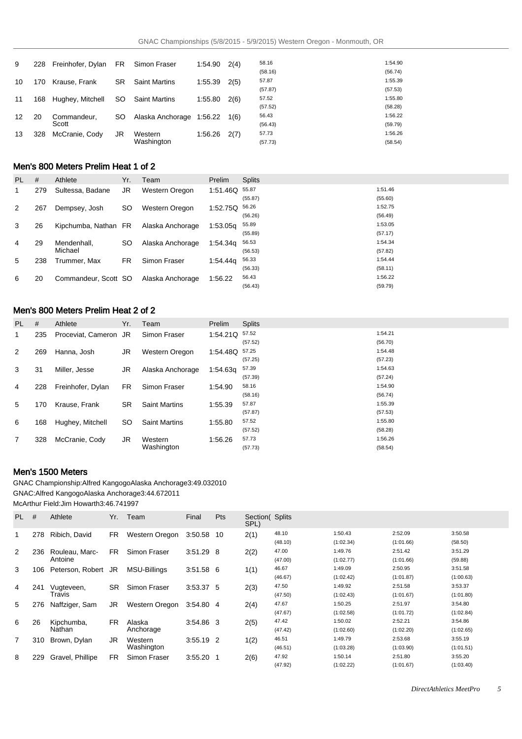| PL | # | Athlete | Yr. | Team | Prelim | H(PL) | Splits | |
|---|---|---|---|---|---|---|---|---|
| 9 | 228 | Freinhofer, Dylan | FR | Simon Fraser | 1:54.90 | 2(4) | 58.16 (58.16) | 1:54.90 (56.74) |
| 10 | 170 | Krause, Frank | SR | Saint Martins | 1:55.39 | 2(5) | 57.87 (57.87) | 1:55.39 (57.53) |
| 11 | 168 | Hughey, Mitchell | SO | Saint Martins | 1:55.80 | 2(6) | 57.52 (57.52) | 1:55.80 (58.28) |
| 12 | 20 | Commandeur, Scott | SO | Alaska Anchorage | 1:56.22 | 1(6) | 56.43 (56.43) | 1:56.22 (59.79) |
| 13 | 328 | McCranie, Cody | JR | Western Washington | 1:56.26 | 2(7) | 57.73 (57.73) | 1:56.26 (58.54) |

## Men's 800 Meters Prelim Heat 1 of 2

| PL | # | Athlete | Yr. | Team | Prelim | Splits | |
|---|---|---|---|---|---|---|---|
| 1 | 279 | Sultessa, Badane | JR | Western Oregon | 1:51.46Q | 55.87 (55.87) | 1:51.46 (55.60) |
| 2 | 267 | Dempsey, Josh | SO | Western Oregon | 1:52.75Q | 56.26 (56.26) | 1:52.75 (56.49) |
| 3 | 26 | Kipchumba, Nathan | FR | Alaska Anchorage | 1:53.05q | 55.89 (55.89) | 1:53.05 (57.17) |
| 4 | 29 | Mendenhall, Michael | SO | Alaska Anchorage | 1:54.34q | 56.53 (56.53) | 1:54.34 (57.82) |
| 5 | 238 | Trummer, Max | FR | Simon Fraser | 1:54.44q | 56.33 (56.33) | 1:54.44 (58.11) |
| 6 | 20 | Commandeur, Scott | SO | Alaska Anchorage | 1:56.22 | 56.43 (56.43) | 1:56.22 (59.79) |

## Men's 800 Meters Prelim Heat 2 of 2

| PL | # | Athlete | Yr. | Team | Prelim | Splits | |
|---|---|---|---|---|---|---|---|
| 1 | 235 | Proceviat, Cameron | JR | Simon Fraser | 1:54.21Q | 57.52 (57.52) | 1:54.21 (56.70) |
| 2 | 269 | Hanna, Josh | JR | Western Oregon | 1:54.48Q | 57.25 (57.25) | 1:54.48 (57.23) |
| 3 | 31 | Miller, Jesse | JR | Alaska Anchorage | 1:54.63q | 57.39 (57.39) | 1:54.63 (57.24) |
| 4 | 228 | Freinhofer, Dylan | FR | Simon Fraser | 1:54.90 | 58.16 (58.16) | 1:54.90 (56.74) |
| 5 | 170 | Krause, Frank | SR | Saint Martins | 1:55.39 | 57.87 (57.87) | 1:55.39 (57.53) |
| 6 | 168 | Hughey, Mitchell | SO | Saint Martins | 1:55.80 | 57.52 (57.52) | 1:55.80 (58.28) |
| 7 | 328 | McCranie, Cody | JR | Western Washington | 1:56.26 | 57.73 (57.73) | 1:56.26 (58.54) |

## Men's 1500 Meters

GNAC Championship:Alfred KangogoAlaska Anchorage3:49.032010
GNAC:Alfred KangogoAlaska Anchorage3:44.672011
McArthur Field:Jim Howarth3:46.741997

| PL | # | Athlete | Yr. | Team | Final | Pts | Section(SPL) | Splits | | | |
|---|---|---|---|---|---|---|---|---|---|---|---|
| 1 | 278 | Ribich, David | FR | Western Oregon | 3:50.58 | 10 | 2(1) | 48.10 (48.10) | 1:50.43 (1:02.34) | 2:52.09 (1:01.66) | 3:50.58 (58.50) |
| 2 | 236 | Rouleau, Marc-Antoine | FR | Simon Fraser | 3:51.29 | 8 | 2(2) | 47.00 (47.00) | 1:49.76 (1:02.77) | 2:51.42 (1:01.66) | 3:51.29 (59.88) |
| 3 | 106 | Peterson, Robert | JR | MSU-Billings | 3:51.58 | 6 | 1(1) | 46.67 (46.67) | 1:49.09 (1:02.42) | 2:50.95 (1:01.87) | 3:51.58 (1:00.63) |
| 4 | 241 | Vugteveen, Travis | SR | Simon Fraser | 3:53.37 | 5 | 2(3) | 47.50 (47.50) | 1:49.92 (1:02.43) | 2:51.58 (1:01.67) | 3:53.37 (1:01.80) |
| 5 | 276 | Naffziger, Sam | JR | Western Oregon | 3:54.80 | 4 | 2(4) | 47.67 (47.67) | 1:50.25 (1:02.58) | 2:51.97 (1:01.72) | 3:54.80 (1:02.84) |
| 6 | 26 | Kipchumba, Nathan | FR | Alaska Anchorage | 3:54.86 | 3 | 2(5) | 47.42 (47.42) | 1:50.02 (1:02.60) | 2:52.21 (1:02.20) | 3:54.86 (1:02.65) |
| 7 | 310 | Brown, Dylan | JR | Western Washington | 3:55.19 | 2 | 1(2) | 46.51 (46.51) | 1:49.79 (1:03.28) | 2:53.68 (1:03.90) | 3:55.19 (1:01.51) |
| 8 | 229 | Gravel, Phillipe | FR | Simon Fraser | 3:55.20 | 1 | 2(6) | 47.92 (47.92) | 1:50.14 (1:02.22) | 2:51.80 (1:01.67) | 3:55.20 (1:03.40) |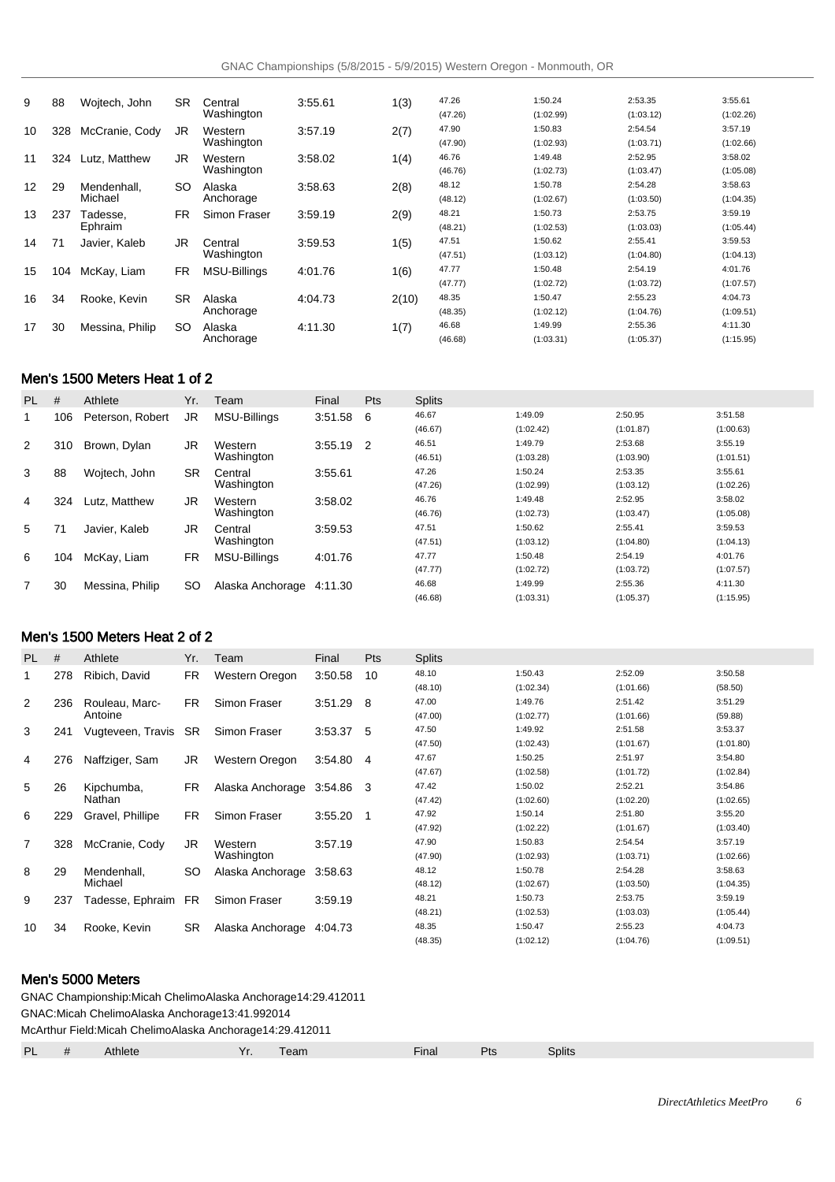| PL | # | Athlete | Yr. | Team | Final | | Heat | Splits | | | |
|---|---|---|---|---|---|---|---|---|---|---|---|
| 9 | 88 | Wojtech, John | SR | Central Washington | 3:55.61 | | 1(3) | 47.26 (47.26) | 1:50.24 (1:02.99) | 2:53.35 (1:03.12) | 3:55.61 (1:02.26) |
| 10 | 328 | McCranie, Cody | JR | Western Washington | 3:57.19 | | 2(7) | 47.90 (47.90) | 1:50.83 (1:02.93) | 2:54.54 (1:03.71) | 3:57.19 (1:02.66) |
| 11 | 324 | Lutz, Matthew | JR | Western Washington | 3:58.02 | | 1(4) | 46.76 (46.76) | 1:49.48 (1:02.73) | 2:52.95 (1:03.47) | 3:58.02 (1:05.08) |
| 12 | 29 | Mendenhall, Michael | SO | Alaska Anchorage | 3:58.63 | | 2(8) | 48.12 (48.12) | 1:50.78 (1:02.67) | 2:54.28 (1:03.50) | 3:58.63 (1:04.35) |
| 13 | 237 | Tadesse, Ephraim | FR | Simon Fraser | 3:59.19 | | 2(9) | 48.21 (48.21) | 1:50.73 (1:02.53) | 2:53.75 (1:03.03) | 3:59.19 (1:05.44) |
| 14 | 71 | Javier, Kaleb | JR | Central Washington | 3:59.53 | | 1(5) | 47.51 (47.51) | 1:50.62 (1:03.12) | 2:55.41 (1:04.80) | 3:59.53 (1:04.13) |
| 15 | 104 | McKay, Liam | FR | MSU-Billings | 4:01.76 | | 1(6) | 47.77 (47.77) | 1:50.48 (1:02.72) | 2:54.19 (1:03.72) | 4:01.76 (1:07.57) |
| 16 | 34 | Rooke, Kevin | SR | Alaska Anchorage | 4:04.73 | | 2(10) | 48.35 (48.35) | 1:50.47 (1:02.12) | 2:55.23 (1:04.76) | 4:04.73 (1:09.51) |
| 17 | 30 | Messina, Philip | SO | Alaska Anchorage | 4:11.30 | | 1(7) | 46.68 (46.68) | 1:49.99 (1:03.31) | 2:55.36 (1:05.37) | 4:11.30 (1:15.95) |

## Men's 1500 Meters Heat 1 of 2

| PL | # | Athlete | Yr. | Team | Final | Pts | Splits | | | |
|---|---|---|---|---|---|---|---|---|---|---|
| 1 | 106 | Peterson, Robert | JR | MSU-Billings | 3:51.58 | 6 | 46.67 (46.67) | 1:49.09 (1:02.42) | 2:50.95 (1:01.87) | 3:51.58 (1:00.63) |
| 2 | 310 | Brown, Dylan | JR | Western Washington | 3:55.19 | 2 | 46.51 (46.51) | 1:49.79 (1:03.28) | 2:53.68 (1:03.90) | 3:55.19 (1:01.51) |
| 3 | 88 | Wojtech, John | SR | Central Washington | 3:55.61 | | 47.26 (47.26) | 1:50.24 (1:02.99) | 2:53.35 (1:03.12) | 3:55.61 (1:02.26) |
| 4 | 324 | Lutz, Matthew | JR | Western Washington | 3:58.02 | | 46.76 (46.76) | 1:49.48 (1:02.73) | 2:52.95 (1:03.47) | 3:58.02 (1:05.08) |
| 5 | 71 | Javier, Kaleb | JR | Central Washington | 3:59.53 | | 47.51 (47.51) | 1:50.62 (1:03.12) | 2:55.41 (1:04.80) | 3:59.53 (1:04.13) |
| 6 | 104 | McKay, Liam | FR | MSU-Billings | 4:01.76 | | 47.77 (47.77) | 1:50.48 (1:02.72) | 2:54.19 (1:03.72) | 4:01.76 (1:07.57) |
| 7 | 30 | Messina, Philip | SO | Alaska Anchorage | 4:11.30 | | 46.68 (46.68) | 1:49.99 (1:03.31) | 2:55.36 (1:05.37) | 4:11.30 (1:15.95) |

## Men's 1500 Meters Heat 2 of 2

| PL | # | Athlete | Yr. | Team | Final | Pts | Splits | | | |
|---|---|---|---|---|---|---|---|---|---|---|
| 1 | 278 | Ribich, David | FR | Western Oregon | 3:50.58 | 10 | 48.10 (48.10) | 1:50.43 (1:02.34) | 2:52.09 (1:01.66) | 3:50.58 (58.50) |
| 2 | 236 | Rouleau, Marc-Antoine | FR | Simon Fraser | 3:51.29 | 8 | 47.00 (47.00) | 1:49.76 (1:02.77) | 2:51.42 (1:01.66) | 3:51.29 (59.88) |
| 3 | 241 | Vugteveen, Travis | SR | Simon Fraser | 3:53.37 | 5 | 47.50 (47.50) | 1:49.92 (1:02.43) | 2:51.58 (1:01.67) | 3:53.37 (1:01.80) |
| 4 | 276 | Naffziger, Sam | JR | Western Oregon | 3:54.80 | 4 | 47.67 (47.67) | 1:50.25 (1:02.58) | 2:51.97 (1:01.72) | 3:54.80 (1:02.84) |
| 5 | 26 | Kipchumba, Nathan | FR | Alaska Anchorage | 3:54.86 | 3 | 47.42 (47.42) | 1:50.02 (1:02.60) | 2:52.21 (1:02.20) | 3:54.86 (1:02.65) |
| 6 | 229 | Gravel, Phillipe | FR | Simon Fraser | 3:55.20 | 1 | 47.92 (47.92) | 1:50.14 (1:02.22) | 2:51.80 (1:01.67) | 3:55.20 (1:03.40) |
| 7 | 328 | McCranie, Cody | JR | Western Washington | 3:57.19 | | 47.90 (47.90) | 1:50.83 (1:02.93) | 2:54.54 (1:03.71) | 3:57.19 (1:02.66) |
| 8 | 29 | Mendenhall, Michael | SO | Alaska Anchorage | 3:58.63 | | 48.12 (48.12) | 1:50.78 (1:02.67) | 2:54.28 (1:03.50) | 3:58.63 (1:04.35) |
| 9 | 237 | Tadesse, Ephraim | FR | Simon Fraser | 3:59.19 | | 48.21 (48.21) | 1:50.73 (1:02.53) | 2:53.75 (1:03.03) | 3:59.19 (1:05.44) |
| 10 | 34 | Rooke, Kevin | SR | Alaska Anchorage | 4:04.73 | | 48.35 (48.35) | 1:50.47 (1:02.12) | 2:55.23 (1:04.76) | 4:04.73 (1:09.51) |

## Men's 5000 Meters

GNAC Championship:Micah ChelimoAlaska Anchorage14:29.412011
GNAC:Micah ChelimoAlaska Anchorage13:41.992014
McArthur Field:Micah ChelimoAlaska Anchorage14:29.412011

| PL | # | Athlete | Yr. | Team | Final | Pts | Splits |
|---|---|---|---|---|---|---|---|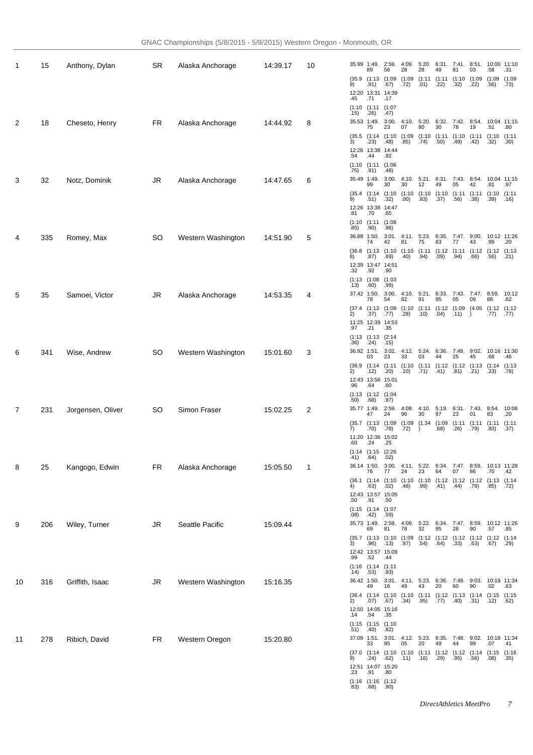| Place | Bib | Name | Yr | Team | Time | Pts | Splits |
|---|---|---|---|---|---|---|---|
| 1 | 15 | Anthony, Dylan | SR | Alaska Anchorage | 14:39.17 | 10 | 35.99 1:49.89 2:59.56 4:09.28 5:20.28 6:31.49 7:41.81 8:51.03 10:00.58 11:10.31 (35.99) (1:13.91) (1:09.67) (1:09.72) (1:11.01) (1:11.22) (1:10.32) (1:09.22) (1:09.56) (1:09.73) 12:20.45 13:31.71 14:39.17 (1:10.15) (1:11.26) (1:07.47) |
| 2 | 18 | Cheseto, Henry | FR | Alaska Anchorage | 14:44.92 | 8 | 35.53 1:49.75 3:00.23 4:10.07 5:20.80 6:32.30 7:42.78 8:54.19 10:04.51 11:15.80 (35.53) (1:14.23) (1:10.48) (1:09.85) (1:10.74) (1:11.50) (1:10.49) (1:11.42) (1:10.32) (1:11.30) 12:26.54 13:38.44 14:44.92 (1:10.75) (1:11.91) (1:06.48) |
| 3 | 32 | Notz, Dominik | JR | Alaska Anchorage | 14:47.65 | 6 | 35.49 1:49.99 3:00.30 4:10.30 5:21.12 6:31.49 7:43.05 8:54.42 10:04.81 11:15.97 (35.49) (1:14.51) (1:10.32) (1:10.00) (1:10.83) (1:10.37) (1:11.56) (1:11.38) (1:10.39) (1:11.16) 12:26.81 13:38.70 14:47.65 (1:10.85) (1:11.90) (1:08.96) |
| 4 | 335 | Romey, Max | SO | Western Washington | 14:51.90 | 5 | 36.88 1:50.74 3:01.42 4:11.81 5:23.75 6:35.83 7:47.77 9:00.43 10:12.99 11:26.20 (36.88) (1:13.87) (1:10.69) (1:10.40) (1:11.94) (1:12.09) (1:11.94) (1:12.66) (1:12.56) (1:13.21) 12:39.32 13:47.92 14:51.90 (1:13.13) (1:08.60) (1:03.99) |
| 5 | 35 | Samoei, Victor | JR | Alaska Anchorage | 14:53.35 | 4 | 37.42 1:50.78 3:00.54 4:10.82 5:21.91 6:33.95 7:43.05 7:47.09 8:59.86 10:12.62 (37.42) (1:13.37) (1:09.77) (1:10.28) (1:11.10) (1:12.04) (1:09.11) (4.05) (1:12.77) (1:12.77) 11:25.97 12:39.21 14:53.35 (1:13.36) (1:13.24) (2:14.15) |
| 6 | 341 | Wise, Andrew | SO | Western Washington | 15:01.60 | 3 | 36.92 1:51.03 3:02.23 4:12.33 5:24.03 6:36.44 7:49.25 9:02.45 10:16.68 11:30.46 (36.92) (1:14.12) (1:11.20) (1:10.10) (1:11.71) (1:12.41) (1:12.81) (1:13.21) (1:14.23) (1:13.78) 12:43.96 13:56.64 15:01.60 (1:13.50) (1:12.68) (1:04.97) |
| 7 | 231 | Jorgensen, Oliver | SO | Simon Fraser | 15:02.25 | 2 | 35.77 1:49.47 2:59.24 4:08.96 4:10.30 5:19.97 6:31.23 7:43.01 8:54.83 10:06.20 (35.77) (1:13.70) (1:09.78) (1:09.72) (1.34) (1:09.68) (1:11.26) (1:11.79) (1:11.83) (1:11.37) 11:20.60 12:36.24 15:02.25 (1:14.41) (1:15.64) (2:26.02) |
| 8 | 25 | Kangogo, Edwin | FR | Alaska Anchorage | 15:05.50 | 1 | 36.14 1:50.76 3:00.77 4:11.24 5:22.23 6:34.64 7:47.07 8:59.86 10:13.70 11:28.42 (36.14) (1:14.63) (1:10.02) (1:10.48) (1:10.99) (1:12.41) (1:12.44) (1:12.79) (1:13.85) (1:14.72) 12:43.50 13:57.91 15:05.50 (1:15.08) (1:14.42) (1:07.59) |
| 9 | 206 | Wiley, Turner | JR | Seattle Pacific | 15:09.44 | | 35.73 1:49.69 2:59.81 4:09.78 5:22.32 6:34.95 7:47.28 8:59.90 10:12.57 11:26.85 (35.73) (1:13.96) (1:10.13) (1:09.97) (1:12.54) (1:12.64) (1:12.33) (1:12.63) (1:12.67) (1:14.29) 12:42.99 13:57.52 15:09.44 (1:16.14) (1:14.53) (1:11.93) |
| 10 | 316 | Griffith, Isaac | JR | Western Washington | 15:16.35 | | 36.42 1:50.49 3:01.16 4:11.49 5:23.43 6:36.20 7:49.60 9:03.90 10:19.02 11:34.63 (36.42) (1:14.07) (1:10.67) (1:10.34) (1:11.95) (1:12.77) (1:13.40) (1:14.31) (1:15.12) (1:15.62) 12:50.14 14:05.54 15:16.35 (1:15.51) (1:15.40) (1:10.82) |
| 11 | 278 | Ribich, David | FR | Western Oregon | 15:20.80 | | 37.09 1:51.33 3:01.95 4:12.05 5:23.20 6:35.49 7:48.44 9:02.99 10:18.07 11:34.41 (37.09) (1:14.24) (1:10.62) (1:10.11) (1:11.16) (1:12.29) (1:12.95) (1:14.56) (1:15.08) (1:16.35) 12:51.23 14:07.91 15:20.80 (1:16.83) (1:16.68) (1:12.90) |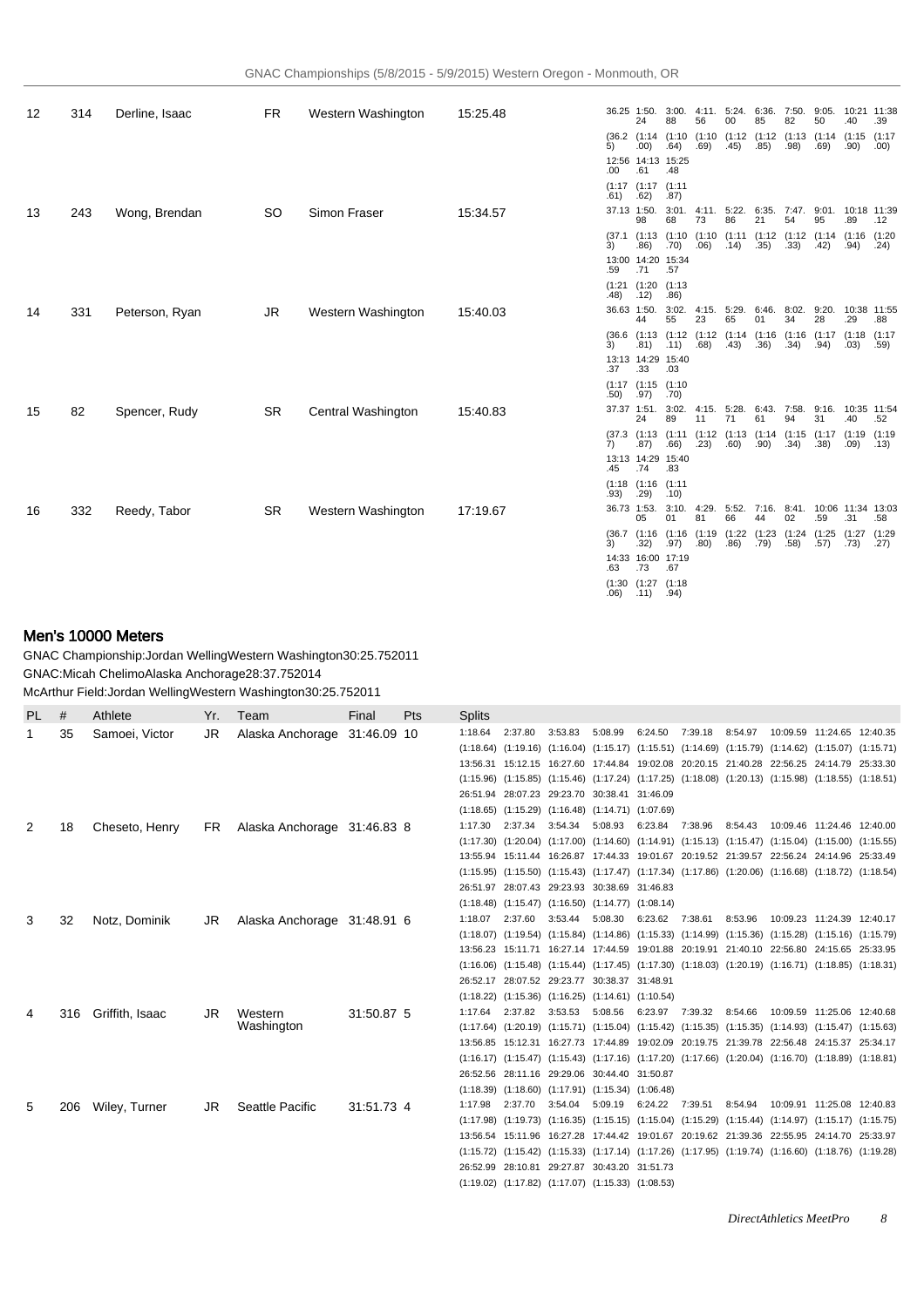| 12 | 314 | Derline, Isaac | FR | Western Washington | 15:25.48 | 36.25 1:50.24 3:00.88 4:11.56 5:24.00 6:36.85 7:50.82 9:05.50 10:21.40 11:38.39 (36.25) (1:14.00) (1:10.64) (1:10.69) (1:12.45) (1:12.85) (1:13.98) (1:14.69) (1:15.90) (1:17.00) 12:56.00 14:13.61 15:25.48 (1:17.61) (1:17.62) (1:11.87) |
|---|---|---|---|---|---|---|
| 13 | 243 | Wong, Brendan | SO | Simon Fraser | 15:34.57 | 37.13 1:50.98 3:01.68 4:11.73 5:22.86 6:35.21 7:47.54 9:01.95 10:18.89 11:39.12 (37.13) (1:13.86) (1:10.70) (1:10.06) (1:11.14) (1:12.35) (1:12.33) (1:14.42) (1:16.94) (1:20.24) 13:00.59 14:20.71 15:34.57 (1:21.48) (1:20.12) (1:13.86) |
| 14 | 331 | Peterson, Ryan | JR | Western Washington | 15:40.03 | 36.63 1:50.44 3:02.55 4:15.23 5:29.65 6:46.01 8:02.34 9:20.28 10:38.29 11:55.88 (36.63) (1:13.81) (1:12.11) (1:12.68) (1:14.43) (1:16.36) (1:16.34) (1:17.94) (1:18.03) (1:17.59) 13:13.37 14:29.33 15:40.03 (1:17.50) (1:15.97) (1:10.70) |
| 15 | 82 | Spencer, Rudy | SR | Central Washington | 15:40.83 | 37.37 1:51.24 3:02.89 4:15.11 5:28.71 6:43.61 7:58.94 9:16.31 10:35.40 11:54.52 (37.37) (1:13.87) (1:11.66) (1:12.23) (1:13.60) (1:14.90) (1:15.34) (1:17.38) (1:19.09) (1:19.13) 13:13.45 14:29.74 15:40.83 (1:18.93) (1:16.29) (1:11.10) |
| 16 | 332 | Reedy, Tabor | SR | Western Washington | 17:19.67 | 36.73 1:53.05 3:10.01 4:29.81 5:52.66 7:16.44 8:41.02 10:06.59 11:34.31 13:03.58 (36.73) (1:16.32) (1:16.97) (1:19.80) (1:22.86) (1:23.79) (1:24.58) (1:25.57) (1:27.73) (1:29.27) 14:33.63 16:00.73 17:19.67 (1:30.06) (1:27.11) (1:18.94) |

## Men's 10000 Meters

GNAC Championship:Jordan WellingWestern Washington30:25.752011
GNAC:Micah ChelimoAlaska Anchorage28:37.752014
McArthur Field:Jordan WellingWestern Washington30:25.752011

| PL | # | Athlete | Yr. | Team | Final | Pts | Splits |
|---|---|---|---|---|---|---|---|
| 1 | 35 | Samoei, Victor | JR | Alaska Anchorage | 31:46.09 | 10 | 1:18.64 2:37.80 3:53.83 5:08.99 6:24.50 7:39.18 8:54.97 10:09.59 11:24.65 12:40.35 (1:18.64) (1:19.16) (1:16.04) (1:15.17) (1:15.51) (1:14.69) (1:15.79) (1:14.62) (1:15.07) (1:15.71) 13:56.31 15:12.15 16:27.60 17:44.84 19:02.08 20:20.15 21:40.28 22:56.25 24:14.79 25:33.30 (1:15.96) (1:15.85) (1:15.46) (1:17.24) (1:17.25) (1:18.08) (1:20.13) (1:15.98) (1:18.55) (1:18.51) 26:51.94 28:07.23 29:23.70 30:38.41 31:46.09 (1:18.65) (1:15.29) (1:16.48) (1:14.71) (1:07.69) |
| 2 | 18 | Cheseto, Henry | FR | Alaska Anchorage | 31:46.83 | 8 | 1:17.30 2:37.34 3:54.34 5:08.93 6:23.84 7:38.96 8:54.43 10:09.46 11:24.46 12:40.00 (1:17.30) (1:20.04) (1:17.00) (1:14.60) (1:14.91) (1:15.13) (1:15.47) (1:15.04) (1:15.00) (1:15.55) 13:55.94 15:11.44 16:26.87 17:44.33 19:01.67 20:19.52 21:39.57 22:56.24 24:14.96 25:33.49 (1:15.95) (1:15.50) (1:15.43) (1:17.47) (1:17.34) (1:17.86) (1:20.06) (1:16.68) (1:18.72) (1:18.54) 26:51.97 28:07.43 29:23.93 30:38.69 31:46.83 (1:18.48) (1:15.47) (1:16.50) (1:14.77) (1:08.14) |
| 3 | 32 | Notz, Dominik | JR | Alaska Anchorage | 31:48.91 | 6 | 1:18.07 2:37.60 3:53.44 5:08.30 6:23.62 7:38.61 8:53.96 10:09.23 11:24.39 12:40.17 (1:18.07) (1:19.54) (1:15.84) (1:14.86) (1:15.33) (1:14.99) (1:15.36) (1:15.28) (1:15.16) (1:15.79) 13:56.23 15:11.71 16:27.14 17:44.59 19:01.88 20:19.91 21:40.10 22:56.80 24:15.65 25:33.95 (1:16.06) (1:15.48) (1:15.44) (1:17.45) (1:17.30) (1:18.03) (1:20.19) (1:16.71) (1:18.85) (1:18.31) 26:52.17 28:07.52 29:23.77 30:38.37 31:48.91 (1:18.22) (1:15.36) (1:16.25) (1:14.61) (1:10.54) |
| 4 | 316 | Griffith, Isaac | JR | Western Washington | 31:50.87 | 5 | 1:17.64 2:37.82 3:53.53 5:08.56 6:23.97 7:39.32 8:54.66 10:09.59 11:25.06 12:40.68 (1:17.64) (1:20.19) (1:15.71) (1:15.04) (1:15.42) (1:15.35) (1:15.35) (1:14.93) (1:15.47) (1:15.63) 13:56.85 15:12.31 16:27.73 17:44.89 19:02.09 20:19.75 21:39.78 22:56.48 24:15.37 25:34.17 (1:16.17) (1:15.47) (1:15.43) (1:17.16) (1:17.20) (1:17.66) (1:20.04) (1:16.70) (1:18.89) (1:18.81) 26:52.56 28:11.16 29:29.06 30:44.40 31:50.87 (1:18.39) (1:18.60) (1:17.91) (1:15.34) (1:06.48) |
| 5 | 206 | Wiley, Turner | JR | Seattle Pacific | 31:51.73 | 4 | 1:17.98 2:37.70 3:54.04 5:09.19 6:24.22 7:39.51 8:54.94 10:09.91 11:25.08 12:40.83 (1:17.98) (1:19.73) (1:16.35) (1:15.15) (1:15.04) (1:15.29) (1:15.44) (1:14.97) (1:15.17) (1:15.75) 13:56.54 15:11.96 16:27.28 17:44.42 19:01.67 20:19.62 21:39.36 22:55.95 24:14.70 25:33.97 (1:15.72) (1:15.42) (1:15.33) (1:17.14) (1:17.26) (1:17.95) (1:19.74) (1:16.60) (1:18.76) (1:19.28) 26:52.99 28:10.81 29:27.87 30:43.20 31:51.73 (1:19.02) (1:17.82) (1:17.07) (1:15.33) (1:08.53) |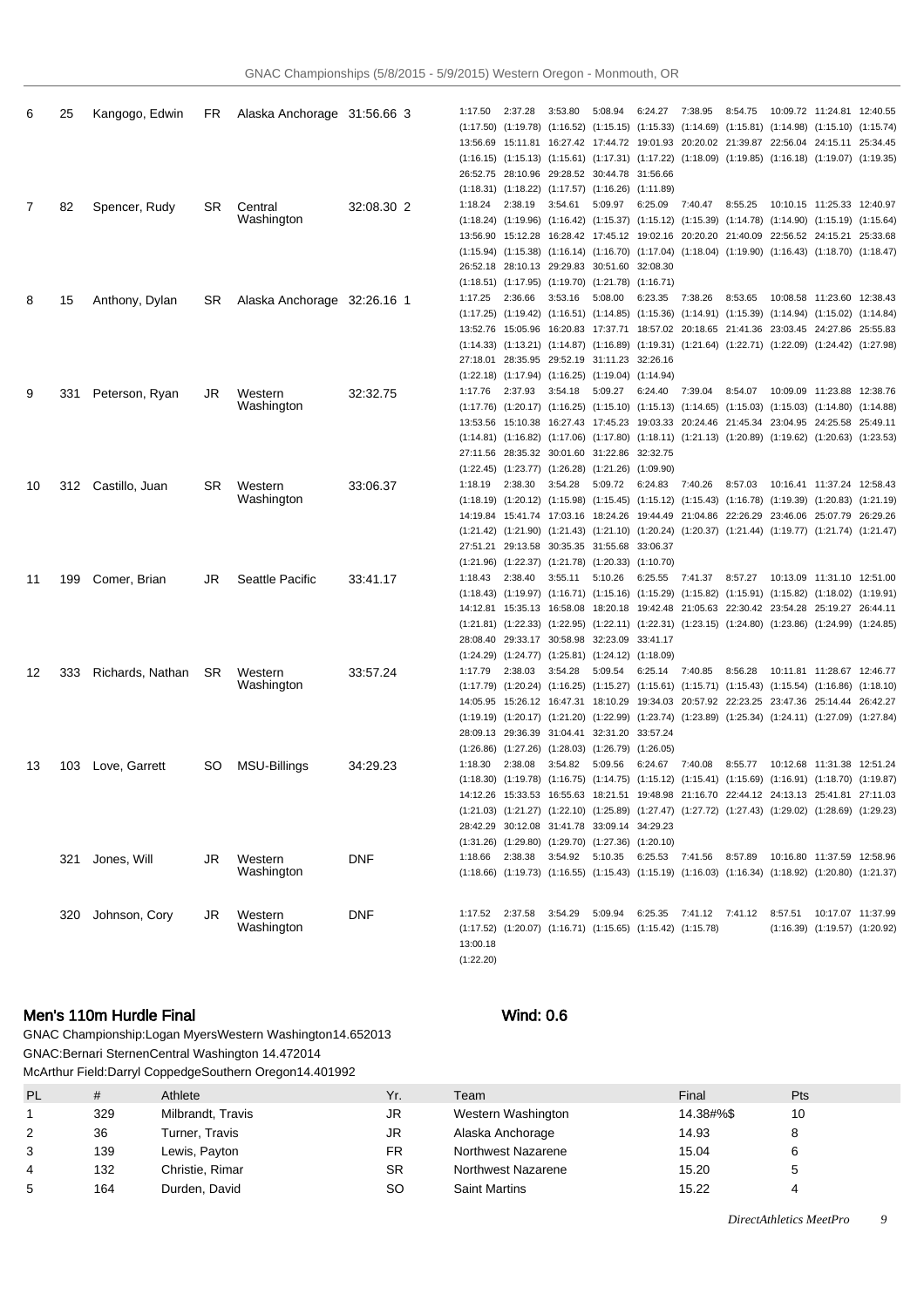| PL | # | Athlete | Yr. | Team | Final | Pts | Splits |
|---|---|---|---|---|---|---|---|
| 6 | 25 | Kangogo, Edwin | FR | Alaska Anchorage | 31:56.66 | 3 | 1:17.50 2:37.28 3:53.80 5:08.94 6:24.27 7:38.95 8:54.75 10:09.72 11:24.81 12:40.55 (1:17.50) (1:19.78) (1:16.52) (1:15.15) (1:15.33) (1:14.69) (1:15.81) (1:14.98) (1:15.10) (1:15.74) 13:56.69 15:11.81 16:27.42 17:44.72 19:01.93 20:20.02 21:39.87 22:56.04 24:15.11 25:34.45 (1:16.15) (1:15.13) (1:15.61) (1:17.31) (1:17.22) (1:18.09) (1:19.85) (1:16.18) (1:19.07) (1:19.35) 26:52.75 28:10.96 29:28.52 30:44.78 31:56.66 (1:18.31) (1:18.22) (1:17.57) (1:16.26) (1:11.89) |
| 7 | 82 | Spencer, Rudy | SR | Central Washington | 32:08.30 | 2 | 1:18.24 2:38.19 3:54.61 5:09.97 6:25.09 7:40.47 8:55.25 10:10.15 11:25.33 12:40.97 (1:18.24) (1:19.96) (1:16.42) (1:15.37) (1:15.12) (1:15.39) (1:14.78) (1:14.90) (1:15.19) (1:15.64) 13:56.90 15:12.28 16:28.42 17:45.12 19:02.16 20:20.20 21:40.09 22:56.52 24:15.21 25:33.68 (1:15.94) (1:15.38) (1:16.14) (1:16.70) (1:17.04) (1:18.04) (1:19.90) (1:16.43) (1:18.70) (1:18.47) 26:52.18 28:10.13 29:29.83 30:51.60 32:08.30 (1:18.51) (1:17.95) (1:19.70) (1:21.78) (1:16.71) |
| 8 | 15 | Anthony, Dylan | SR | Alaska Anchorage | 32:26.16 | 1 | 1:17.25 2:36.66 3:53.16 5:08.00 6:23.35 7:38.26 8:53.65 10:08.58 11:23.60 12:38.43 (1:17.25) (1:19.42) (1:16.51) (1:14.85) (1:15.36) (1:14.91) (1:15.39) (1:14.94) (1:15.02) (1:14.84) 13:52.76 15:05.96 16:20.83 17:37.71 18:57.02 20:18.65 21:41.36 23:03.45 24:27.86 25:55.83 (1:14.33) (1:13.21) (1:14.87) (1:16.89) (1:19.31) (1:21.64) (1:22.71) (1:22.09) (1:24.42) (1:27.98) 27:18.01 28:35.95 29:52.19 31:11.23 32:26.16 (1:22.18) (1:17.94) (1:16.25) (1:19.04) (1:14.94) |
| 9 | 331 | Peterson, Ryan | JR | Western Washington | 32:32.75 | | 1:17.76 2:37.93 3:54.18 5:09.27 6:24.40 7:39.04 8:54.07 10:09.09 11:23.88 12:38.76 (1:17.76) (1:20.17) (1:16.25) (1:15.10) (1:15.13) (1:14.65) (1:15.03) (1:15.03) (1:14.80) (1:14.88) 13:53.56 15:10.38 16:27.43 17:45.23 19:03.33 20:24.46 21:45.34 23:04.95 24:25.58 25:49.11 (1:14.81) (1:16.82) (1:17.06) (1:17.80) (1:18.11) (1:21.13) (1:20.89) (1:19.62) (1:20.63) (1:23.53) 27:11.56 28:35.32 30:01.60 31:22.86 32:32.75 (1:22.45) (1:23.77) (1:26.28) (1:21.26) (1:09.90) |
| 10 | 312 | Castillo, Juan | SR | Western Washington | 33:06.37 | | 1:18.19 2:38.30 3:54.28 5:09.72 6:24.83 7:40.26 8:57.03 10:16.41 11:37.24 12:58.43 (1:18.19) (1:20.12) (1:15.98) (1:15.45) (1:15.12) (1:15.43) (1:16.78) (1:19.39) (1:20.83) (1:21.19) 14:19.84 15:41.74 17:03.16 18:24.26 19:44.49 21:04.86 22:26.29 23:46.06 25:07.79 26:29.26 (1:21.42) (1:21.90) (1:21.43) (1:21.10) (1:20.24) (1:20.37) (1:21.44) (1:19.77) (1:21.74) (1:21.47) 27:51.21 29:13.58 30:35.35 31:55.68 33:06.37 (1:21.96) (1:22.37) (1:21.78) (1:20.33) (1:10.70) |
| 11 | 199 | Comer, Brian | JR | Seattle Pacific | 33:41.17 | | 1:18.43 2:38.40 3:55.11 5:10.26 6:25.55 7:41.37 8:57.27 10:13.09 11:31.10 12:51.00 (1:18.43) (1:19.97) (1:16.71) (1:15.16) (1:15.29) (1:15.82) (1:15.91) (1:15.82) (1:18.02) (1:19.91) 14:12.81 15:35.13 16:58.08 18:20.18 19:42.48 21:05.63 22:30.42 23:54.28 25:19.27 26:44.11 (1:21.81) (1:22.33) (1:22.95) (1:22.11) (1:22.31) (1:23.15) (1:24.80) (1:23.86) (1:24.99) (1:24.85) 28:08.40 29:33.17 30:58.98 32:23.09 33:41.17 (1:24.29) (1:24.77) (1:25.81) (1:24.12) (1:18.09) |
| 12 | 333 | Richards, Nathan | SR | Western Washington | 33:57.24 | | 1:17.79 2:38.03 3:54.28 5:09.54 6:25.14 7:40.85 8:56.28 10:11.81 11:28.67 12:46.77 (1:17.79) (1:20.24) (1:16.25) (1:15.27) (1:15.61) (1:15.71) (1:15.43) (1:15.54) (1:16.86) (1:18.10) 14:05.95 15:26.12 16:47.31 18:10.29 19:34.03 20:57.92 22:23.25 23:47.36 25:14.44 26:42.27 (1:19.19) (1:20.17) (1:21.20) (1:22.99) (1:23.74) (1:23.89) (1:25.34) (1:24.11) (1:27.09) (1:27.84) 28:09.13 29:36.39 31:04.41 32:31.20 33:57.24 (1:26.86) (1:27.26) (1:28.03) (1:26.79) (1:26.05) |
| 13 | 103 | Love, Garrett | SO | MSU-Billings | 34:29.23 | | 1:18.30 2:38.08 3:54.82 5:09.56 6:24.67 7:40.08 8:55.77 10:12.68 11:31.38 12:51.24 (1:18.30) (1:19.78) (1:16.75) (1:14.75) (1:15.12) (1:15.41) (1:15.69) (1:16.91) (1:18.70) (1:19.87) 14:12.26 15:33.53 16:55.63 18:21.51 19:48.98 21:16.70 22:44.12 24:13.13 25:41.81 27:11.03 (1:21.03) (1:21.27) (1:22.10) (1:25.89) (1:27.47) (1:27.72) (1:27.43) (1:29.02) (1:28.69) (1:29.23) 28:42.29 30:12.08 31:41.78 33:09.14 34:29.23 (1:31.26) (1:29.80) (1:29.70) (1:27.36) (1:20.10) |
| | 321 | Jones, Will | JR | Western Washington | DNF | | 1:18.66 2:38.38 3:54.92 5:10.35 6:25.53 7:41.56 8:57.89 10:16.80 11:37.59 12:58.96 (1:18.66) (1:19.73) (1:16.55) (1:15.43) (1:15.19) (1:16.03) (1:16.34) (1:18.92) (1:20.80) (1:21.37) |
| | 320 | Johnson, Cory | JR | Western Washington | DNF | | 1:17.52 2:37.58 3:54.29 5:09.94 6:25.35 7:41.12 7:41.12 8:57.51 10:17.07 11:37.99 (1:17.52) (1:20.07) (1:16.71) (1:15.65) (1:15.42) (1:15.78) (1:16.39) (1:19.57) (1:20.92) 13:00.18 (1:22.20) |

## Men's 110m Hurdle Final

**Wind: 0.6**

GNAC Championship:Logan MyersWestern Washington14.652013
GNAC:Bernari SternenCentral Washington 14.472014
McArthur Field:Darryl CoppedgeSouthern Oregon14.401992

| PL | # | Athlete | Yr. | Team | Final | Pts |
|---|---|---|---|---|---|---|
| 1 | 329 | Milbrandt, Travis | JR | Western Washington | 14.38#%$ | 10 |
| 2 | 36 | Turner, Travis | JR | Alaska Anchorage | 14.93 | 8 |
| 3 | 139 | Lewis, Payton | FR | Northwest Nazarene | 15.04 | 6 |
| 4 | 132 | Christie, Rimar | SR | Northwest Nazarene | 15.20 | 5 |
| 5 | 164 | Durden, David | SO | Saint Martins | 15.22 | 4 |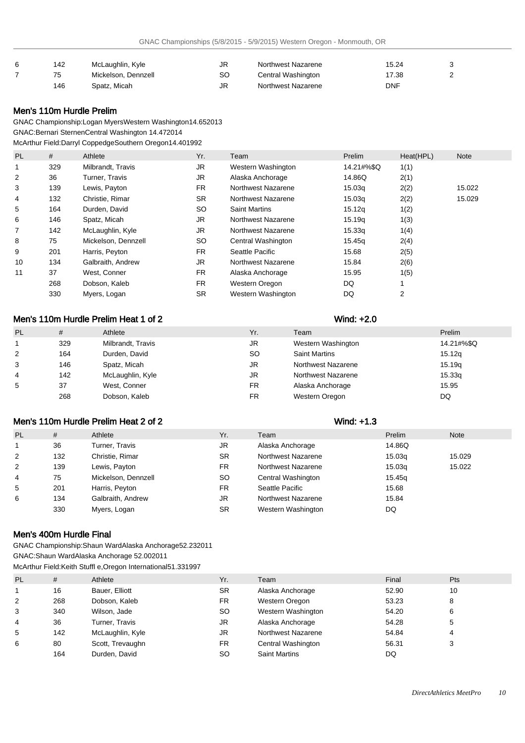| | | | | | | |
|---|---|---|---|---|---|---|
| 6 | 142 | McLaughlin, Kyle | JR | Northwest Nazarene | 15.24 | 3 |
| 7 | 75 | Mickelson, Dennzell | SO | Central Washington | 17.38 | 2 |
| | 146 | Spatz, Micah | JR | Northwest Nazarene | DNF | |

## Men's 110m Hurdle Prelim

GNAC Championship:Logan MyersWestern Washington14.652013
GNAC:Bernari SternenCentral Washington 14.472014
McArthur Field:Darryl CoppedgeSouthern Oregon14.401992

| PL | # | Athlete | Yr. | Team | Prelim | Heat(HPL) | Note |
|---|---|---|---|---|---|---|---|
| 1 | 329 | Milbrandt, Travis | JR | Western Washington | 14.21#%$Q | 1(1) | |
| 2 | 36 | Turner, Travis | JR | Alaska Anchorage | 14.86Q | 2(1) | |
| 3 | 139 | Lewis, Payton | FR | Northwest Nazarene | 15.03q | 2(2) | 15.022 |
| 4 | 132 | Christie, Rimar | SR | Northwest Nazarene | 15.03q | 2(2) | 15.029 |
| 5 | 164 | Durden, David | SO | Saint Martins | 15.12q | 1(2) | |
| 6 | 146 | Spatz, Micah | JR | Northwest Nazarene | 15.19q | 1(3) | |
| 7 | 142 | McLaughlin, Kyle | JR | Northwest Nazarene | 15.33q | 1(4) | |
| 8 | 75 | Mickelson, Dennzell | SO | Central Washington | 15.45q | 2(4) | |
| 9 | 201 | Harris, Peyton | FR | Seattle Pacific | 15.68 | 2(5) | |
| 10 | 134 | Galbraith, Andrew | JR | Northwest Nazarene | 15.84 | 2(6) | |
| 11 | 37 | West, Conner | FR | Alaska Anchorage | 15.95 | 1(5) | |
| | 268 | Dobson, Kaleb | FR | Western Oregon | DQ | 1 | |
| | 330 | Myers, Logan | SR | Western Washington | DQ | 2 | |

## Men's 110m Hurdle Prelim Heat 1 of 2

Wind: +2.0

| PL | # | Athlete | Yr. | Team | Prelim |
|---|---|---|---|---|---|
| 1 | 329 | Milbrandt, Travis | JR | Western Washington | 14.21#%$Q |
| 2 | 164 | Durden, David | SO | Saint Martins | 15.12q |
| 3 | 146 | Spatz, Micah | JR | Northwest Nazarene | 15.19q |
| 4 | 142 | McLaughlin, Kyle | JR | Northwest Nazarene | 15.33q |
| 5 | 37 | West, Conner | FR | Alaska Anchorage | 15.95 |
| | 268 | Dobson, Kaleb | FR | Western Oregon | DQ |

## Men's 110m Hurdle Prelim Heat 2 of 2

Wind: +1.3

| PL | # | Athlete | Yr. | Team | Prelim | Note |
|---|---|---|---|---|---|---|
| 1 | 36 | Turner, Travis | JR | Alaska Anchorage | 14.86Q | |
| 2 | 132 | Christie, Rimar | SR | Northwest Nazarene | 15.03q | 15.029 |
| 2 | 139 | Lewis, Payton | FR | Northwest Nazarene | 15.03q | 15.022 |
| 4 | 75 | Mickelson, Dennzell | SO | Central Washington | 15.45q | |
| 5 | 201 | Harris, Peyton | FR | Seattle Pacific | 15.68 | |
| 6 | 134 | Galbraith, Andrew | JR | Northwest Nazarene | 15.84 | |
| | 330 | Myers, Logan | SR | Western Washington | DQ | |

## Men's 400m Hurdle Final

GNAC Championship:Shaun WardAlaska Anchorage52.232011
GNAC:Shaun WardAlaska Anchorage 52.002011
McArthur Field:Keith Stuffl e,Oregon International51.331997

| PL | # | Athlete | Yr. | Team | Final | Pts |
|---|---|---|---|---|---|---|
| 1 | 16 | Bauer, Elliott | SR | Alaska Anchorage | 52.90 | 10 |
| 2 | 268 | Dobson, Kaleb | FR | Western Oregon | 53.23 | 8 |
| 3 | 340 | Wilson, Jade | SO | Western Washington | 54.20 | 6 |
| 4 | 36 | Turner, Travis | JR | Alaska Anchorage | 54.28 | 5 |
| 5 | 142 | McLaughlin, Kyle | JR | Northwest Nazarene | 54.84 | 4 |
| 6 | 80 | Scott, Trevaughn | FR | Central Washington | 56.31 | 3 |
| | 164 | Durden, David | SO | Saint Martins | DQ | |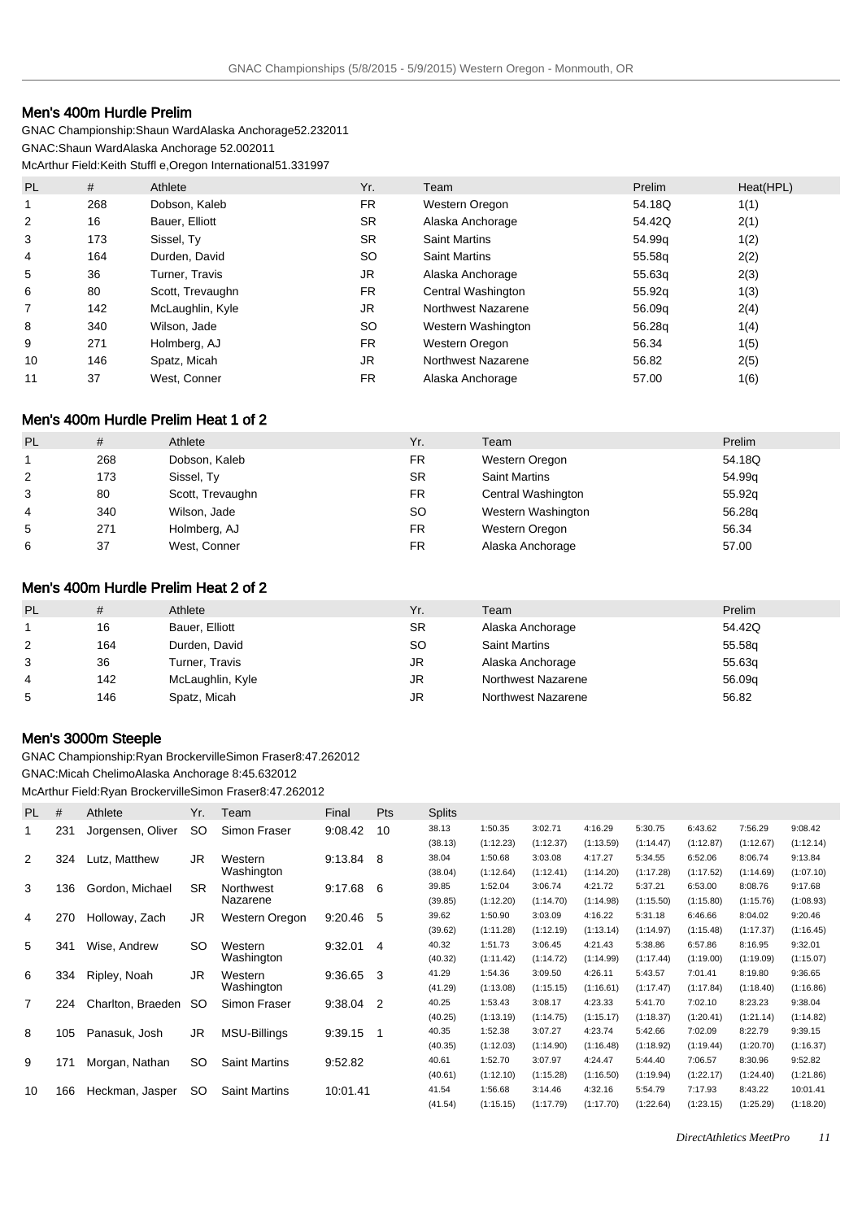## Men's 400m Hurdle Prelim

GNAC Championship:Shaun WardAlaska Anchorage52.232011

GNAC:Shaun WardAlaska Anchorage 52.002011

McArthur Field:Keith Stuffl e,Oregon International51.331997

| PL | # | Athlete | Yr. | Team | Prelim | Heat(HPL) |
|---|---|---|---|---|---|---|
| 1 | 268 | Dobson, Kaleb | FR | Western Oregon | 54.18Q | 1(1) |
| 2 | 16 | Bauer, Elliott | SR | Alaska Anchorage | 54.42Q | 2(1) |
| 3 | 173 | Sissel, Ty | SR | Saint Martins | 54.99q | 1(2) |
| 4 | 164 | Durden, David | SO | Saint Martins | 55.58q | 2(2) |
| 5 | 36 | Turner, Travis | JR | Alaska Anchorage | 55.63q | 2(3) |
| 6 | 80 | Scott, Trevaughn | FR | Central Washington | 55.92q | 1(3) |
| 7 | 142 | McLaughlin, Kyle | JR | Northwest Nazarene | 56.09q | 2(4) |
| 8 | 340 | Wilson, Jade | SO | Western Washington | 56.28q | 1(4) |
| 9 | 271 | Holmberg, AJ | FR | Western Oregon | 56.34 | 1(5) |
| 10 | 146 | Spatz, Micah | JR | Northwest Nazarene | 56.82 | 2(5) |
| 11 | 37 | West, Conner | FR | Alaska Anchorage | 57.00 | 1(6) |

## Men's 400m Hurdle Prelim Heat 1 of 2

| PL | # | Athlete | Yr. | Team | Prelim |
|---|---|---|---|---|---|
| 1 | 268 | Dobson, Kaleb | FR | Western Oregon | 54.18Q |
| 2 | 173 | Sissel, Ty | SR | Saint Martins | 54.99q |
| 3 | 80 | Scott, Trevaughn | FR | Central Washington | 55.92q |
| 4 | 340 | Wilson, Jade | SO | Western Washington | 56.28q |
| 5 | 271 | Holmberg, AJ | FR | Western Oregon | 56.34 |
| 6 | 37 | West, Conner | FR | Alaska Anchorage | 57.00 |

## Men's 400m Hurdle Prelim Heat 2 of 2

| PL | # | Athlete | Yr. | Team | Prelim |
|---|---|---|---|---|---|
| 1 | 16 | Bauer, Elliott | SR | Alaska Anchorage | 54.42Q |
| 2 | 164 | Durden, David | SO | Saint Martins | 55.58q |
| 3 | 36 | Turner, Travis | JR | Alaska Anchorage | 55.63q |
| 4 | 142 | McLaughlin, Kyle | JR | Northwest Nazarene | 56.09q |
| 5 | 146 | Spatz, Micah | JR | Northwest Nazarene | 56.82 |

## Men's 3000m Steeple

GNAC Championship:Ryan BrockervilleSimon Fraser8:47.262012

GNAC:Micah ChelimoAlaska Anchorage 8:45.632012

McArthur Field:Ryan BrockervilleSimon Fraser8:47.262012

| PL | # | Athlete | Yr. | Team | Final | Pts | Splits | | | | | | | |
|---|---|---|---|---|---|---|---|---|---|---|---|---|---|---|
| 1 | 231 | Jorgensen, Oliver | SO | Simon Fraser | 9:08.42 | 10 | 38.13 | 1:50.35 | 3:02.71 | 4:16.29 | 5:30.75 | 6:43.62 | 7:56.29 | 9:08.42 |
| | | | | | | | (38.13) | (1:12.23) | (1:12.37) | (1:13.59) | (1:14.47) | (1:12.87) | (1:12.67) | (1:12.14) |
| 2 | 324 | Lutz, Matthew | JR | Western Washington | 9:13.84 | 8 | 38.04 | 1:50.68 | 3:03.08 | 4:17.27 | 5:34.55 | 6:52.06 | 8:06.74 | 9:13.84 |
| | | | | | | | (38.04) | (1:12.64) | (1:12.41) | (1:14.20) | (1:17.28) | (1:17.52) | (1:14.69) | (1:07.10) |
| 3 | 136 | Gordon, Michael | SR | Northwest Nazarene | 9:17.68 | 6 | 39.85 | 1:52.04 | 3:06.74 | 4:21.72 | 5:37.21 | 6:53.00 | 8:08.76 | 9:17.68 |
| | | | | | | | (39.85) | (1:12.20) | (1:14.70) | (1:14.98) | (1:15.50) | (1:15.80) | (1:15.76) | (1:08.93) |
| 4 | 270 | Holloway, Zach | JR | Western Oregon | 9:20.46 | 5 | 39.62 | 1:50.90 | 3:03.09 | 4:16.22 | 5:31.18 | 6:46.66 | 8:04.02 | 9:20.46 |
| | | | | | | | (39.62) | (1:11.28) | (1:12.19) | (1:13.14) | (1:14.97) | (1:15.48) | (1:17.37) | (1:16.45) |
| 5 | 341 | Wise, Andrew | SO | Western Washington | 9:32.01 | 4 | 40.32 | 1:51.73 | 3:06.45 | 4:21.43 | 5:38.86 | 6:57.86 | 8:16.95 | 9:32.01 |
| | | | | | | | (40.32) | (1:11.42) | (1:14.72) | (1:14.99) | (1:17.44) | (1:19.00) | (1:19.09) | (1:15.07) |
| 6 | 334 | Ripley, Noah | JR | Western Washington | 9:36.65 | 3 | 41.29 | 1:54.36 | 3:09.50 | 4:26.11 | 5:43.57 | 7:01.41 | 8:19.80 | 9:36.65 |
| | | | | | | | (41.29) | (1:13.08) | (1:15.15) | (1:16.61) | (1:17.47) | (1:17.84) | (1:18.40) | (1:16.86) |
| 7 | 224 | Charlton, Braeden | SO | Simon Fraser | 9:38.04 | 2 | 40.25 | 1:53.43 | 3:08.17 | 4:23.33 | 5:41.70 | 7:02.10 | 8:23.23 | 9:38.04 |
| | | | | | | | (40.25) | (1:13.19) | (1:14.75) | (1:15.17) | (1:18.37) | (1:20.41) | (1:21.14) | (1:14.82) |
| 8 | 105 | Panasuk, Josh | JR | MSU-Billings | 9:39.15 | 1 | 40.35 | 1:52.38 | 3:07.27 | 4:23.74 | 5:42.66 | 7:02.09 | 8:22.79 | 9:39.15 |
| | | | | | | | (40.35) | (1:12.03) | (1:14.90) | (1:16.48) | (1:18.92) | (1:19.44) | (1:20.70) | (1:16.37) |
| 9 | 171 | Morgan, Nathan | SO | Saint Martins | 9:52.82 | | 40.61 | 1:52.70 | 3:07.97 | 4:24.47 | 5:44.40 | 7:06.57 | 8:30.96 | 9:52.82 |
| | | | | | | | (40.61) | (1:12.10) | (1:15.28) | (1:16.50) | (1:19.94) | (1:22.17) | (1:24.40) | (1:21.86) |
| 10 | 166 | Heckman, Jasper | SO | Saint Martins | 10:01.41 | | 41.54 | 1:56.68 | 3:14.46 | 4:32.16 | 5:54.79 | 7:17.93 | 8:43.22 | 10:01.41 |
| | | | | | | | (41.54) | (1:15.15) | (1:17.79) | (1:17.70) | (1:22.64) | (1:23.15) | (1:25.29) | (1:18.20) |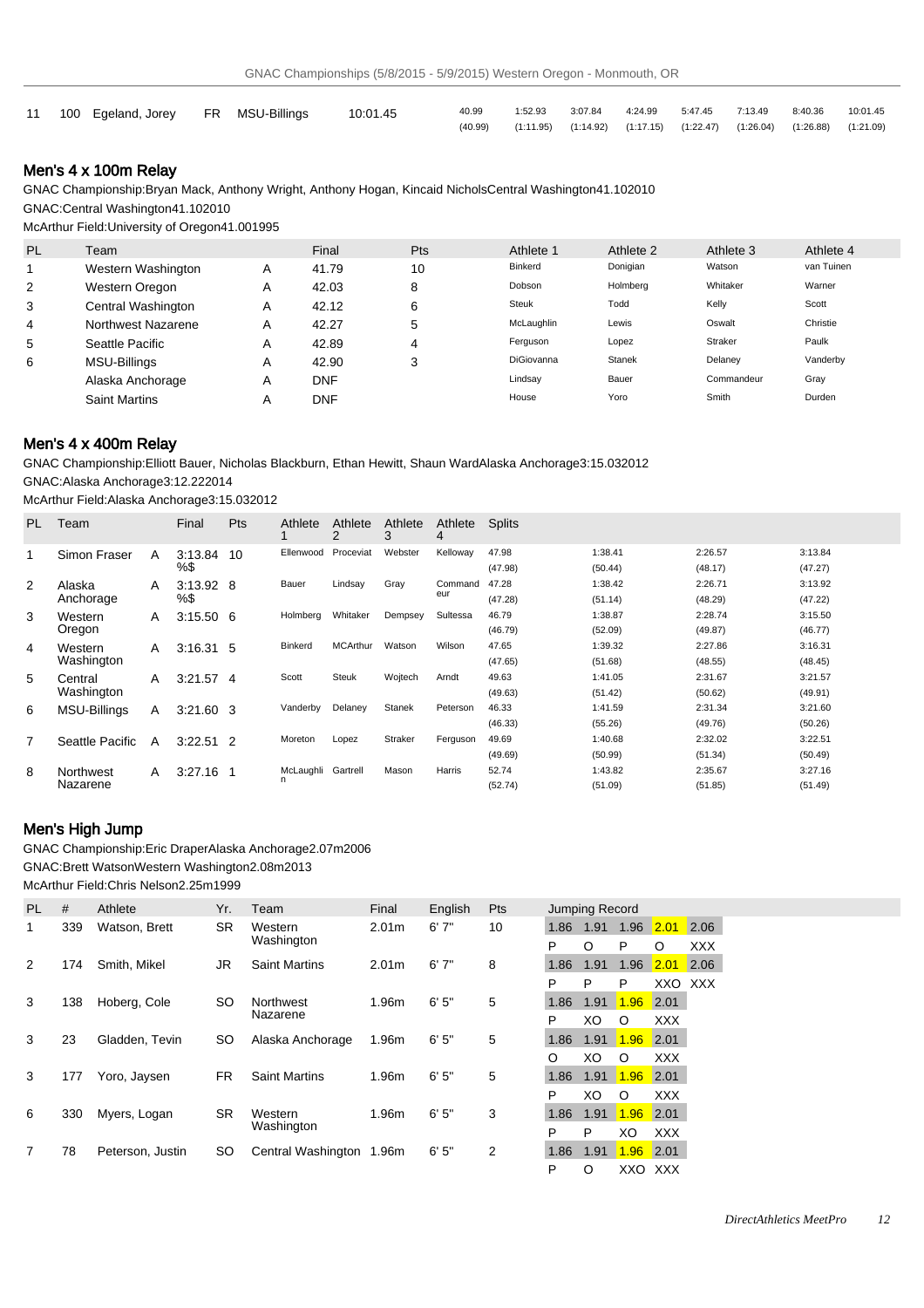| 11 | 100 | Egeland, Jorey | FR | MSU-Billings | 10:01.45 | 40.99 (40.99) | 1:52.93 (1:11.95) | 3:07.84 (1:14.92) | 4:24.99 (1:17.15) | 5:47.45 (1:22.47) | 7:13.49 (1:26.04) | 8:40.36 (1:26.88) | 10:01.45 (1:21.09) |
|---|---|---|---|---|---|---|---|---|---|---|---|---|---|

## Men's 4 x 100m Relay

GNAC Championship:Bryan Mack, Anthony Wright, Anthony Hogan, Kincaid NicholsCentral Washington41.102010

GNAC:Central Washington41.102010

McArthur Field:University of Oregon41.001995

| PL | Team | | Final | Pts | Athlete 1 | Athlete 2 | Athlete 3 | Athlete 4 |
|---|---|---|---|---|---|---|---|---|
| 1 | Western Washington | A | 41.79 | 10 | Binkerd | Donigian | Watson | van Tuinen |
| 2 | Western Oregon | A | 42.03 | 8 | Dobson | Holmberg | Whitaker | Warner |
| 3 | Central Washington | A | 42.12 | 6 | Steuk | Todd | Kelly | Scott |
| 4 | Northwest Nazarene | A | 42.27 | 5 | McLaughlin | Lewis | Oswalt | Christie |
| 5 | Seattle Pacific | A | 42.89 | 4 | Ferguson | Lopez | Straker | Paulk |
| 6 | MSU-Billings | A | 42.90 | 3 | DiGiovanna | Stanek | Delaney | Vanderby |
| | Alaska Anchorage | A | DNF | | Lindsay | Bauer | Commandeur | Gray |
| | Saint Martins | A | DNF | | House | Yoro | Smith | Durden |

## Men's 4 x 400m Relay

GNAC Championship:Elliott Bauer, Nicholas Blackburn, Ethan Hewitt, Shaun WardAlaska Anchorage3:15.032012

GNAC:Alaska Anchorage3:12.222014

McArthur Field:Alaska Anchorage3:15.032012

| PL | Team | | Final | Pts | Athlete 1 | Athlete 2 | Athlete 3 | Athlete 4 | Splits | | | |
|---|---|---|---|---|---|---|---|---|---|---|---|---|
| 1 | Simon Fraser | A | 3:13.84 %$ | 10 | Ellenwood | Proceviat | Webster | Kelloway | 47.98 (47.98) | 1:38.41 (50.44) | 2:26.57 (48.17) | 3:13.84 (47.27) |
| 2 | Alaska Anchorage | A | 3:13.92 %$ | 8 | Bauer | Lindsay | Gray | Commandeur | 47.28 (47.28) | 1:38.42 (51.14) | 2:26.71 (48.29) | 3:13.92 (47.22) |
| 3 | Western Oregon | A | 3:15.50 | 6 | Holmberg | Whitaker | Dempsey | Sultessa | 46.79 (46.79) | 1:38.87 (52.09) | 2:28.74 (49.87) | 3:15.50 (46.77) |
| 4 | Western Washington | A | 3:16.31 | 5 | Binkerd | MCArthur | Watson | Wilson | 47.65 (47.65) | 1:39.32 (51.68) | 2:27.86 (48.55) | 3:16.31 (48.45) |
| 5 | Central Washington | A | 3:21.57 | 4 | Scott | Steuk | Wojtech | Arndt | 49.63 (49.63) | 1:41.05 (51.42) | 2:31.67 (50.62) | 3:21.57 (49.91) |
| 6 | MSU-Billings | A | 3:21.60 | 3 | Vanderby | Delaney | Stanek | Peterson | 46.33 (46.33) | 1:41.59 (55.26) | 2:31.34 (49.76) | 3:21.60 (50.26) |
| 7 | Seattle Pacific | A | 3:22.51 | 2 | Moreton | Lopez | Straker | Ferguson | 49.69 (49.69) | 1:40.68 (50.99) | 2:32.02 (51.34) | 3:22.51 (50.49) |
| 8 | Northwest Nazarene | A | 3:27.16 | 1 | McLaughlin | Gartrell | Mason | Harris | 52.74 (52.74) | 1:43.82 (51.09) | 2:35.67 (51.85) | 3:27.16 (51.49) |

## Men's High Jump

GNAC Championship:Eric DraperAlaska Anchorage2.07m2006

GNAC:Brett WatsonWestern Washington2.08m2013

McArthur Field:Chris Nelson2.25m1999

| PL | # | Athlete | Yr. | Team | Final | English | Pts | Jumping Record | | | | |
|---|---|---|---|---|---|---|---|---|---|---|---|---|
| 1 | 339 | Watson, Brett | SR | Western Washington | 2.01m | 6' 7" | 10 | 1.86 | 1.91 | 1.96 | 2.01 | 2.06 |
| | | | | | | | | P | O | P | O | XXX |
| 2 | 174 | Smith, Mikel | JR | Saint Martins | 2.01m | 6' 7" | 8 | 1.86 | 1.91 | 1.96 | 2.01 | 2.06 |
| | | | | | | | | P | P | P | XXO | XXX |
| 3 | 138 | Hoberg, Cole | SO | Northwest Nazarene | 1.96m | 6' 5" | 5 | 1.86 | 1.91 | 1.96 | 2.01 | |
| | | | | | | | | P | XO | O | XXX | |
| 3 | 23 | Gladden, Tevin | SO | Alaska Anchorage | 1.96m | 6' 5" | 5 | 1.86 | 1.91 | 1.96 | 2.01 | |
| | | | | | | | | O | XO | O | XXX | |
| 3 | 177 | Yoro, Jaysen | FR | Saint Martins | 1.96m | 6' 5" | 5 | 1.86 | 1.91 | 1.96 | 2.01 | |
| | | | | | | | | P | XO | O | XXX | |
| 6 | 330 | Myers, Logan | SR | Western Washington | 1.96m | 6' 5" | 3 | 1.86 | 1.91 | 1.96 | 2.01 | |
| | | | | | | | | P | P | XO | XXX | |
| 7 | 78 | Peterson, Justin | SO | Central Washington | 1.96m | 6' 5" | 2 | 1.86 | 1.91 | 1.96 | 2.01 | |
| | | | | | | | | P | O | XXO | XXX | |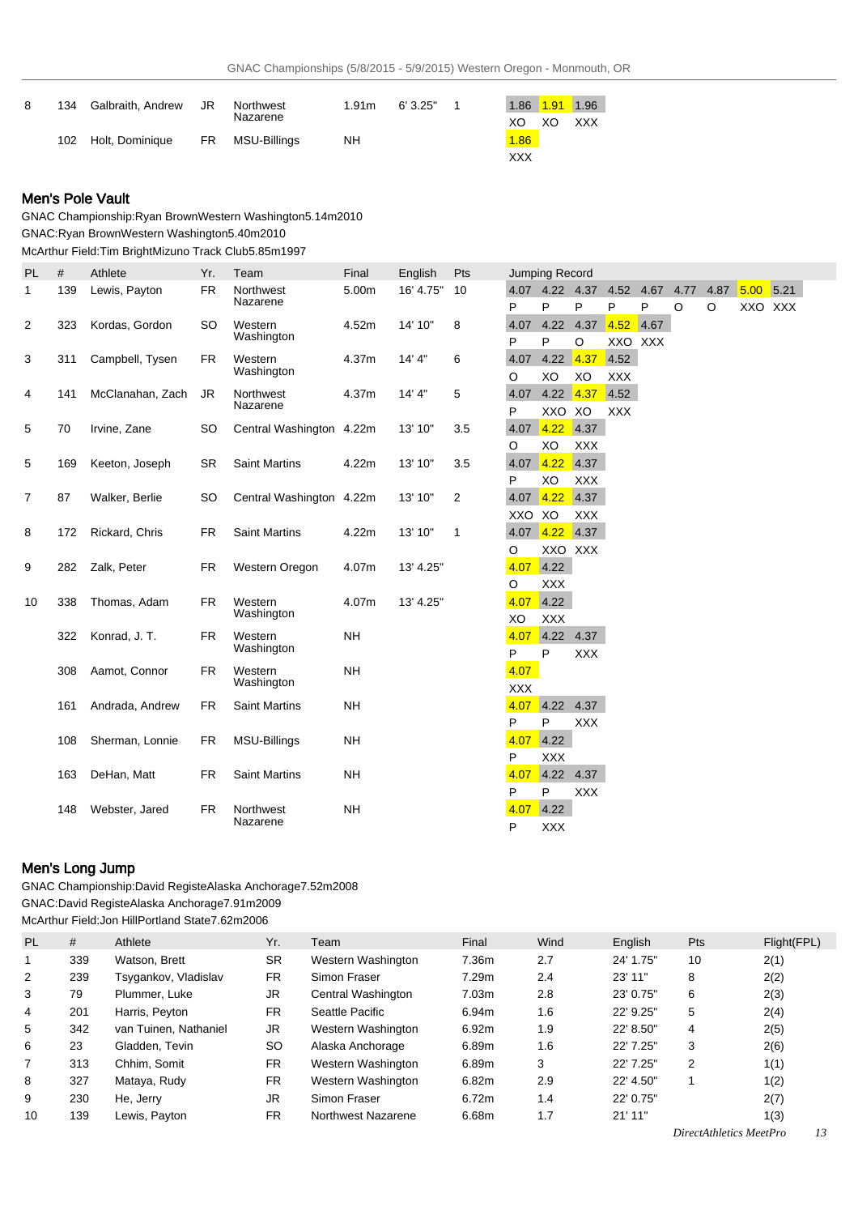| PL | # | Athlete | Yr. | Team | Final | English | Pts | Jumping Record |
|---|---|---|---|---|---|---|---|---|
| 8 | 134 | Galbraith, Andrew | JR | Northwest Nazarene | 1.91m | 6' 3.25" | 1 | 1.86 1.91 1.96 / XO XO XXX |
| | 102 | Holt, Dominique | FR | MSU-Billings | NH | | | 1.86 / XXX |

## Men's Pole Vault

GNAC Championship:Ryan BrownWestern Washington5.14m2010
GNAC:Ryan BrownWestern Washington5.40m2010
McArthur Field:Tim BrightMizuno Track Club5.85m1997

| PL | # | Athlete | Yr. | Team | Final | English | Pts | Jumping Record |
|---|---|---|---|---|---|---|---|---|
| 1 | 139 | Lewis, Payton | FR | Northwest Nazarene | 5.00m | 16' 4.75" | 10 | 4.07 4.22 4.37 4.52 4.67 4.77 4.87 5.00 5.21 / P P P P P O O XXO XXX |
| 2 | 323 | Kordas, Gordon | SO | Western Washington | 4.52m | 14' 10" | 8 | 4.07 4.22 4.37 4.52 4.67 / P P O XXO XXX |
| 3 | 311 | Campbell, Tysen | FR | Western Washington | 4.37m | 14' 4" | 6 | 4.07 4.22 4.37 4.52 / O XO XO XXX |
| 4 | 141 | McClanahan, Zach | JR | Northwest Nazarene | 4.37m | 14' 4" | 5 | 4.07 4.22 4.37 4.52 / P XXO XO XXX |
| 5 | 70 | Irvine, Zane | SO | Central Washington | 4.22m | 13' 10" | 3.5 | 4.07 4.22 4.37 / O XO XXX |
| 5 | 169 | Keeton, Joseph | SR | Saint Martins | 4.22m | 13' 10" | 3.5 | 4.07 4.22 4.37 / P XO XXX |
| 7 | 87 | Walker, Berlie | SO | Central Washington | 4.22m | 13' 10" | 2 | 4.07 4.22 4.37 / XXO XO XXX |
| 8 | 172 | Rickard, Chris | FR | Saint Martins | 4.22m | 13' 10" | 1 | 4.07 4.22 4.37 / O XXO XXX |
| 9 | 282 | Zalk, Peter | FR | Western Oregon | 4.07m | 13' 4.25" | | 4.07 4.22 / O XXX |
| 10 | 338 | Thomas, Adam | FR | Western Washington | 4.07m | 13' 4.25" | | 4.07 4.22 / XO XXX |
| | 322 | Konrad, J. T. | FR | Western Washington | NH | | | 4.07 4.22 4.37 / P P XXX |
| | 308 | Aamot, Connor | FR | Western Washington | NH | | | 4.07 / XXX |
| | 161 | Andrada, Andrew | FR | Saint Martins | NH | | | 4.07 4.22 4.37 / P P XXX |
| | 108 | Sherman, Lonnie | FR | MSU-Billings | NH | | | 4.07 4.22 / P XXX |
| | 163 | DeHan, Matt | FR | Saint Martins | NH | | | 4.07 4.22 4.37 / P P XXX |
| | 148 | Webster, Jared | FR | Northwest Nazarene | NH | | | 4.07 4.22 / P XXX |

## Men's Long Jump

GNAC Championship:David RegisteAlaska Anchorage7.52m2008
GNAC:David RegisteAlaska Anchorage7.91m2009
McArthur Field:Jon HillPortland State7.62m2006

| PL | # | Athlete | Yr. | Team | Final | Wind | English | Pts | Flight(FPL) |
|---|---|---|---|---|---|---|---|---|---|
| 1 | 339 | Watson, Brett | SR | Western Washington | 7.36m | 2.7 | 24' 1.75" | 10 | 2(1) |
| 2 | 239 | Tsygankov, Vladislav | FR | Simon Fraser | 7.29m | 2.4 | 23' 11" | 8 | 2(2) |
| 3 | 79 | Plummer, Luke | JR | Central Washington | 7.03m | 2.8 | 23' 0.75" | 6 | 2(3) |
| 4 | 201 | Harris, Peyton | FR | Seattle Pacific | 6.94m | 1.6 | 22' 9.25" | 5 | 2(4) |
| 5 | 342 | van Tuinen, Nathaniel | JR | Western Washington | 6.92m | 1.9 | 22' 8.50" | 4 | 2(5) |
| 6 | 23 | Gladden, Tevin | SO | Alaska Anchorage | 6.89m | 1.6 | 22' 7.25" | 3 | 2(6) |
| 7 | 313 | Chhim, Somit | FR | Western Washington | 6.89m | 3 | 22' 7.25" | 2 | 1(1) |
| 8 | 327 | Mataya, Rudy | FR | Western Washington | 6.82m | 2.9 | 22' 4.50" | 1 | 1(2) |
| 9 | 230 | He, Jerry | JR | Simon Fraser | 6.72m | 1.4 | 22' 0.75" | | 2(7) |
| 10 | 139 | Lewis, Payton | FR | Northwest Nazarene | 6.68m | 1.7 | 21' 11" | | 1(3) |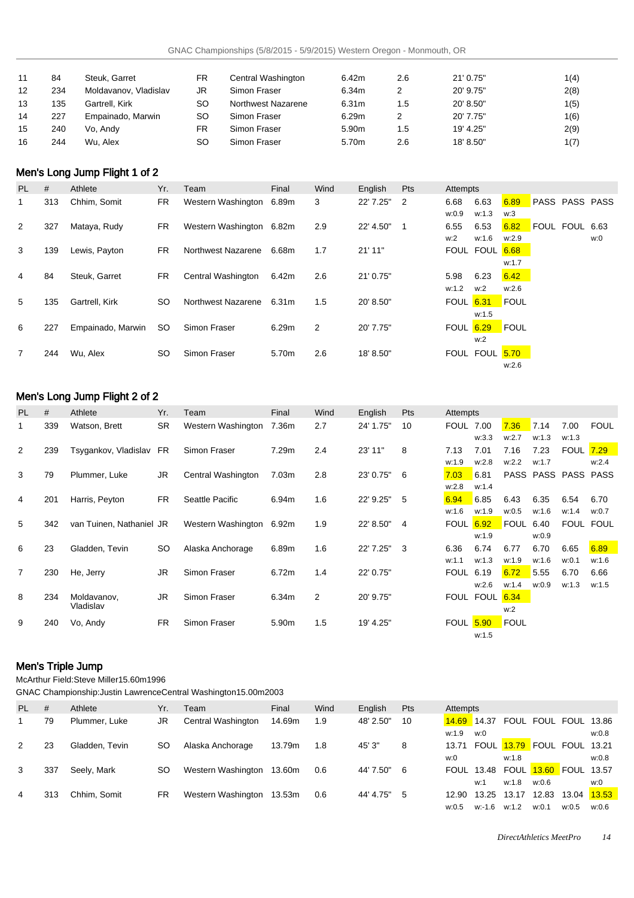| PL | # | Athlete | Yr. | Team | Final | Wind | English | Pts |
|---|---|---|---|---|---|---|---|---|
| 11 | 84 | Steuk, Garret | FR | Central Washington | 6.42m | 2.6 | 21' 0.75" | 1(4) |
| 12 | 234 | Moldavanov, Vladislav | JR | Simon Fraser | 6.34m | 2 | 20' 9.75" | 2(8) |
| 13 | 135 | Gartrell, Kirk | SO | Northwest Nazarene | 6.31m | 1.5 | 20' 8.50" | 1(5) |
| 14 | 227 | Empainado, Marwin | SO | Simon Fraser | 6.29m | 2 | 20' 7.75" | 1(6) |
| 15 | 240 | Vo, Andy | FR | Simon Fraser | 5.90m | 1.5 | 19' 4.25" | 2(9) |
| 16 | 244 | Wu, Alex | SO | Simon Fraser | 5.70m | 2.6 | 18' 8.50" | 1(7) |

## Men's Long Jump Flight 1 of 2

| PL | # | Athlete | Yr. | Team | Final | Wind | English | Pts | Attempts | | | | | |
|---|---|---|---|---|---|---|---|---|---|---|---|---|---|---|
| 1 | 313 | Chhim, Somit | FR | Western Washington | 6.89m | 3 | 22' 7.25" | 2 | 6.68 w:0.9 | 6.63 w:1.3 | 6.89 w:3 | PASS | PASS | PASS |
| 2 | 327 | Mataya, Rudy | FR | Western Washington | 6.82m | 2.9 | 22' 4.50" | 1 | 6.55 w:2 | 6.53 w:1.6 | 6.82 w:2.9 | FOUL | FOUL | 6.63 w:0 |
| 3 | 139 | Lewis, Payton | FR | Northwest Nazarene | 6.68m | 1.7 | 21' 11" | | FOUL | FOUL | 6.68 w:1.7 | | | |
| 4 | 84 | Steuk, Garret | FR | Central Washington | 6.42m | 2.6 | 21' 0.75" | | 5.98 w:1.2 | 6.23 w:2 | 6.42 w:2.6 | | | |
| 5 | 135 | Gartrell, Kirk | SO | Northwest Nazarene | 6.31m | 1.5 | 20' 8.50" | | FOUL | 6.31 w:1.5 | FOUL | | | |
| 6 | 227 | Empainado, Marwin | SO | Simon Fraser | 6.29m | 2 | 20' 7.75" | | FOUL | 6.29 w:2 | FOUL | | | |
| 7 | 244 | Wu, Alex | SO | Simon Fraser | 5.70m | 2.6 | 18' 8.50" | | FOUL | FOUL | 5.70 w:2.6 | | | |

## Men's Long Jump Flight 2 of 2

| PL | # | Athlete | Yr. | Team | Final | Wind | English | Pts | Attempts | | | | | |
|---|---|---|---|---|---|---|---|---|---|---|---|---|---|---|
| 1 | 339 | Watson, Brett | SR | Western Washington | 7.36m | 2.7 | 24' 1.75" | 10 | FOUL | 7.00 w:3.3 | 7.36 w:2.7 | 7.14 w:1.3 | 7.00 w:1.3 | FOUL |
| 2 | 239 | Tsygankov, Vladislav | FR | Simon Fraser | 7.29m | 2.4 | 23' 11" | 8 | 7.13 w:1.9 | 7.01 w:2.8 | 7.16 w:2.2 | 7.23 w:1.7 | FOUL | 7.29 w:2.4 |
| 3 | 79 | Plummer, Luke | JR | Central Washington | 7.03m | 2.8 | 23' 0.75" | 6 | 7.03 w:2.8 | 6.81 w:1.4 | PASS | PASS | PASS | PASS |
| 4 | 201 | Harris, Peyton | FR | Seattle Pacific | 6.94m | 1.6 | 22' 9.25" | 5 | 6.94 w:1.6 | 6.85 w:1.9 | 6.43 w:0.5 | 6.35 w:1.6 | 6.54 w:1.4 | 6.70 w:0.7 |
| 5 | 342 | van Tuinen, Nathaniel | JR | Western Washington | 6.92m | 1.9 | 22' 8.50" | 4 | FOUL | 6.92 w:1.9 | FOUL | 6.40 w:0.9 | FOUL | FOUL |
| 6 | 23 | Gladden, Tevin | SO | Alaska Anchorage | 6.89m | 1.6 | 22' 7.25" | 3 | 6.36 w:1.1 | 6.74 w:1.3 | 6.77 w:1.9 | 6.70 w:1.6 | 6.65 w:0.1 | 6.89 w:1.6 |
| 7 | 230 | He, Jerry | JR | Simon Fraser | 6.72m | 1.4 | 22' 0.75" | | FOUL | 6.19 w:2.6 | 6.72 w:1.4 | 5.55 w:0.9 | 6.70 w:1.3 | 6.66 w:1.5 |
| 8 | 234 | Moldavanov, Vladislav | JR | Simon Fraser | 6.34m | 2 | 20' 9.75" | | FOUL | FOUL | 6.34 w:2 | | | |
| 9 | 240 | Vo, Andy | FR | Simon Fraser | 5.90m | 1.5 | 19' 4.25" | | FOUL | 5.90 w:1.5 | FOUL | | | |

## Men's Triple Jump

McArthur Field:Steve Miller15.60m1996

GNAC Championship:Justin LawrenceCentral Washington15.00m2003

| PL | # | Athlete | Yr. | Team | Final | Wind | English | Pts | Attempts | | | | | |
|---|---|---|---|---|---|---|---|---|---|---|---|---|---|---|
| 1 | 79 | Plummer, Luke | JR | Central Washington | 14.69m | 1.9 | 48' 2.50" | 10 | 14.69 w:1.9 | 14.37 w:0 | FOUL | FOUL | FOUL | 13.86 w:0.8 |
| 2 | 23 | Gladden, Tevin | SO | Alaska Anchorage | 13.79m | 1.8 | 45' 3" | 8 | 13.71 w:0 | FOUL | 13.79 w:1.8 | FOUL | FOUL | 13.21 w:0.8 |
| 3 | 337 | Seely, Mark | SO | Western Washington | 13.60m | 0.6 | 44' 7.50" | 6 | FOUL | 13.48 w:1 | FOUL w:1.8 | 13.60 w:0.6 | FOUL | 13.57 w:0 |
| 4 | 313 | Chhim, Somit | FR | Western Washington | 13.53m | 0.6 | 44' 4.75" | 5 | 12.90 w:0.5 | 13.25 w:-1.6 | 13.17 w:1.2 | 12.83 w:0.1 | 13.04 w:0.5 | 13.53 w:0.6 |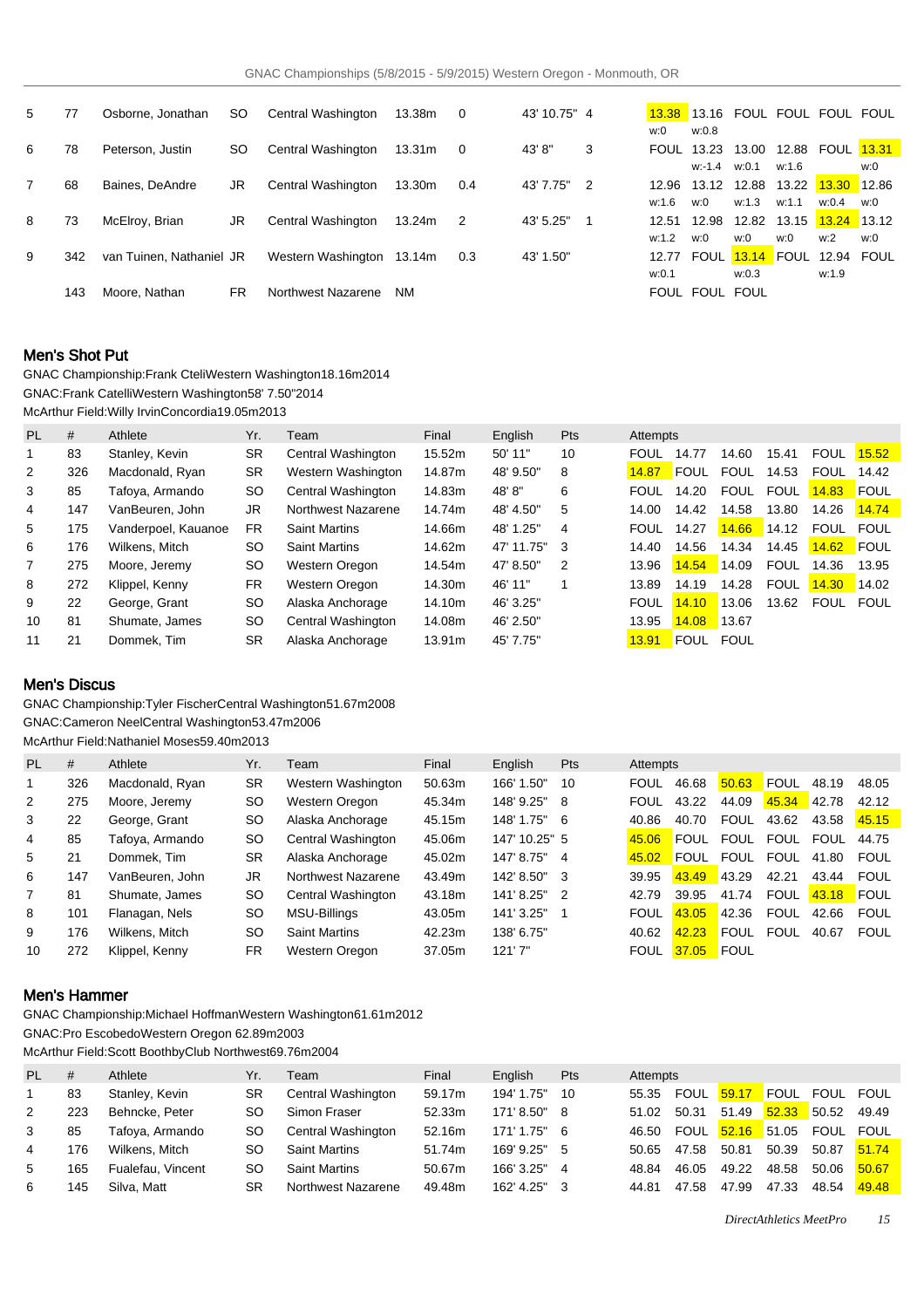| PL | # | Athlete | Yr. | Team | Final | Wind | English | Pts | Attempts | | | | | |
|---|---|---|---|---|---|---|---|---|---|---|---|---|---|---|
| 5 | 77 | Osborne, Jonathan | SO | Central Washington | 13.38m | 0 | 43' 10.75" | 4 | 13.38 w:0 | 13.16 w:0.8 | FOUL | FOUL | FOUL | FOUL |
| 6 | 78 | Peterson, Justin | SO | Central Washington | 13.31m | 0 | 43' 8" | 3 | FOUL | 13.23 w:-1.4 | 13.00 w:0.1 | 12.88 w:1.6 | FOUL | 13.31 w:0 |
| 7 | 68 | Baines, DeAndre | JR | Central Washington | 13.30m | 0.4 | 43' 7.75" | 2 | 12.96 w:1.6 | 13.12 w:0 | 12.88 w:1.3 | 13.22 w:1.1 | 13.30 w:0.4 | 12.86 w:0 |
| 8 | 73 | McElroy, Brian | JR | Central Washington | 13.24m | 2 | 43' 5.25" | 1 | 12.51 w:1.2 | 12.98 w:0 | 12.82 w:0 | 13.15 w:0 | 13.24 w:2 | 13.12 w:0 |
| 9 | 342 | van Tuinen, Nathaniel | JR | Western Washington | 13.14m | 0.3 | 43' 1.50" | | 12.77 w:0.1 | FOUL | 13.14 w:0.3 | FOUL | 12.94 w:1.9 | FOUL |
| | 143 | Moore, Nathan | FR | Northwest Nazarene | NM | | | | FOUL | FOUL | FOUL | | | |

## Men's Shot Put

GNAC Championship:Frank CteliWestern Washington18.16m2014
GNAC:Frank CatelliWestern Washington58' 7.50"2014
McArthur Field:Willy IrvinConcordia19.05m2013

| PL | # | Athlete | Yr. | Team | Final | English | Pts | Attempts | | | | | |
|---|---|---|---|---|---|---|---|---|---|---|---|---|---|
| 1 | 83 | Stanley, Kevin | SR | Central Washington | 15.52m | 50' 11" | 10 | FOUL | 14.77 | 14.60 | 15.41 | FOUL | 15.52 |
| 2 | 326 | Macdonald, Ryan | SR | Western Washington | 14.87m | 48' 9.50" | 8 | 14.87 | FOUL | FOUL | 14.53 | FOUL | 14.42 |
| 3 | 85 | Tafoya, Armando | SO | Central Washington | 14.83m | 48' 8" | 6 | FOUL | 14.20 | FOUL | FOUL | 14.83 | FOUL |
| 4 | 147 | VanBeuren, John | JR | Northwest Nazarene | 14.74m | 48' 4.50" | 5 | 14.00 | 14.42 | 14.58 | 13.80 | 14.26 | 14.74 |
| 5 | 175 | Vanderpoel, Kauanoe | FR | Saint Martins | 14.66m | 48' 1.25" | 4 | FOUL | 14.27 | 14.66 | 14.12 | FOUL | FOUL |
| 6 | 176 | Wilkens, Mitch | SO | Saint Martins | 14.62m | 47' 11.75" | 3 | 14.40 | 14.56 | 14.34 | 14.45 | 14.62 | FOUL |
| 7 | 275 | Moore, Jeremy | SO | Western Oregon | 14.54m | 47' 8.50" | 2 | 13.96 | 14.54 | 14.09 | FOUL | 14.36 | 13.95 |
| 8 | 272 | Klippel, Kenny | FR | Western Oregon | 14.30m | 46' 11" | 1 | 13.89 | 14.19 | 14.28 | FOUL | 14.30 | 14.02 |
| 9 | 22 | George, Grant | SO | Alaska Anchorage | 14.10m | 46' 3.25" | | FOUL | 14.10 | 13.06 | 13.62 | FOUL | FOUL |
| 10 | 81 | Shumate, James | SO | Central Washington | 14.08m | 46' 2.50" | | 13.95 | 14.08 | 13.67 | | | |
| 11 | 21 | Dommek, Tim | SR | Alaska Anchorage | 13.91m | 45' 7.75" | | 13.91 | FOUL | FOUL | | | |

## Men's Discus

GNAC Championship:Tyler FischerCentral Washington51.67m2008
GNAC:Cameron NeelCentral Washington53.47m2006
McArthur Field:Nathaniel Moses59.40m2013

| PL | # | Athlete | Yr. | Team | Final | English | Pts | Attempts | | | | | |
|---|---|---|---|---|---|---|---|---|---|---|---|---|---|
| 1 | 326 | Macdonald, Ryan | SR | Western Washington | 50.63m | 166' 1.50" | 10 | FOUL | 46.68 | 50.63 | FOUL | 48.19 | 48.05 |
| 2 | 275 | Moore, Jeremy | SO | Western Oregon | 45.34m | 148' 9.25" | 8 | FOUL | 43.22 | 44.09 | 45.34 | 42.78 | 42.12 |
| 3 | 22 | George, Grant | SO | Alaska Anchorage | 45.15m | 148' 1.75" | 6 | 40.86 | 40.70 | FOUL | 43.62 | 43.58 | 45.15 |
| 4 | 85 | Tafoya, Armando | SO | Central Washington | 45.06m | 147' 10.25" | 5 | 45.06 | FOUL | FOUL | FOUL | FOUL | 44.75 |
| 5 | 21 | Dommek, Tim | SR | Alaska Anchorage | 45.02m | 147' 8.75" | 4 | 45.02 | FOUL | FOUL | FOUL | 41.80 | FOUL |
| 6 | 147 | VanBeuren, John | JR | Northwest Nazarene | 43.49m | 142' 8.50" | 3 | 39.95 | 43.49 | 43.29 | 42.21 | 43.44 | FOUL |
| 7 | 81 | Shumate, James | SO | Central Washington | 43.18m | 141' 8.25" | 2 | 42.79 | 39.95 | 41.74 | FOUL | 43.18 | FOUL |
| 8 | 101 | Flanagan, Nels | SO | MSU-Billings | 43.05m | 141' 3.25" | 1 | FOUL | 43.05 | 42.36 | FOUL | 42.66 | FOUL |
| 9 | 176 | Wilkens, Mitch | SO | Saint Martins | 42.23m | 138' 6.75" | | 40.62 | 42.23 | FOUL | FOUL | 40.67 | FOUL |
| 10 | 272 | Klippel, Kenny | FR | Western Oregon | 37.05m | 121' 7" | | FOUL | 37.05 | FOUL | | | |

## Men's Hammer

GNAC Championship:Michael HoffmanWestern Washington61.61m2012
GNAC:Pro EscobedoWestern Oregon 62.89m2003
McArthur Field:Scott BoothbyClub Northwest69.76m2004

| PL | # | Athlete | Yr. | Team | Final | English | Pts | Attempts | | | | | |
|---|---|---|---|---|---|---|---|---|---|---|---|---|---|
| 1 | 83 | Stanley, Kevin | SR | Central Washington | 59.17m | 194' 1.75" | 10 | 55.35 | FOUL | 59.17 | FOUL | FOUL | FOUL |
| 2 | 223 | Behncke, Peter | SO | Simon Fraser | 52.33m | 171' 8.50" | 8 | 51.02 | 50.31 | 51.49 | 52.33 | 50.52 | 49.49 |
| 3 | 85 | Tafoya, Armando | SO | Central Washington | 52.16m | 171' 1.75" | 6 | 46.50 | FOUL | 52.16 | 51.05 | FOUL | FOUL |
| 4 | 176 | Wilkens, Mitch | SO | Saint Martins | 51.74m | 169' 9.25" | 5 | 50.65 | 47.58 | 50.81 | 50.39 | 50.87 | 51.74 |
| 5 | 165 | Fualefau, Vincent | SO | Saint Martins | 50.67m | 166' 3.25" | 4 | 48.84 | 46.05 | 49.22 | 48.58 | 50.06 | 50.67 |
| 6 | 145 | Silva, Matt | SR | Northwest Nazarene | 49.48m | 162' 4.25" | 3 | 44.81 | 47.58 | 47.99 | 47.33 | 48.54 | 49.48 |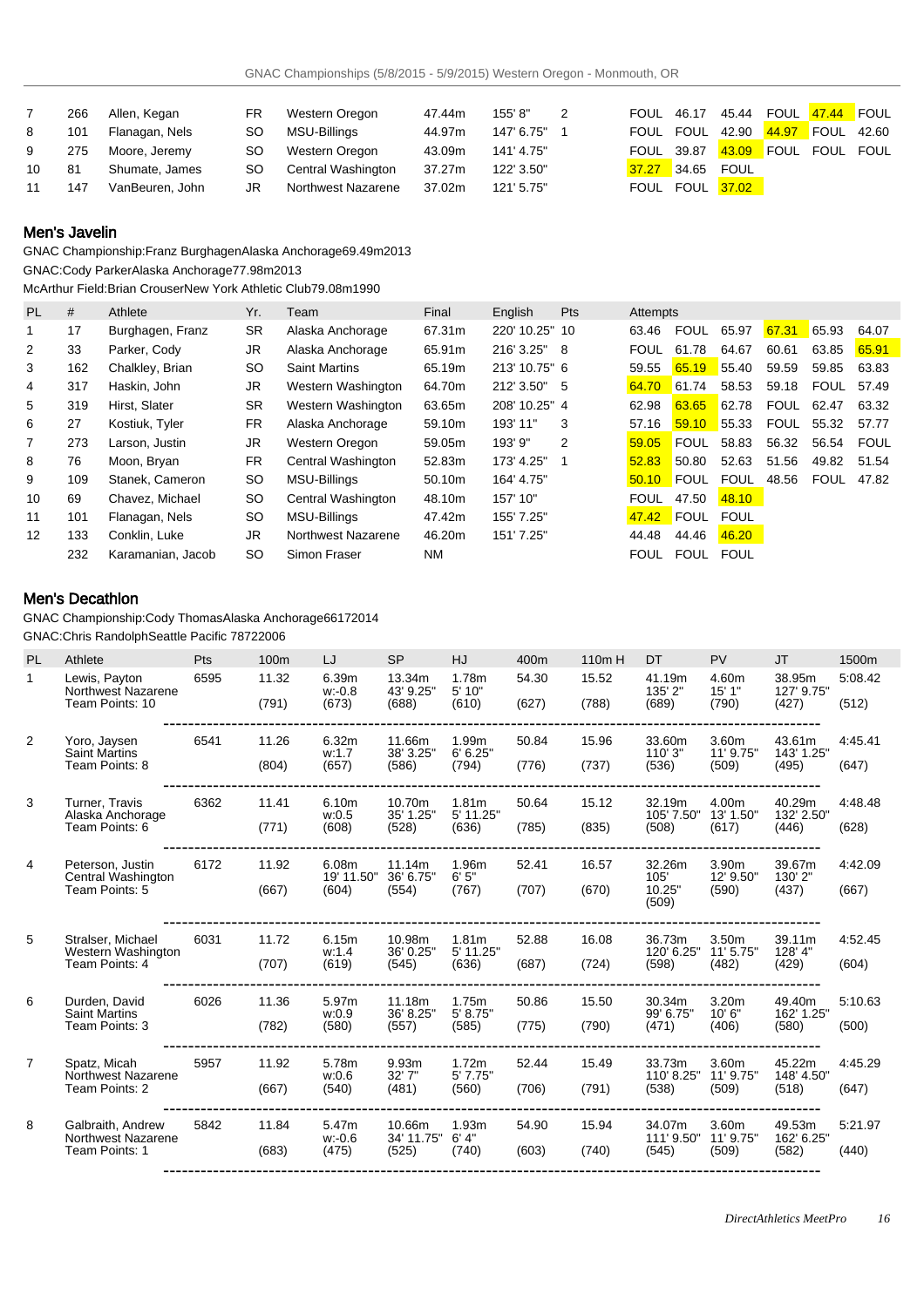| PL | # | Athlete | Yr. | Team | Final | English | Pts | Attempts | | | | | |
|---|---|---|---|---|---|---|---|---|---|---|---|---|---|
| 7 | 266 | Allen, Kegan | FR | Western Oregon | 47.44m | 155' 8" | 2 | FOUL | 46.17 | 45.44 | FOUL | 47.44 | FOUL |
| 8 | 101 | Flanagan, Nels | SO | MSU-Billings | 44.97m | 147' 6.75" | 1 | FOUL | FOUL | 42.90 | 44.97 | FOUL | 42.60 |
| 9 | 275 | Moore, Jeremy | SO | Western Oregon | 43.09m | 141' 4.75" | | FOUL | 39.87 | 43.09 | FOUL | FOUL | FOUL |
| 10 | 81 | Shumate, James | SO | Central Washington | 37.27m | 122' 3.50" | | 37.27 | 34.65 | FOUL | | | |
| 11 | 147 | VanBeuren, John | JR | Northwest Nazarene | 37.02m | 121' 5.75" | | FOUL | FOUL | 37.02 | | | |

## Men's Javelin

GNAC Championship:Franz BurghagenAlaska Anchorage69.49m2013

GNAC:Cody ParkerAlaska Anchorage77.98m2013

McArthur Field:Brian CrouserNew York Athletic Club79.08m1990

| PL | # | Athlete | Yr. | Team | Final | English | Pts | Attempts | | | | | |
|---|---|---|---|---|---|---|---|---|---|---|---|---|---|
| 1 | 17 | Burghagen, Franz | SR | Alaska Anchorage | 67.31m | 220' 10.25" | 10 | 63.46 | FOUL | 65.97 | 67.31 | 65.93 | 64.07 |
| 2 | 33 | Parker, Cody | JR | Alaska Anchorage | 65.91m | 216' 3.25" | 8 | FOUL | 61.78 | 64.67 | 60.61 | 63.85 | 65.91 |
| 3 | 162 | Chalkley, Brian | SO | Saint Martins | 65.19m | 213' 10.75" | 6 | 59.55 | 65.19 | 55.40 | 59.59 | 59.85 | 63.83 |
| 4 | 317 | Haskin, John | JR | Western Washington | 64.70m | 212' 3.50" | 5 | 64.70 | 61.74 | 58.53 | 59.18 | FOUL | 57.49 |
| 5 | 319 | Hirst, Slater | SR | Western Washington | 63.65m | 208' 10.25" | 4 | 62.98 | 63.65 | 62.78 | FOUL | 62.47 | 63.32 |
| 6 | 27 | Kostiuk, Tyler | FR | Alaska Anchorage | 59.10m | 193' 11" | 3 | 57.16 | 59.10 | 55.33 | FOUL | 55.32 | 57.77 |
| 7 | 273 | Larson, Justin | JR | Western Oregon | 59.05m | 193' 9" | 2 | 59.05 | FOUL | 58.83 | 56.32 | 56.54 | FOUL |
| 8 | 76 | Moon, Bryan | FR | Central Washington | 52.83m | 173' 4.25" | 1 | 52.83 | 50.80 | 52.63 | 51.56 | 49.82 | 51.54 |
| 9 | 109 | Stanek, Cameron | SO | MSU-Billings | 50.10m | 164' 4.75" | | 50.10 | FOUL | FOUL | 48.56 | FOUL | 47.82 |
| 10 | 69 | Chavez, Michael | SO | Central Washington | 48.10m | 157' 10" | | FOUL | 47.50 | 48.10 | | | |
| 11 | 101 | Flanagan, Nels | SO | MSU-Billings | 47.42m | 155' 7.25" | | 47.42 | FOUL | FOUL | | | |
| 12 | 133 | Conklin, Luke | JR | Northwest Nazarene | 46.20m | 151' 7.25" | | 44.48 | 44.46 | 46.20 | | | |
| | 232 | Karamanian, Jacob | SO | Simon Fraser | NM | | | FOUL | FOUL | FOUL | | | |

## Men's Decathlon

GNAC Championship:Cody ThomasAlaska Anchorage66172014

GNAC:Chris RandolphSeattle Pacific 78722006

| PL | Athlete | Pts | 100m | LJ | SP | HJ | 400m | 110m H | DT | PV | JT | 1500m |
|---|---|---|---|---|---|---|---|---|---|---|---|---|
| 1 | Lewis, Payton<br>Northwest Nazarene<br>Team Points: 10 | 6595 | 11.32<br>(791) | 6.39m<br>w:-0.8<br>(673) | 13.34m<br>43' 9.25"<br>(688) | 1.78m<br>5' 10"<br>(610) | 54.30<br>(627) | 15.52<br>(788) | 41.19m<br>135' 2"<br>(689) | 4.60m<br>15' 1"<br>(790) | 38.95m<br>127' 9.75"<br>(427) | 5:08.42<br>(512) |
| 2 | Yoro, Jaysen<br>Saint Martins<br>Team Points: 8 | 6541 | 11.26<br>(804) | 6.32m<br>w:1.7<br>(657) | 11.66m<br>38' 3.25"<br>(586) | 1.99m<br>6' 6.25"<br>(794) | 50.84<br>(776) | 15.96<br>(737) | 33.60m<br>110' 3"<br>(536) | 3.60m<br>11' 9.75"<br>(509) | 43.61m<br>143' 1.25"<br>(495) | 4:45.41<br>(647) |
| 3 | Turner, Travis<br>Alaska Anchorage<br>Team Points: 6 | 6362 | 11.41<br>(771) | 6.10m<br>w:0.5<br>(608) | 10.70m<br>35' 1.25"<br>(528) | 1.81m<br>5' 11.25"<br>(636) | 50.64<br>(785) | 15.12<br>(835) | 32.19m<br>105' 7.50"<br>(508) | 4.00m<br>13' 1.50"<br>(617) | 40.29m<br>132' 2.50"<br>(446) | 4:48.48<br>(628) |
| 4 | Peterson, Justin<br>Central Washington<br>Team Points: 5 | 6172 | 11.92<br>(667) | 6.08m<br>19' 11.50"<br>(604) | 11.14m<br>36' 6.75"<br>(554) | 1.96m<br>6' 5"<br>(767) | 52.41<br>(707) | 16.57<br>(670) | 32.26m<br>105' 10.25"<br>(509) | 3.90m<br>12' 9.50"<br>(590) | 39.67m<br>130' 2"<br>(437) | 4:42.09<br>(667) |
| 5 | Stralser, Michael<br>Western Washington<br>Team Points: 4 | 6031 | 11.72<br>(707) | 6.15m<br>w:1.4<br>(619) | 10.98m<br>36' 0.25"<br>(545) | 1.81m<br>5' 11.25"<br>(636) | 52.88<br>(687) | 16.08<br>(724) | 36.73m<br>120' 6.25"<br>(598) | 3.50m<br>11' 5.75"<br>(482) | 39.11m<br>128' 4"<br>(429) | 4:52.45<br>(604) |
| 6 | Durden, David<br>Saint Martins<br>Team Points: 3 | 6026 | 11.36<br>(782) | 5.97m<br>w:0.9<br>(580) | 11.18m<br>36' 8.25"<br>(557) | 1.75m<br>5' 8.75"<br>(585) | 50.86<br>(775) | 15.50<br>(790) | 30.34m<br>99' 6.75"<br>(471) | 3.20m<br>10' 6"<br>(406) | 49.40m<br>162' 1.25"<br>(580) | 5:10.63<br>(500) |
| 7 | Spatz, Micah<br>Northwest Nazarene<br>Team Points: 2 | 5957 | 11.92<br>(667) | 5.78m<br>w:0.6<br>(540) | 9.93m<br>32' 7"<br>(481) | 1.72m<br>5' 7.75"<br>(560) | 52.44<br>(706) | 15.49<br>(791) | 33.73m<br>110' 8.25"<br>(538) | 3.60m<br>11' 9.75"<br>(509) | 45.22m<br>148' 4.50"<br>(518) | 4:45.29<br>(647) |
| 8 | Galbraith, Andrew<br>Northwest Nazarene<br>Team Points: 1 | 5842 | 11.84<br>(683) | 5.47m<br>w:-0.6<br>(475) | 10.66m<br>34' 11.75"<br>(525) | 1.93m<br>6' 4"<br>(740) | 54.90<br>(603) | 15.94<br>(740) | 34.07m<br>111' 9.50"<br>(545) | 3.60m<br>11' 9.75"<br>(509) | 49.53m<br>162' 6.25"<br>(582) | 5:21.97<br>(440) |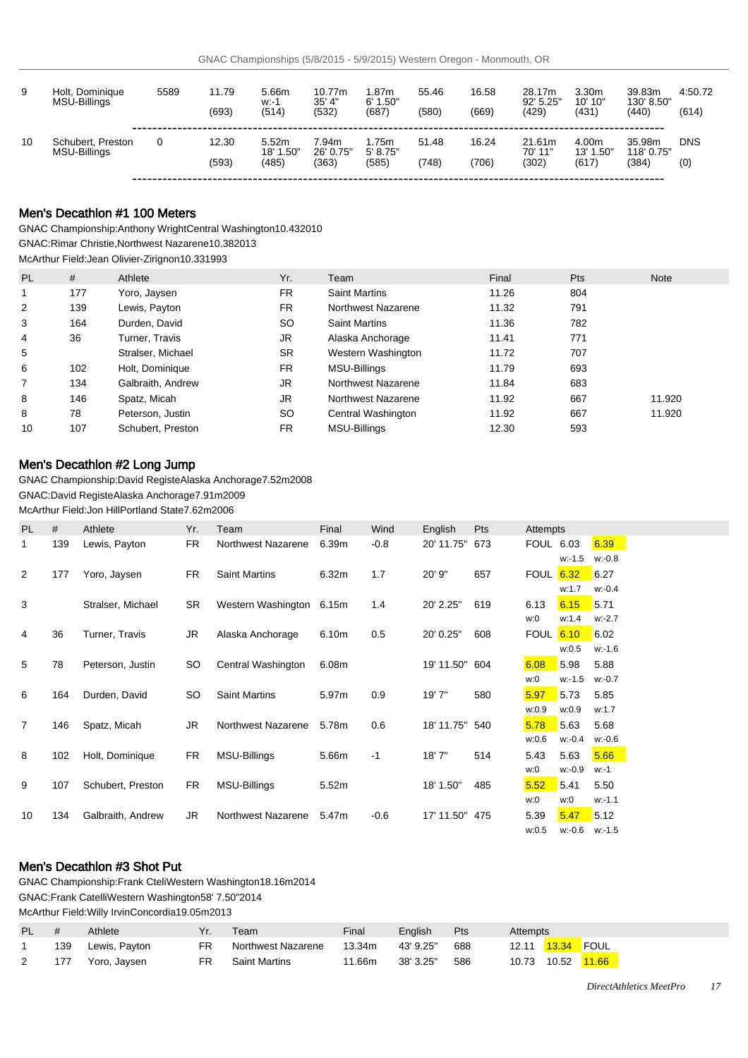| 9 | Holt, Dominique MSU-Billings | 5589 | 11.79 (693) | 5.66m w:-1 (514) | 10.77m 35' 4" (532) | 1.87m 6' 1.50" (687) | 55.46 (580) | 16.58 (669) | 28.17m 92' 5.25" (429) | 3.30m 10' 10" (431) | 39.83m 130' 8.50" (440) | 4:50.72 (614) |
|---|---|---|---|---|---|---|---|---|---|---|---|---|
| 10 | Schubert, Preston MSU-Billings | 0 | 12.30 (593) | 5.52m 18' 1.50" (485) | 7.94m 26' 0.75" (363) | 1.75m 5' 8.75" (585) | 51.48 (748) | 16.24 (706) | 21.61m 70' 11" (302) | 4.00m 13' 1.50" (617) | 35.98m 118' 0.75" (384) | DNS (0) |

## Men's Decathlon #1 100 Meters

GNAC Championship:Anthony WrightCentral Washington10.432010
GNAC:Rimar Christie,Northwest Nazarene10.382013
McArthur Field:Jean Olivier-Zirignon10.331993

| PL | # | Athlete | Yr. | Team | Final | Pts | Note |
|---|---|---|---|---|---|---|---|
| 1 | 177 | Yoro, Jaysen | FR | Saint Martins | 11.26 | 804 | |
| 2 | 139 | Lewis, Payton | FR | Northwest Nazarene | 11.32 | 791 | |
| 3 | 164 | Durden, David | SO | Saint Martins | 11.36 | 782 | |
| 4 | 36 | Turner, Travis | JR | Alaska Anchorage | 11.41 | 771 | |
| 5 | | Stralser, Michael | SR | Western Washington | 11.72 | 707 | |
| 6 | 102 | Holt, Dominique | FR | MSU-Billings | 11.79 | 693 | |
| 7 | 134 | Galbraith, Andrew | JR | Northwest Nazarene | 11.84 | 683 | |
| 8 | 146 | Spatz, Micah | JR | Northwest Nazarene | 11.92 | 667 | 11.920 |
| 8 | 78 | Peterson, Justin | SO | Central Washington | 11.92 | 667 | 11.920 |
| 10 | 107 | Schubert, Preston | FR | MSU-Billings | 12.30 | 593 | |

## Men's Decathlon #2 Long Jump

GNAC Championship:David RegisteAlaska Anchorage7.52m2008
GNAC:David RegisteAlaska Anchorage7.91m2009
McArthur Field:Jon HillPortland State7.62m2006

| PL | # | Athlete | Yr. | Team | Final | Wind | English | Pts | Attempts | | |
|---|---|---|---|---|---|---|---|---|---|---|---|
| 1 | 139 | Lewis, Payton | FR | Northwest Nazarene | 6.39m | -0.8 | 20' 11.75" | 673 | FOUL | 6.03 w:-1.5 | 6.39 w:-0.8 |
| 2 | 177 | Yoro, Jaysen | FR | Saint Martins | 6.32m | 1.7 | 20' 9" | 657 | FOUL | 6.32 w:1.7 | 6.27 w:-0.4 |
| 3 | | Stralser, Michael | SR | Western Washington | 6.15m | 1.4 | 20' 2.25" | 619 | 6.13 w:0 | 6.15 w:1.4 | 5.71 w:-2.7 |
| 4 | 36 | Turner, Travis | JR | Alaska Anchorage | 6.10m | 0.5 | 20' 0.25" | 608 | FOUL | 6.10 w:0.5 | 6.02 w:-1.6 |
| 5 | 78 | Peterson, Justin | SO | Central Washington | 6.08m | | 19' 11.50" | 604 | 6.08 w:0 | 5.98 w:-1.5 | 5.88 w:-0.7 |
| 6 | 164 | Durden, David | SO | Saint Martins | 5.97m | 0.9 | 19' 7" | 580 | 5.97 w:0.9 | 5.73 w:0.9 | 5.85 w:1.7 |
| 7 | 146 | Spatz, Micah | JR | Northwest Nazarene | 5.78m | 0.6 | 18' 11.75" | 540 | 5.78 w:0.6 | 5.63 w:-0.4 | 5.68 w:-0.6 |
| 8 | 102 | Holt, Dominique | FR | MSU-Billings | 5.66m | -1 | 18' 7" | 514 | 5.43 w:0 | 5.63 w:-0.9 | 5.66 w:-1 |
| 9 | 107 | Schubert, Preston | FR | MSU-Billings | 5.52m | | 18' 1.50" | 485 | 5.52 w:0 | 5.41 w:0 | 5.50 w:-1.1 |
| 10 | 134 | Galbraith, Andrew | JR | Northwest Nazarene | 5.47m | -0.6 | 17' 11.50" | 475 | 5.39 w:0.5 | 5.47 w:-0.6 | 5.12 w:-1.5 |

## Men's Decathlon #3 Shot Put

GNAC Championship:Frank CteliWestern Washington18.16m2014
GNAC:Frank CatelliWestern Washington58' 7.50"2014
McArthur Field:Willy IrvinConcordia19.05m2013

| PL | # | Athlete | Yr. | Team | Final | English | Pts | Attempts | | |
|---|---|---|---|---|---|---|---|---|---|---|
| 1 | 139 | Lewis, Payton | FR | Northwest Nazarene | 13.34m | 43' 9.25" | 688 | 12.11 | 13.34 | FOUL |
| 2 | 177 | Yoro, Jaysen | FR | Saint Martins | 11.66m | 38' 3.25" | 586 | 10.73 | 10.52 | 11.66 |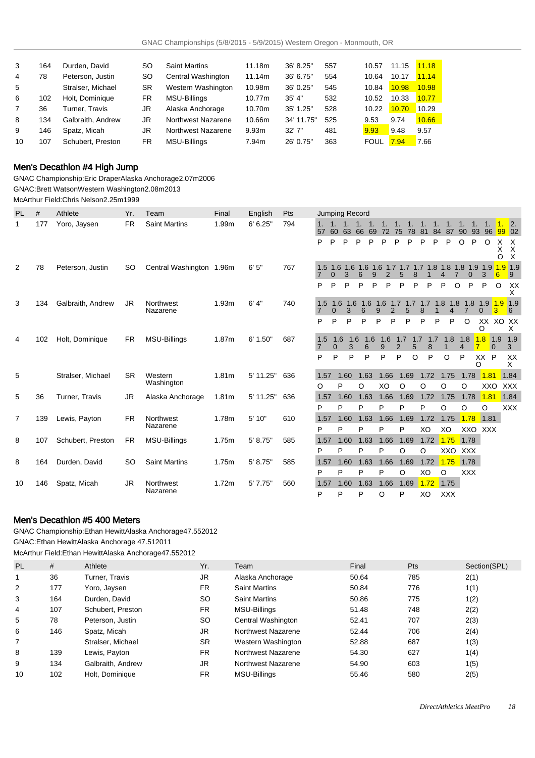| 3 | 164 | Durden, David | SO | Saint Martins | 11.18m | 36' 8.25" | 557 | 10.57 | 11.15 | 11.18 |
|---|---|---|---|---|---|---|---|---|---|---|
| 4 | 78 | Peterson, Justin | SO | Central Washington | 11.14m | 36' 6.75" | 554 | 10.64 | 10.17 | 11.14 |
| 5 | | Stralser, Michael | SR | Western Washington | 10.98m | 36' 0.25" | 545 | 10.84 | 10.98 | 10.98 |
| 6 | 102 | Holt, Dominique | FR | MSU-Billings | 10.77m | 35' 4" | 532 | 10.52 | 10.33 | 10.77 |
| 7 | 36 | Turner, Travis | JR | Alaska Anchorage | 10.70m | 35' 1.25" | 528 | 10.22 | 10.70 | 10.29 |
| 8 | 134 | Galbraith, Andrew | JR | Northwest Nazarene | 10.66m | 34' 11.75" | 525 | 9.53 | 9.74 | 10.66 |
| 9 | 146 | Spatz, Micah | JR | Northwest Nazarene | 9.93m | 32' 7" | 481 | 9.93 | 9.48 | 9.57 |
| 10 | 107 | Schubert, Preston | FR | MSU-Billings | 7.94m | 26' 0.75" | 363 | FOUL | 7.94 | 7.66 |

## Men's Decathlon #4 High Jump

GNAC Championship:Eric DraperAlaska Anchorage2.07m2006

GNAC:Brett WatsonWestern Washington2.08m2013

McArthur Field:Chris Nelson2.25m1999

| PL | # | Athlete | Yr. | Team | Final | English | Pts | Jumping Record |
|---|---|---|---|---|---|---|---|---|
| 1 | 177 | Yoro, Jaysen | FR | Saint Martins | 1.99m | 6' 6.25" | 794 | 1.57 P, 1.60 P, 1.63 P, 1.66 P, 1.69 P, 1.72 P, 1.75 P, 1.78 P, 1.81 P, 1.84 P, 1.87 P, 1.90 O, 1.93 P, 1.96 O, 1.99 XXO, 2.02 XXX |
| 2 | 78 | Peterson, Justin | SO | Central Washington | 1.96m | 6' 5" | 767 | 1.57 P, 1.60 P, 1.63 P, 1.66 P, 1.69 P, 1.72 P, 1.75 P, 1.78 P, 1.81 P, 1.84 P, 1.87 O, 1.90 P, 1.93 P, 1.96 O, 1.99 XXX |
| 3 | 134 | Galbraith, Andrew | JR | Northwest Nazarene | 1.93m | 6' 4" | 740 | 1.57 P, 1.60 P, 1.63 P, 1.66 P, 1.69 P, 1.72 P, 1.75 P, 1.78 P, 1.81 P, 1.84 P, 1.87 O, 1.90 XXO, 1.93 XO, 1.96 XX |
| 4 | 102 | Holt, Dominique | FR | MSU-Billings | 1.87m | 6' 1.50" | 687 | 1.57 P, 1.60 P, 1.63 P, 1.66 P, 1.69 P, 1.72 P, 1.75 O, 1.78 P, 1.81 O, 1.84 P, 1.87 XXO, 1.90 P, 1.93 XXX |
| 5 | | Stralser, Michael | SR | Western Washington | 1.81m | 5' 11.25" | 636 | 1.57 O, 1.60 P, 1.63 O, 1.66 XO, 1.69 O, 1.72 O, 1.75 O, 1.78 O, 1.81 XXO, 1.84 XXX |
| 5 | 36 | Turner, Travis | JR | Alaska Anchorage | 1.81m | 5' 11.25" | 636 | 1.57 P, 1.60 P, 1.63 P, 1.66 P, 1.69 P, 1.72 P, 1.75 O, 1.78 O, 1.81 O, 1.84 XXX |
| 7 | 139 | Lewis, Payton | FR | Northwest Nazarene | 1.78m | 5' 10" | 610 | 1.57 P, 1.60 P, 1.63 P, 1.66 P, 1.69 P, 1.72 XO, 1.75 XO, 1.78 XXO, 1.81 XXX |
| 8 | 107 | Schubert, Preston | FR | MSU-Billings | 1.75m | 5' 8.75" | 585 | 1.57 P, 1.60 P, 1.63 P, 1.66 P, 1.69 O, 1.72 O, 1.75 XXO, 1.78 XXX |
| 8 | 164 | Durden, David | SO | Saint Martins | 1.75m | 5' 8.75" | 585 | 1.57 P, 1.60 P, 1.63 P, 1.66 P, 1.69 O, 1.72 XO, 1.75 O, 1.78 XXX |
| 10 | 146 | Spatz, Micah | JR | Northwest Nazarene | 1.72m | 5' 7.75" | 560 | 1.57 P, 1.60 P, 1.63 P, 1.66 O, 1.69 P, 1.72 XO, 1.75 XXX |

## Men's Decathlon #5 400 Meters

GNAC Championship:Ethan HewittAlaska Anchorage47.552012

GNAC:Ethan HewittAlaska Anchorage 47.512011

McArthur Field:Ethan HewittAlaska Anchorage47.552012

| PL | # | Athlete | Yr. | Team | Final | Pts | Section(SPL) |
|---|---|---|---|---|---|---|---|
| 1 | 36 | Turner, Travis | JR | Alaska Anchorage | 50.64 | 785 | 2(1) |
| 2 | 177 | Yoro, Jaysen | FR | Saint Martins | 50.84 | 776 | 1(1) |
| 3 | 164 | Durden, David | SO | Saint Martins | 50.86 | 775 | 1(2) |
| 4 | 107 | Schubert, Preston | FR | MSU-Billings | 51.48 | 748 | 2(2) |
| 5 | 78 | Peterson, Justin | SO | Central Washington | 52.41 | 707 | 2(3) |
| 6 | 146 | Spatz, Micah | JR | Northwest Nazarene | 52.44 | 706 | 2(4) |
| 7 | | Stralser, Michael | SR | Western Washington | 52.88 | 687 | 1(3) |
| 8 | 139 | Lewis, Payton | FR | Northwest Nazarene | 54.30 | 627 | 1(4) |
| 9 | 134 | Galbraith, Andrew | JR | Northwest Nazarene | 54.90 | 603 | 1(5) |
| 10 | 102 | Holt, Dominique | FR | MSU-Billings | 55.46 | 580 | 2(5) |

*DirectAthletics MeetPro*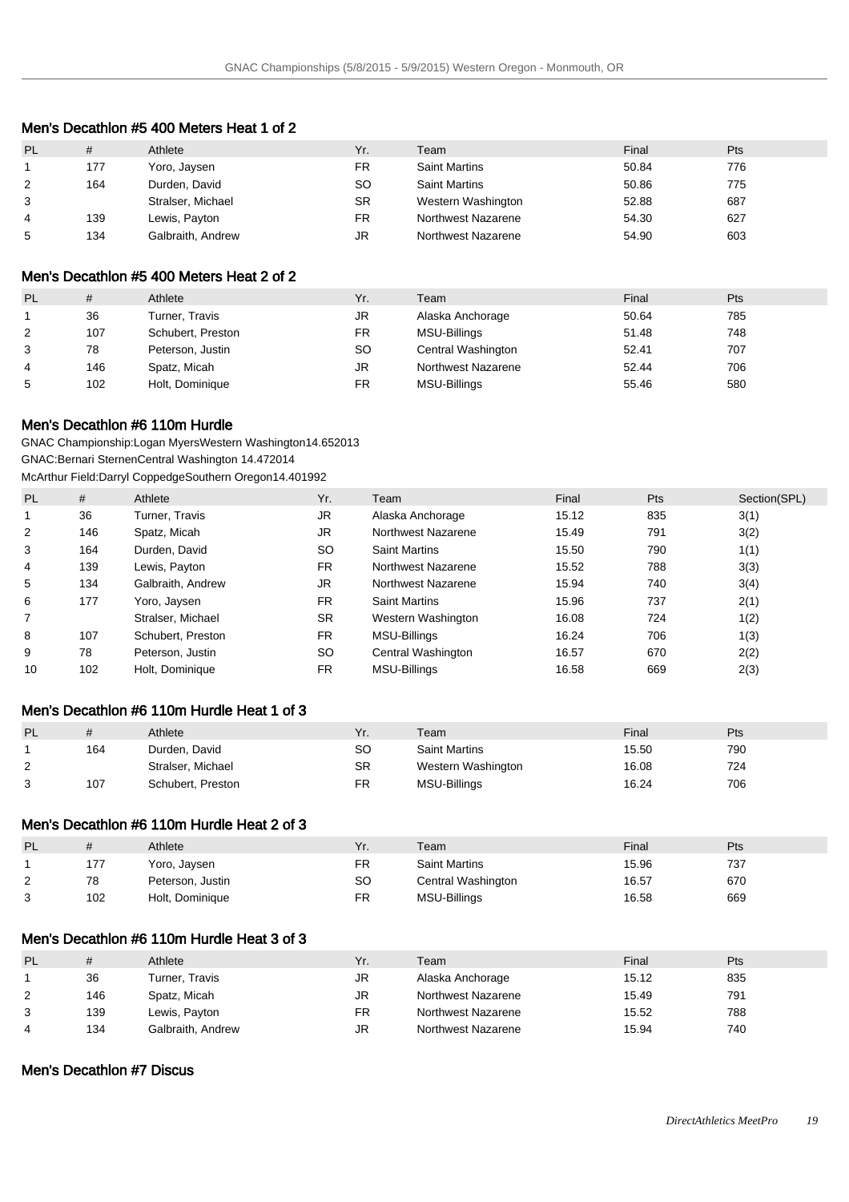### Men's Decathlon #5 400 Meters Heat 1 of 2

| PL | # | Athlete | Yr. | Team | Final | Pts |
|---|---|---|---|---|---|---|
| 1 | 177 | Yoro, Jaysen | FR | Saint Martins | 50.84 | 776 |
| 2 | 164 | Durden, David | SO | Saint Martins | 50.86 | 775 |
| 3 | | Stralser, Michael | SR | Western Washington | 52.88 | 687 |
| 4 | 139 | Lewis, Payton | FR | Northwest Nazarene | 54.30 | 627 |
| 5 | 134 | Galbraith, Andrew | JR | Northwest Nazarene | 54.90 | 603 |

### Men's Decathlon #5 400 Meters Heat 2 of 2

| PL | # | Athlete | Yr. | Team | Final | Pts |
|---|---|---|---|---|---|---|
| 1 | 36 | Turner, Travis | JR | Alaska Anchorage | 50.64 | 785 |
| 2 | 107 | Schubert, Preston | FR | MSU-Billings | 51.48 | 748 |
| 3 | 78 | Peterson, Justin | SO | Central Washington | 52.41 | 707 |
| 4 | 146 | Spatz, Micah | JR | Northwest Nazarene | 52.44 | 706 |
| 5 | 102 | Holt, Dominique | FR | MSU-Billings | 55.46 | 580 |

### Men's Decathlon #6 110m Hurdle

GNAC Championship:Logan MyersWestern Washington14.652013
GNAC:Bernari SternenCentral Washington 14.472014
McArthur Field:Darryl CoppedgeSouthern Oregon14.401992

| PL | # | Athlete | Yr. | Team | Final | Pts | Section(SPL) |
|---|---|---|---|---|---|---|---|
| 1 | 36 | Turner, Travis | JR | Alaska Anchorage | 15.12 | 835 | 3(1) |
| 2 | 146 | Spatz, Micah | JR | Northwest Nazarene | 15.49 | 791 | 3(2) |
| 3 | 164 | Durden, David | SO | Saint Martins | 15.50 | 790 | 1(1) |
| 4 | 139 | Lewis, Payton | FR | Northwest Nazarene | 15.52 | 788 | 3(3) |
| 5 | 134 | Galbraith, Andrew | JR | Northwest Nazarene | 15.94 | 740 | 3(4) |
| 6 | 177 | Yoro, Jaysen | FR | Saint Martins | 15.96 | 737 | 2(1) |
| 7 | | Stralser, Michael | SR | Western Washington | 16.08 | 724 | 1(2) |
| 8 | 107 | Schubert, Preston | FR | MSU-Billings | 16.24 | 706 | 1(3) |
| 9 | 78 | Peterson, Justin | SO | Central Washington | 16.57 | 670 | 2(2) |
| 10 | 102 | Holt, Dominique | FR | MSU-Billings | 16.58 | 669 | 2(3) |

### Men's Decathlon #6 110m Hurdle Heat 1 of 3

| PL | # | Athlete | Yr. | Team | Final | Pts |
|---|---|---|---|---|---|---|
| 1 | 164 | Durden, David | SO | Saint Martins | 15.50 | 790 |
| 2 | | Stralser, Michael | SR | Western Washington | 16.08 | 724 |
| 3 | 107 | Schubert, Preston | FR | MSU-Billings | 16.24 | 706 |

### Men's Decathlon #6 110m Hurdle Heat 2 of 3

| PL | # | Athlete | Yr. | Team | Final | Pts |
|---|---|---|---|---|---|---|
| 1 | 177 | Yoro, Jaysen | FR | Saint Martins | 15.96 | 737 |
| 2 | 78 | Peterson, Justin | SO | Central Washington | 16.57 | 670 |
| 3 | 102 | Holt, Dominique | FR | MSU-Billings | 16.58 | 669 |

### Men's Decathlon #6 110m Hurdle Heat 3 of 3

| PL | # | Athlete | Yr. | Team | Final | Pts |
|---|---|---|---|---|---|---|
| 1 | 36 | Turner, Travis | JR | Alaska Anchorage | 15.12 | 835 |
| 2 | 146 | Spatz, Micah | JR | Northwest Nazarene | 15.49 | 791 |
| 3 | 139 | Lewis, Payton | FR | Northwest Nazarene | 15.52 | 788 |
| 4 | 134 | Galbraith, Andrew | JR | Northwest Nazarene | 15.94 | 740 |

### Men's Decathlon #7 Discus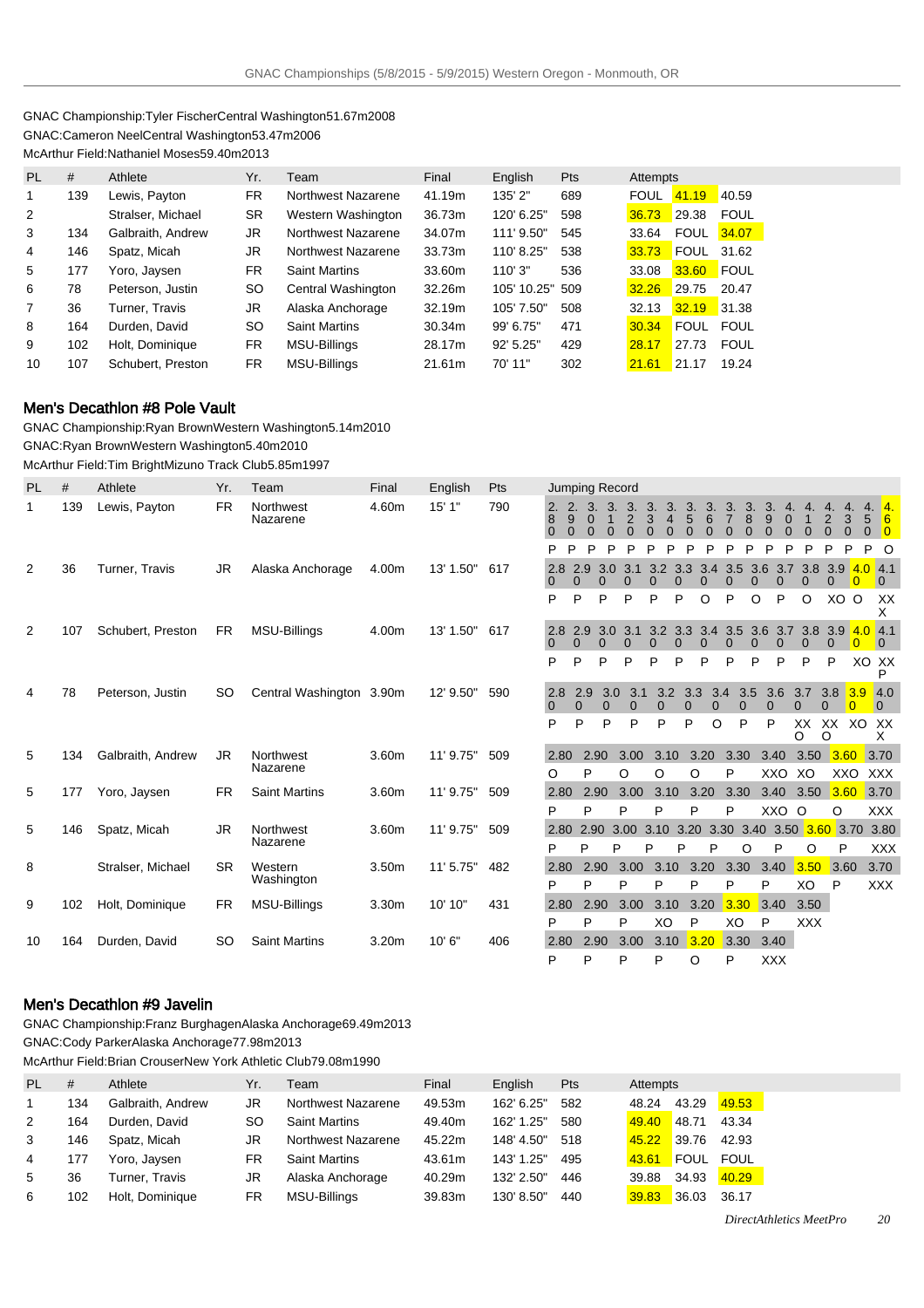GNAC Championship:Tyler FischerCentral Washington51.67m2008

GNAC:Cameron NeelCentral Washington53.47m2006

McArthur Field:Nathaniel Moses59.40m2013

| PL | # | Athlete | Yr. | Team | Final | English | Pts | Attempts | | |
|---|---|---|---|---|---|---|---|---|---|---|
| 1 | 139 | Lewis, Payton | FR | Northwest Nazarene | 41.19m | 135' 2" | 689 | FOUL | 41.19 | 40.59 |
| 2 | | Stralser, Michael | SR | Western Washington | 36.73m | 120' 6.25" | 598 | 36.73 | 29.38 | FOUL |
| 3 | 134 | Galbraith, Andrew | JR | Northwest Nazarene | 34.07m | 111' 9.50" | 545 | 33.64 | FOUL | 34.07 |
| 4 | 146 | Spatz, Micah | JR | Northwest Nazarene | 33.73m | 110' 8.25" | 538 | 33.73 | FOUL | 31.62 |
| 5 | 177 | Yoro, Jaysen | FR | Saint Martins | 33.60m | 110' 3" | 536 | 33.08 | 33.60 | FOUL |
| 6 | 78 | Peterson, Justin | SO | Central Washington | 32.26m | 105' 10.25" | 509 | 32.26 | 29.75 | 20.47 |
| 7 | 36 | Turner, Travis | JR | Alaska Anchorage | 32.19m | 105' 7.50" | 508 | 32.13 | 32.19 | 31.38 |
| 8 | 164 | Durden, David | SO | Saint Martins | 30.34m | 99' 6.75" | 471 | 30.34 | FOUL | FOUL |
| 9 | 102 | Holt, Dominique | FR | MSU-Billings | 28.17m | 92' 5.25" | 429 | 28.17 | 27.73 | FOUL |
| 10 | 107 | Schubert, Preston | FR | MSU-Billings | 21.61m | 70' 11" | 302 | 21.61 | 21.17 | 19.24 |

## Men's Decathlon #8 Pole Vault

GNAC Championship:Ryan BrownWestern Washington5.14m2010

GNAC:Ryan BrownWestern Washington5.40m2010

McArthur Field:Tim BrightMizuno Track Club5.85m1997

| PL | # | Athlete | Yr. | Team | Final | English | Pts | Jumping Record |
|---|---|---|---|---|---|---|---|---|
| 1 | 139 | Lewis, Payton | FR | Northwest Nazarene | 4.60m | 15' 1" | 790 | 2.80 P, 2.90 P, 3.00 P, 3.10 P, 3.20 P, 3.30 P, 3.40 P, 3.50 P, 3.60 P, 3.70 P, 3.80 P, 3.90 P, 4.00 P, 4.10 P, 4.20 P, 4.30 P, 4.50 P, 4.60 O |
| 2 | 36 | Turner, Travis | JR | Alaska Anchorage | 4.00m | 13' 1.50" | 617 | 2.80 P, 2.90 P, 3.00 P, 3.10 P, 3.20 P, 3.30 P, 3.40 O, 3.50 P, 3.60 O, 3.70 P, 3.80 O, 3.90 XO, 4.00 O, 4.10 XXX |
| 2 | 107 | Schubert, Preston | FR | MSU-Billings | 4.00m | 13' 1.50" | 617 | 2.80 P, 2.90 P, 3.00 P, 3.10 P, 3.20 P, 3.30 P, 3.40 P, 3.50 P, 3.60 P, 3.70 P, 3.80 P, 3.90 P, 4.00 XO, 4.10 XXP |
| 4 | 78 | Peterson, Justin | SO | Central Washington | 3.90m | 12' 9.50" | 590 | 2.80 P, 2.90 P, 3.00 P, 3.10 P, 3.20 P, 3.30 P, 3.40 O, 3.50 P, 3.60 P, 3.70 XXO, 3.80 XXO, 3.90 XO, 4.00 XXX |
| 5 | 134 | Galbraith, Andrew | JR | Northwest Nazarene | 3.60m | 11' 9.75" | 509 | 2.80 O, 2.90 P, 3.00 O, 3.10 O, 3.20 O, 3.30 P, 3.40 XXO, 3.50 XO, 3.60 XXO, 3.70 XXX |
| 5 | 177 | Yoro, Jaysen | FR | Saint Martins | 3.60m | 11' 9.75" | 509 | 2.80 P, 2.90 P, 3.00 P, 3.10 P, 3.20 P, 3.30 P, 3.40 XXO, 3.50 O, 3.60 O, 3.70 XXX |
| 5 | 146 | Spatz, Micah | JR | Northwest Nazarene | 3.60m | 11' 9.75" | 509 | 2.80 P, 2.90 P, 3.00 P, 3.10 P, 3.20 P, 3.30 P, 3.40 O, 3.50 P, 3.60 O, 3.70 P, 3.80 XXX |
| 8 | | Stralser, Michael | SR | Western Washington | 3.50m | 11' 5.75" | 482 | 2.80 P, 2.90 P, 3.00 P, 3.10 P, 3.20 P, 3.30 P, 3.40 P, 3.50 XO, 3.60 P, 3.70 XXX |
| 9 | 102 | Holt, Dominique | FR | MSU-Billings | 3.30m | 10' 10" | 431 | 2.80 P, 2.90 P, 3.00 P, 3.10 XO, 3.20 P, 3.30 XO, 3.40 P, 3.50 XXX |
| 10 | 164 | Durden, David | SO | Saint Martins | 3.20m | 10' 6" | 406 | 2.80 P, 2.90 P, 3.00 P, 3.10 P, 3.20 O, 3.30 P, 3.40 XXX |

## Men's Decathlon #9 Javelin

GNAC Championship:Franz BurghagenAlaska Anchorage69.49m2013

GNAC:Cody ParkerAlaska Anchorage77.98m2013

McArthur Field:Brian CrouserNew York Athletic Club79.08m1990

| PL | # | Athlete | Yr. | Team | Final | English | Pts | Attempts | | |
|---|---|---|---|---|---|---|---|---|---|---|
| 1 | 134 | Galbraith, Andrew | JR | Northwest Nazarene | 49.53m | 162' 6.25" | 582 | 48.24 | 43.29 | 49.53 |
| 2 | 164 | Durden, David | SO | Saint Martins | 49.40m | 162' 1.25" | 580 | 49.40 | 48.71 | 43.34 |
| 3 | 146 | Spatz, Micah | JR | Northwest Nazarene | 45.22m | 148' 4.50" | 518 | 45.22 | 39.76 | 42.93 |
| 4 | 177 | Yoro, Jaysen | FR | Saint Martins | 43.61m | 143' 1.25" | 495 | 43.61 | FOUL | FOUL |
| 5 | 36 | Turner, Travis | JR | Alaska Anchorage | 40.29m | 132' 2.50" | 446 | 39.88 | 34.93 | 40.29 |
| 6 | 102 | Holt, Dominique | FR | MSU-Billings | 39.83m | 130' 8.50" | 440 | 39.83 | 36.03 | 36.17 |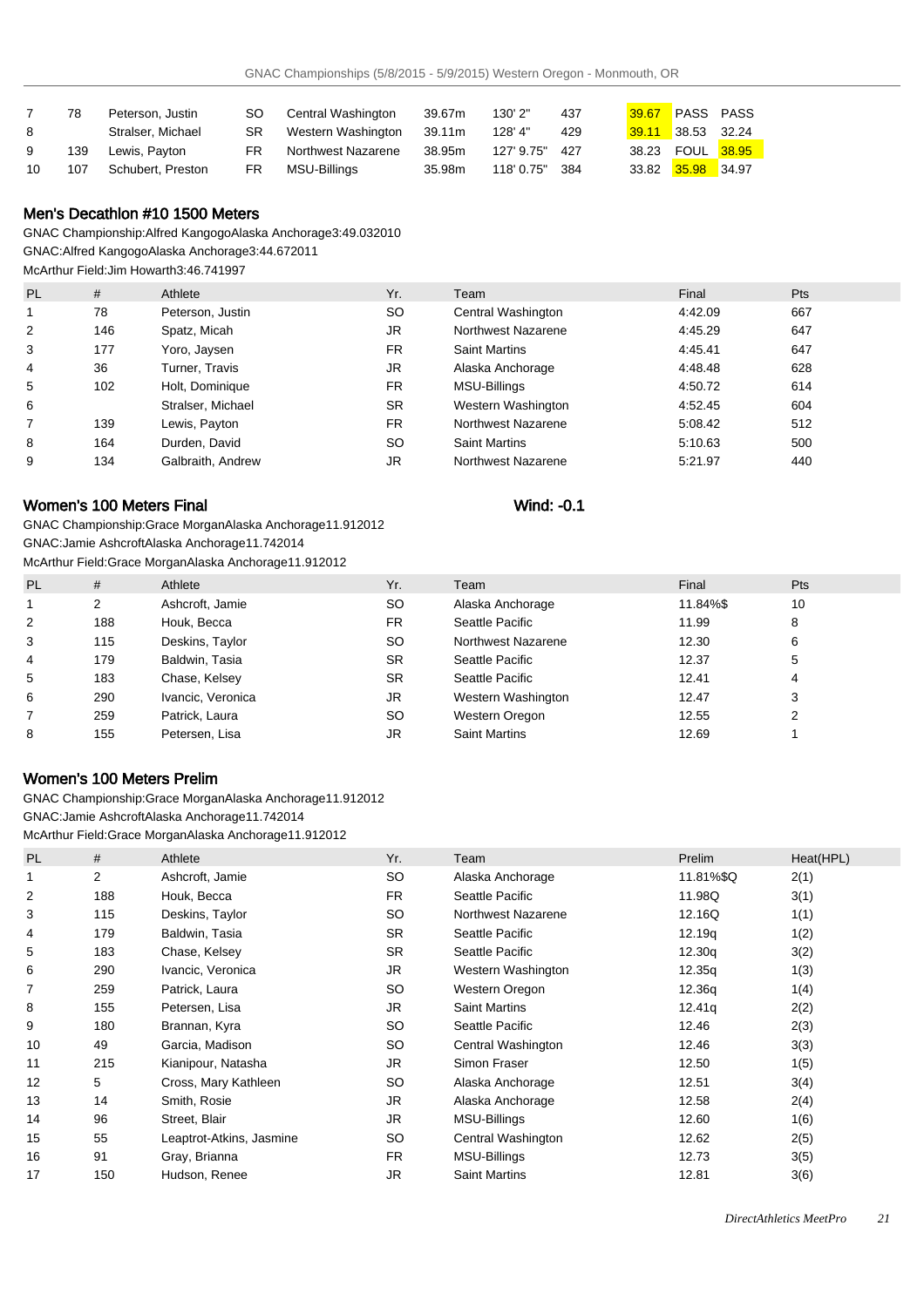| 7 | 78 | Peterson, Justin | SO | Central Washington | 39.67m | 130' 2" | 437 | 39.67 | PASS | PASS |
|---|---|---|---|---|---|---|---|---|---|---|
| 8 | | Stralser, Michael | SR | Western Washington | 39.11m | 128' 4" | 429 | 39.11 | 38.53 | 32.24 |
| 9 | 139 | Lewis, Payton | FR | Northwest Nazarene | 38.95m | 127' 9.75" | 427 | 38.23 | FOUL | 38.95 |
| 10 | 107 | Schubert, Preston | FR | MSU-Billings | 35.98m | 118' 0.75" | 384 | 33.82 | 35.98 | 34.97 |

## Men's Decathlon #10 1500 Meters

GNAC Championship:Alfred KangogoAlaska Anchorage3:49.032010
GNAC:Alfred KangogoAlaska Anchorage3:44.672011
McArthur Field:Jim Howarth3:46.741997

| PL | # | Athlete | Yr. | Team | Final | Pts |
|---|---|---|---|---|---|---|
| 1 | 78 | Peterson, Justin | SO | Central Washington | 4:42.09 | 667 |
| 2 | 146 | Spatz, Micah | JR | Northwest Nazarene | 4:45.29 | 647 |
| 3 | 177 | Yoro, Jaysen | FR | Saint Martins | 4:45.41 | 647 |
| 4 | 36 | Turner, Travis | JR | Alaska Anchorage | 4:48.48 | 628 |
| 5 | 102 | Holt, Dominique | FR | MSU-Billings | 4:50.72 | 614 |
| 6 | | Stralser, Michael | SR | Western Washington | 4:52.45 | 604 |
| 7 | 139 | Lewis, Payton | FR | Northwest Nazarene | 5:08.42 | 512 |
| 8 | 164 | Durden, David | SO | Saint Martins | 5:10.63 | 500 |
| 9 | 134 | Galbraith, Andrew | JR | Northwest Nazarene | 5:21.97 | 440 |

## Women's 100 Meters Final

Wind: -0.1

GNAC Championship:Grace MorganAlaska Anchorage11.912012
GNAC:Jamie AshcroftAlaska Anchorage11.742014
McArthur Field:Grace MorganAlaska Anchorage11.912012

| PL | # | Athlete | Yr. | Team | Final | Pts |
|---|---|---|---|---|---|---|
| 1 | 2 | Ashcroft, Jamie | SO | Alaska Anchorage | 11.84%$ | 10 |
| 2 | 188 | Houk, Becca | FR | Seattle Pacific | 11.99 | 8 |
| 3 | 115 | Deskins, Taylor | SO | Northwest Nazarene | 12.30 | 6 |
| 4 | 179 | Baldwin, Tasia | SR | Seattle Pacific | 12.37 | 5 |
| 5 | 183 | Chase, Kelsey | SR | Seattle Pacific | 12.41 | 4 |
| 6 | 290 | Ivancic, Veronica | JR | Western Washington | 12.47 | 3 |
| 7 | 259 | Patrick, Laura | SO | Western Oregon | 12.55 | 2 |
| 8 | 155 | Petersen, Lisa | JR | Saint Martins | 12.69 | 1 |

## Women's 100 Meters Prelim

GNAC Championship:Grace MorganAlaska Anchorage11.912012
GNAC:Jamie AshcroftAlaska Anchorage11.742014
McArthur Field:Grace MorganAlaska Anchorage11.912012

| PL | # | Athlete | Yr. | Team | Prelim | Heat(HPL) |
|---|---|---|---|---|---|---|
| 1 | 2 | Ashcroft, Jamie | SO | Alaska Anchorage | 11.81%$Q | 2(1) |
| 2 | 188 | Houk, Becca | FR | Seattle Pacific | 11.98Q | 3(1) |
| 3 | 115 | Deskins, Taylor | SO | Northwest Nazarene | 12.16Q | 1(1) |
| 4 | 179 | Baldwin, Tasia | SR | Seattle Pacific | 12.19q | 1(2) |
| 5 | 183 | Chase, Kelsey | SR | Seattle Pacific | 12.30q | 3(2) |
| 6 | 290 | Ivancic, Veronica | JR | Western Washington | 12.35q | 1(3) |
| 7 | 259 | Patrick, Laura | SO | Western Oregon | 12.36q | 1(4) |
| 8 | 155 | Petersen, Lisa | JR | Saint Martins | 12.41q | 2(2) |
| 9 | 180 | Brannan, Kyra | SO | Seattle Pacific | 12.46 | 2(3) |
| 10 | 49 | Garcia, Madison | SO | Central Washington | 12.46 | 3(3) |
| 11 | 215 | Kianipour, Natasha | JR | Simon Fraser | 12.50 | 1(5) |
| 12 | 5 | Cross, Mary Kathleen | SO | Alaska Anchorage | 12.51 | 3(4) |
| 13 | 14 | Smith, Rosie | JR | Alaska Anchorage | 12.58 | 2(4) |
| 14 | 96 | Street, Blair | JR | MSU-Billings | 12.60 | 1(6) |
| 15 | 55 | Leaptrot-Atkins, Jasmine | SO | Central Washington | 12.62 | 2(5) |
| 16 | 91 | Gray, Brianna | FR | MSU-Billings | 12.73 | 3(5) |
| 17 | 150 | Hudson, Renee | JR | Saint Martins | 12.81 | 3(6) |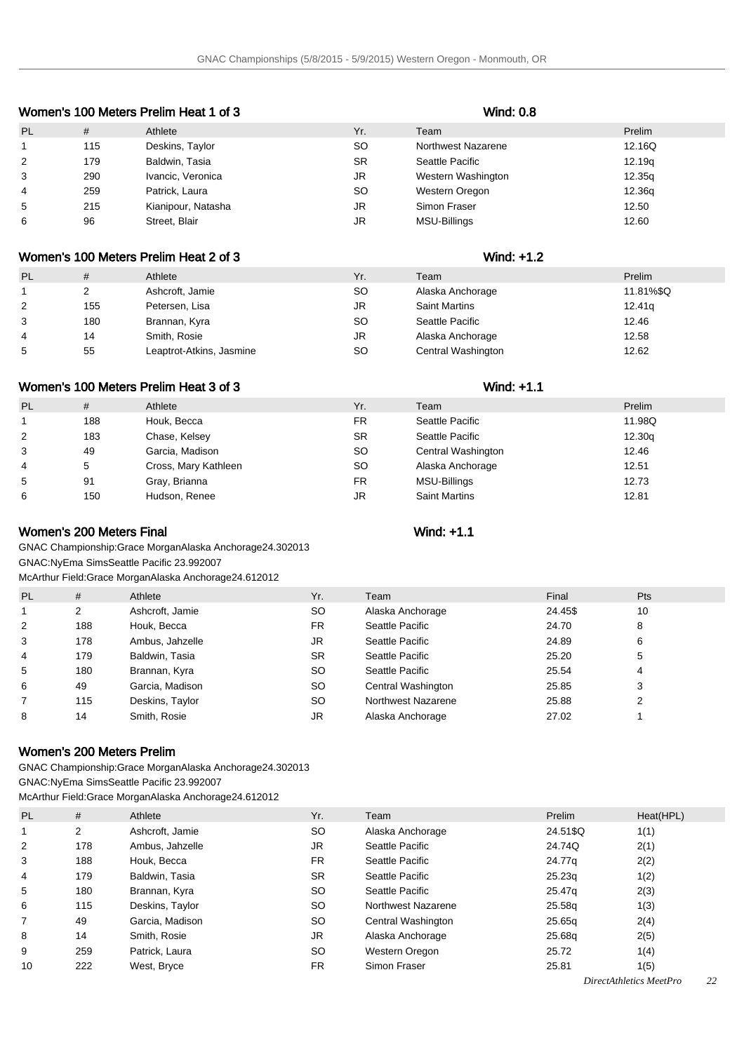## Women's 100 Meters Prelim Heat 1 of 3

Wind: 0.8

| PL | # | Athlete | Yr. | Team | Prelim |
|---|---|---|---|---|---|
| 1 | 115 | Deskins, Taylor | SO | Northwest Nazarene | 12.16Q |
| 2 | 179 | Baldwin, Tasia | SR | Seattle Pacific | 12.19q |
| 3 | 290 | Ivancic, Veronica | JR | Western Washington | 12.35q |
| 4 | 259 | Patrick, Laura | SO | Western Oregon | 12.36q |
| 5 | 215 | Kianipour, Natasha | JR | Simon Fraser | 12.50 |
| 6 | 96 | Street, Blair | JR | MSU-Billings | 12.60 |

## Women's 100 Meters Prelim Heat 2 of 3

Wind: +1.2

| PL | # | Athlete | Yr. | Team | Prelim |
|---|---|---|---|---|---|
| 1 | 2 | Ashcroft, Jamie | SO | Alaska Anchorage | 11.81%$Q |
| 2 | 155 | Petersen, Lisa | JR | Saint Martins | 12.41q |
| 3 | 180 | Brannan, Kyra | SO | Seattle Pacific | 12.46 |
| 4 | 14 | Smith, Rosie | JR | Alaska Anchorage | 12.58 |
| 5 | 55 | Leaptrot-Atkins, Jasmine | SO | Central Washington | 12.62 |

## Women's 100 Meters Prelim Heat 3 of 3

Wind: +1.1

| PL | # | Athlete | Yr. | Team | Prelim |
|---|---|---|---|---|---|
| 1 | 188 | Houk, Becca | FR | Seattle Pacific | 11.98Q |
| 2 | 183 | Chase, Kelsey | SR | Seattle Pacific | 12.30q |
| 3 | 49 | Garcia, Madison | SO | Central Washington | 12.46 |
| 4 | 5 | Cross, Mary Kathleen | SO | Alaska Anchorage | 12.51 |
| 5 | 91 | Gray, Brianna | FR | MSU-Billings | 12.73 |
| 6 | 150 | Hudson, Renee | JR | Saint Martins | 12.81 |

## Women's 200 Meters Final

Wind: +1.1

GNAC Championship:Grace MorganAlaska Anchorage24.302013
GNAC:NyEma SimsSeattle Pacific 23.992007
McArthur Field:Grace MorganAlaska Anchorage24.612012

| PL | # | Athlete | Yr. | Team | Final | Pts |
|---|---|---|---|---|---|---|
| 1 | 2 | Ashcroft, Jamie | SO | Alaska Anchorage | 24.45$ | 10 |
| 2 | 188 | Houk, Becca | FR | Seattle Pacific | 24.70 | 8 |
| 3 | 178 | Ambus, Jahzelle | JR | Seattle Pacific | 24.89 | 6 |
| 4 | 179 | Baldwin, Tasia | SR | Seattle Pacific | 25.20 | 5 |
| 5 | 180 | Brannan, Kyra | SO | Seattle Pacific | 25.54 | 4 |
| 6 | 49 | Garcia, Madison | SO | Central Washington | 25.85 | 3 |
| 7 | 115 | Deskins, Taylor | SO | Northwest Nazarene | 25.88 | 2 |
| 8 | 14 | Smith, Rosie | JR | Alaska Anchorage | 27.02 | 1 |

## Women's 200 Meters Prelim

GNAC Championship:Grace MorganAlaska Anchorage24.302013
GNAC:NyEma SimsSeattle Pacific 23.992007
McArthur Field:Grace MorganAlaska Anchorage24.612012

| PL | # | Athlete | Yr. | Team | Prelim | Heat(HPL) |
|---|---|---|---|---|---|---|
| 1 | 2 | Ashcroft, Jamie | SO | Alaska Anchorage | 24.51$Q | 1(1) |
| 2 | 178 | Ambus, Jahzelle | JR | Seattle Pacific | 24.74Q | 2(1) |
| 3 | 188 | Houk, Becca | FR | Seattle Pacific | 24.77q | 2(2) |
| 4 | 179 | Baldwin, Tasia | SR | Seattle Pacific | 25.23q | 1(2) |
| 5 | 180 | Brannan, Kyra | SO | Seattle Pacific | 25.47q | 2(3) |
| 6 | 115 | Deskins, Taylor | SO | Northwest Nazarene | 25.58q | 1(3) |
| 7 | 49 | Garcia, Madison | SO | Central Washington | 25.65q | 2(4) |
| 8 | 14 | Smith, Rosie | JR | Alaska Anchorage | 25.68q | 2(5) |
| 9 | 259 | Patrick, Laura | SO | Western Oregon | 25.72 | 1(4) |
| 10 | 222 | West, Bryce | FR | Simon Fraser | 25.81 | 1(5) |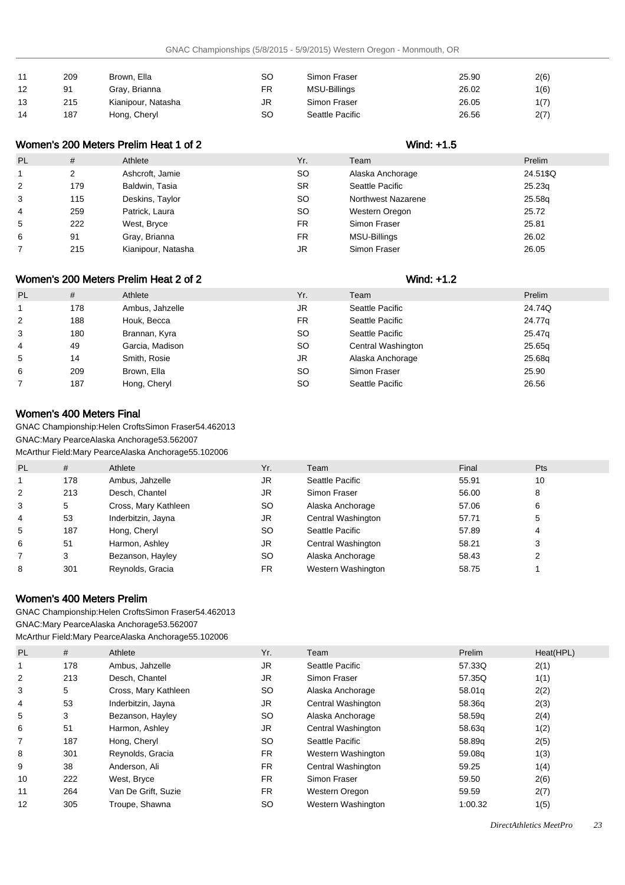| 11 | 209 | Brown, Ella | SO | Simon Fraser | 25.90 | 2(6) |
|---|---|---|---|---|---|---|
| 12 | 91 | Gray, Brianna | FR | MSU-Billings | 26.02 | 1(6) |
| 13 | 215 | Kianipour, Natasha | JR | Simon Fraser | 26.05 | 1(7) |
| 14 | 187 | Hong, Cheryl | SO | Seattle Pacific | 26.56 | 2(7) |

### Women's 200 Meters Prelim Heat 1 of 2

Wind: +1.5

| PL | # | Athlete | Yr. | Team | Prelim |
|---|---|---|---|---|---|
| 1 | 2 | Ashcroft, Jamie | SO | Alaska Anchorage | 24.51$Q |
| 2 | 179 | Baldwin, Tasia | SR | Seattle Pacific | 25.23q |
| 3 | 115 | Deskins, Taylor | SO | Northwest Nazarene | 25.58q |
| 4 | 259 | Patrick, Laura | SO | Western Oregon | 25.72 |
| 5 | 222 | West, Bryce | FR | Simon Fraser | 25.81 |
| 6 | 91 | Gray, Brianna | FR | MSU-Billings | 26.02 |
| 7 | 215 | Kianipour, Natasha | JR | Simon Fraser | 26.05 |

### Women's 200 Meters Prelim Heat 2 of 2

Wind: +1.2

| PL | # | Athlete | Yr. | Team | Prelim |
|---|---|---|---|---|---|
| 1 | 178 | Ambus, Jahzelle | JR | Seattle Pacific | 24.74Q |
| 2 | 188 | Houk, Becca | FR | Seattle Pacific | 24.77q |
| 3 | 180 | Brannan, Kyra | SO | Seattle Pacific | 25.47q |
| 4 | 49 | Garcia, Madison | SO | Central Washington | 25.65q |
| 5 | 14 | Smith, Rosie | JR | Alaska Anchorage | 25.68q |
| 6 | 209 | Brown, Ella | SO | Simon Fraser | 25.90 |
| 7 | 187 | Hong, Cheryl | SO | Seattle Pacific | 26.56 |

### Women's 400 Meters Final

GNAC Championship:Helen CroftsSimon Fraser54.462013
GNAC:Mary PearceAlaska Anchorage53.562007
McArthur Field:Mary PearceAlaska Anchorage55.102006

| PL | # | Athlete | Yr. | Team | Final | Pts |
|---|---|---|---|---|---|---|
| 1 | 178 | Ambus, Jahzelle | JR | Seattle Pacific | 55.91 | 10 |
| 2 | 213 | Desch, Chantel | JR | Simon Fraser | 56.00 | 8 |
| 3 | 5 | Cross, Mary Kathleen | SO | Alaska Anchorage | 57.06 | 6 |
| 4 | 53 | Inderbitzin, Jayna | JR | Central Washington | 57.71 | 5 |
| 5 | 187 | Hong, Cheryl | SO | Seattle Pacific | 57.89 | 4 |
| 6 | 51 | Harmon, Ashley | JR | Central Washington | 58.21 | 3 |
| 7 | 3 | Bezanson, Hayley | SO | Alaska Anchorage | 58.43 | 2 |
| 8 | 301 | Reynolds, Gracia | FR | Western Washington | 58.75 | 1 |

### Women's 400 Meters Prelim

GNAC Championship:Helen CroftsSimon Fraser54.462013
GNAC:Mary PearceAlaska Anchorage53.562007
McArthur Field:Mary PearceAlaska Anchorage55.102006

| PL | # | Athlete | Yr. | Team | Prelim | Heat(HPL) |
|---|---|---|---|---|---|---|
| 1 | 178 | Ambus, Jahzelle | JR | Seattle Pacific | 57.33Q | 2(1) |
| 2 | 213 | Desch, Chantel | JR | Simon Fraser | 57.35Q | 1(1) |
| 3 | 5 | Cross, Mary Kathleen | SO | Alaska Anchorage | 58.01q | 2(2) |
| 4 | 53 | Inderbitzin, Jayna | JR | Central Washington | 58.36q | 2(3) |
| 5 | 3 | Bezanson, Hayley | SO | Alaska Anchorage | 58.59q | 2(4) |
| 6 | 51 | Harmon, Ashley | JR | Central Washington | 58.63q | 1(2) |
| 7 | 187 | Hong, Cheryl | SO | Seattle Pacific | 58.89q | 2(5) |
| 8 | 301 | Reynolds, Gracia | FR | Western Washington | 59.08q | 1(3) |
| 9 | 38 | Anderson, Ali | FR | Central Washington | 59.25 | 1(4) |
| 10 | 222 | West, Bryce | FR | Simon Fraser | 59.50 | 2(6) |
| 11 | 264 | Van De Grift, Suzie | FR | Western Oregon | 59.59 | 2(7) |
| 12 | 305 | Troupe, Shawna | SO | Western Washington | 1:00.32 | 1(5) |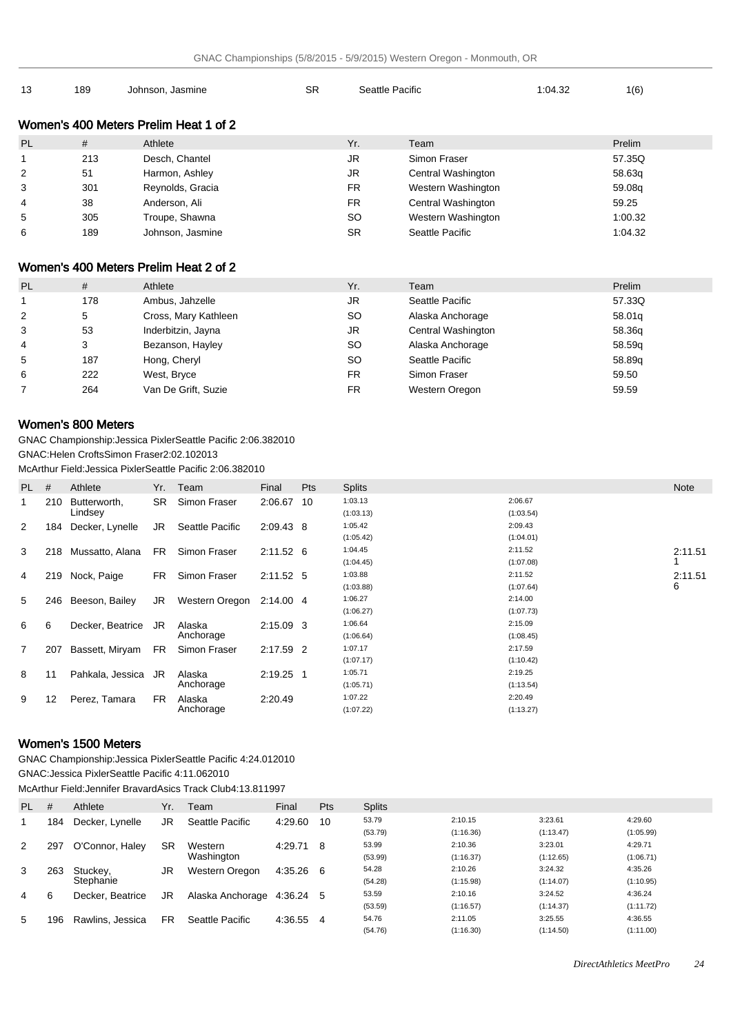| 13 | 189 | Johnson, Jasmine | SR | Seattle Pacific | 1:04.32 | 1(6) |
|---|---|---|---|---|---|---|

### Women's 400 Meters Prelim Heat 1 of 2

| PL | # | Athlete | Yr. | Team | Prelim |
|---|---|---|---|---|---|
| 1 | 213 | Desch, Chantel | JR | Simon Fraser | 57.35Q |
| 2 | 51 | Harmon, Ashley | JR | Central Washington | 58.63q |
| 3 | 301 | Reynolds, Gracia | FR | Western Washington | 59.08q |
| 4 | 38 | Anderson, Ali | FR | Central Washington | 59.25 |
| 5 | 305 | Troupe, Shawna | SO | Western Washington | 1:00.32 |
| 6 | 189 | Johnson, Jasmine | SR | Seattle Pacific | 1:04.32 |

### Women's 400 Meters Prelim Heat 2 of 2

| PL | # | Athlete | Yr. | Team | Prelim |
|---|---|---|---|---|---|
| 1 | 178 | Ambus, Jahzelle | JR | Seattle Pacific | 57.33Q |
| 2 | 5 | Cross, Mary Kathleen | SO | Alaska Anchorage | 58.01q |
| 3 | 53 | Inderbitzin, Jayna | JR | Central Washington | 58.36q |
| 4 | 3 | Bezanson, Hayley | SO | Alaska Anchorage | 58.59q |
| 5 | 187 | Hong, Cheryl | SO | Seattle Pacific | 58.89q |
| 6 | 222 | West, Bryce | FR | Simon Fraser | 59.50 |
| 7 | 264 | Van De Grift, Suzie | FR | Western Oregon | 59.59 |

### Women's 800 Meters

GNAC Championship:Jessica PixlerSeattle Pacific 2:06.382010

GNAC:Helen CroftsSimon Fraser2:02.102013

McArthur Field:Jessica PixlerSeattle Pacific 2:06.382010

| PL | # | Athlete | Yr. | Team | Final | Pts | Splits | | Note |
|---|---|---|---|---|---|---|---|---|---|
| 1 | 210 | Butterworth, Lindsey | SR | Simon Fraser | 2:06.67 | 10 | 1:03.13 (1:03.13) | 2:06.67 (1:03.54) | |
| 2 | 184 | Decker, Lynelle | JR | Seattle Pacific | 2:09.43 | 8 | 1:05.42 (1:05.42) | 2:09.43 (1:04.01) | |
| 3 | 218 | Mussatto, Alana | FR | Simon Fraser | 2:11.52 | 6 | 1:04.45 (1:04.45) | 2:11.52 (1:07.08) | 2:11.511 |
| 4 | 219 | Nock, Paige | FR | Simon Fraser | 2:11.52 | 5 | 1:03.88 (1:03.88) | 2:11.52 (1:07.64) | 2:11.516 |
| 5 | 246 | Beeson, Bailey | JR | Western Oregon | 2:14.00 | 4 | 1:06.27 (1:06.27) | 2:14.00 (1:07.73) | |
| 6 | 6 | Decker, Beatrice | JR | Alaska Anchorage | 2:15.09 | 3 | 1:06.64 (1:06.64) | 2:15.09 (1:08.45) | |
| 7 | 207 | Bassett, Miryam | FR | Simon Fraser | 2:17.59 | 2 | 1:07.17 (1:07.17) | 2:17.59 (1:10.42) | |
| 8 | 11 | Pahkala, Jessica | JR | Alaska Anchorage | 2:19.25 | 1 | 1:05.71 (1:05.71) | 2:19.25 (1:13.54) | |
| 9 | 12 | Perez, Tamara | FR | Alaska Anchorage | 2:20.49 | | 1:07.22 (1:07.22) | 2:20.49 (1:13.27) | |

### Women's 1500 Meters

GNAC Championship:Jessica PixlerSeattle Pacific 4:24.012010

GNAC:Jessica PixlerSeattle Pacific 4:11.062010

McArthur Field:Jennifer BravardAsics Track Club4:13.811997

| PL | # | Athlete | Yr. | Team | Final | Pts | Splits | | | |
|---|---|---|---|---|---|---|---|---|---|---|
| 1 | 184 | Decker, Lynelle | JR | Seattle Pacific | 4:29.60 | 10 | 53.79 (53.79) | 2:10.15 (1:16.36) | 3:23.61 (1:13.47) | 4:29.60 (1:05.99) |
| 2 | 297 | O'Connor, Haley | SR | Western Washington | 4:29.71 | 8 | 53.99 (53.99) | 2:10.36 (1:16.37) | 3:23.01 (1:12.65) | 4:29.71 (1:06.71) |
| 3 | 263 | Stuckey, Stephanie | JR | Western Oregon | 4:35.26 | 6 | 54.28 (54.28) | 2:10.26 (1:15.98) | 3:24.32 (1:14.07) | 4:35.26 (1:10.95) |
| 4 | 6 | Decker, Beatrice | JR | Alaska Anchorage | 4:36.24 | 5 | 53.59 (53.59) | 2:10.16 (1:16.57) | 3:24.52 (1:14.37) | 4:36.24 (1:11.72) |
| 5 | 196 | Rawlins, Jessica | FR | Seattle Pacific | 4:36.55 | 4 | 54.76 (54.76) | 2:11.05 (1:16.30) | 3:25.55 (1:14.50) | 4:36.55 (1:11.00) |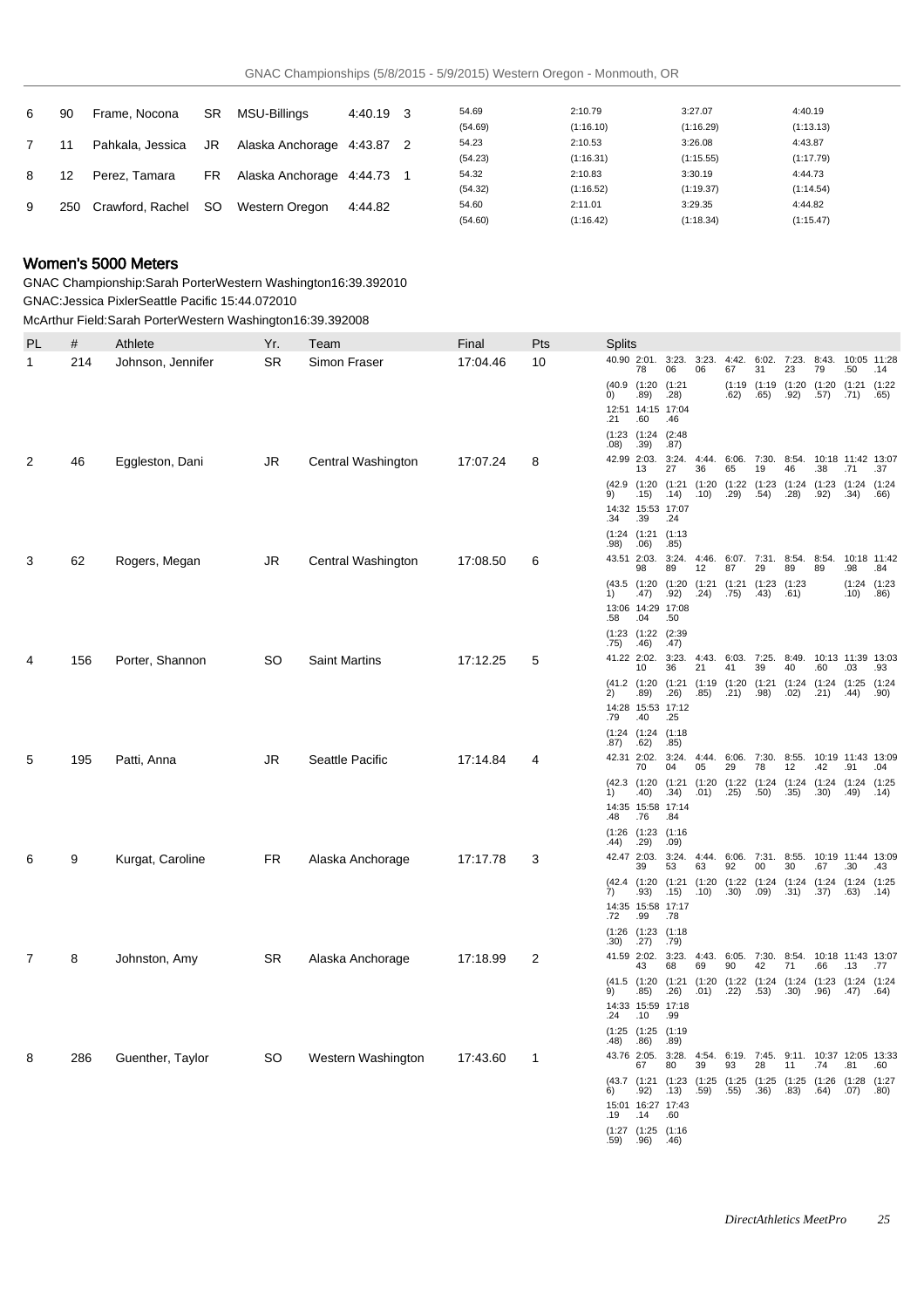| 6 | 90 | Frame, Nocona | SR | MSU-Billings | 4:40.19 | 3 | 54.69 (54.69) | 2:10.79 (1:16.10) | 3:27.07 (1:16.29) | 4:40.19 (1:13.13) |
|---|---|---|---|---|---|---|---|---|---|---|
| 7 | 11 | Pahkala, Jessica | JR | Alaska Anchorage | 4:43.87 | 2 | 54.23 (54.23) | 2:10.53 (1:16.31) | 3:26.08 (1:15.55) | 4:43.87 (1:17.79) |
| 8 | 12 | Perez, Tamara | FR | Alaska Anchorage | 4:44.73 | 1 | 54.32 (54.32) | 2:10.83 (1:16.52) | 3:30.19 (1:19.37) | 4:44.73 (1:14.54) |
| 9 | 250 | Crawford, Rachel | SO | Western Oregon | 4:44.82 | | 54.60 (54.60) | 2:11.01 (1:16.42) | 3:29.35 (1:18.34) | 4:44.82 (1:15.47) |

## Women's 5000 Meters

GNAC Championship:Sarah PorterWestern Washington16:39.392010
GNAC:Jessica PixlerSeattle Pacific 15:44.072010
McArthur Field:Sarah PorterWestern Washington16:39.392008

| PL | # | Athlete | Yr. | Team | Final | Pts | Splits |
|---|---|---|---|---|---|---|---|
| 1 | 214 | Johnson, Jennifer | SR | Simon Fraser | 17:04.46 | 10 | 40.90 (40.90) 2:01.78 (1:20.89) 3:23.06 (1:21.28) 3:23.06 4:42.67 (1:19.62) 6:02.31 (1:19.65) 7:23.23 (1:20.92) 8:43.79 (1:20.57) 10:05.50 (1:21.71) 11:28.14 (1:22.65) 12:51.21 (1:23.08) 14:15.60 (1:24.39) 17:04.46 (2:48.87) |
| 2 | 46 | Eggleston, Dani | JR | Central Washington | 17:07.24 | 8 | 42.99 (42.99) 2:03.13 (1:20.15) 3:24.27 (1:21.14) 4:44.36 (1:20.10) 6:06.65 (1:22.29) 7:30.19 (1:23.54) 8:54.46 (1:24.28) 10:18.38 (1:23.92) 11:42.71 (1:24.34) 13:07.37 (1:24.66) 14:32.34 (1:24.98) 15:53.39 (1:21.06) 17:07.24 (1:13.85) |
| 3 | 62 | Rogers, Megan | JR | Central Washington | 17:08.50 | 6 | 43.51 (43.51) 2:03.98 (1:20.47) 3:24.89 (1:20.92) 4:46.12 (1:21.24) 6:07.87 (1:21.75) 7:31.29 (1:23.43) 8:54.89 (1:23.61) 8:54.89 10:18.98 (1:24.10) 11:42.84 (1:23.86) 13:06.58 (1:23.75) 14:29.04 (1:22.46) 17:08.50 (2:39.47) |
| 4 | 156 | Porter, Shannon | SO | Saint Martins | 17:12.25 | 5 | 41.22 (41.22) 2:02.10 (1:20.89) 3:23.36 (1:21.26) 4:43.21 (1:19.85) 6:03.41 (1:20.21) 7:25.39 (1:21.98) 8:49.40 (1:24.02) 10:13.60 (1:24.21) 11:39.03 (1:25.44) 13:03.93 (1:24.90) 14:28.79 (1:24.87) 15:53.40 (1:24.62) 17:12.25 (1:18.85) |
| 5 | 195 | Patti, Anna | JR | Seattle Pacific | 17:14.84 | 4 | 42.31 (42.31) 2:02.70 (1:20.40) 3:24.04 (1:21.34) 4:44.05 (1:20.01) 6:06.29 (1:22.25) 7:30.78 (1:24.50) 8:55.12 (1:24.35) 10:19.42 (1:24.30) 11:43.91 (1:24.49) 13:09.04 (1:25.14) 14:35.48 (1:26.44) 15:58.76 (1:23.29) 17:14.84 (1:16.09) |
| 6 | 9 | Kurgat, Caroline | FR | Alaska Anchorage | 17:17.78 | 3 | 42.47 (42.47) 2:03.39 (1:20.93) 3:24.53 (1:21.15) 4:44.63 (1:20.10) 6:06.92 (1:22.30) 7:31.00 (1:24.09) 8:55.30 (1:24.31) 10:19.67 (1:24.37) 11:44.30 (1:24.63) 13:09.43 (1:25.14) 14:35.72 (1:26.30) 15:58.99 (1:23.27) 17:17.78 (1:18.79) |
| 7 | 8 | Johnston, Amy | SR | Alaska Anchorage | 17:18.99 | 2 | 41.59 (41.59) 2:02.43 (1:20.85) 3:23.68 (1:21.26) 4:43.69 (1:20.01) 6:05.90 (1:22.22) 7:30.42 (1:24.53) 8:54.71 (1:24.30) 10:18.66 (1:23.96) 11:43.13 (1:24.47) 13:07.77 (1:24.64) 14:33.24 (1:25.48) 15:59.10 (1:25.86) 17:18.99 (1:19.89) |
| 8 | 286 | Guenther, Taylor | SO | Western Washington | 17:43.60 | 1 | 43.76 (43.76) 2:05.67 (1:21.92) 3:28.80 (1:23.13) 4:54.39 (1:25.59) 6:19.93 (1:25.55) 7:45.28 (1:25.36) 9:11.11 (1:25.83) 10:37.74 (1:26.64) 12:05.81 (1:28.07) 13:33.60 (1:27.80) 15:01.19 (1:27.59) 16:27.14 (1:25.96) 17:43.60 (1:16.46) |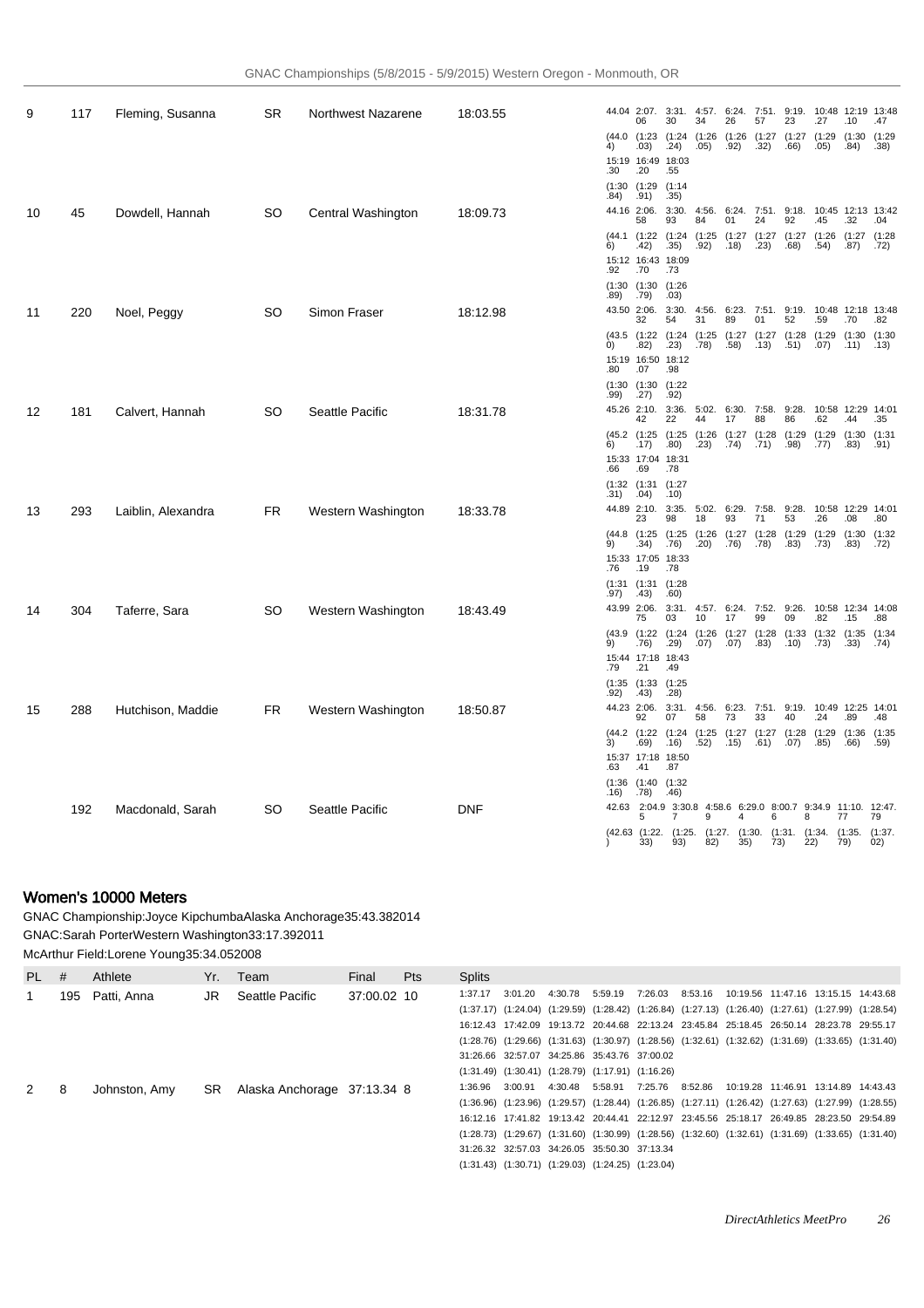| PL | # | Athlete | Yr. | Team | Final | Pts | Splits |
|---|---|---|---|---|---|---|---|
| 9 | 117 | Fleming, Susanna | SR | Northwest Nazarene | 18:03.55 | | 44.04 2:07.06 3:31.30 4:57.34 6:24.26 7:51.57 9:19.23 10:48.27 12:19.10 13:48.47 (44.04) (1:23.03) (1:24.24) (1:26.05) (1:26.92) (1:27.32) (1:27.66) (1:29.05) (1:30.84) (1:29.38) 15:19.30 16:49.20 18:03.55 (1:30.84) (1:29.91) (1:14.35) |
| 10 | 45 | Dowdell, Hannah | SO | Central Washington | 18:09.73 | | 44.16 2:06.58 3:30.93 4:56.84 6:24.01 7:51.24 9:18.92 10:45.45 12:13.32 13:42.04 (44.16) (1:22.42) (1:24.35) (1:25.92) (1:27.18) (1:27.23) (1:27.68) (1:26.54) (1:27.87) (1:28.72) 15:12.92 16:43.70 18:09.73 (1:30.89) (1:30.79) (1:26.03) |
| 11 | 220 | Noel, Peggy | SO | Simon Fraser | 18:12.98 | | 43.50 2:06.32 3:30.54 4:56.31 6:23.89 7:51.01 9:19.52 10:48.59 12:18.70 13:48.82 (43.50) (1:22.82) (1:24.23) (1:25.78) (1:27.58) (1:27.13) (1:28.51) (1:29.07) (1:30.11) (1:30.13) 15:19.80 16:50.07 18:12.98 (1:30.99) (1:30.27) (1:22.92) |
| 12 | 181 | Calvert, Hannah | SO | Seattle Pacific | 18:31.78 | | 45.26 2:10.42 3:36.22 5:02.44 6:30.17 7:58.88 9:28.86 10:58.62 12:29.44 14:01.35 (45.26) (1:25.17) (1:25.80) (1:26.23) (1:27.74) (1:28.71) (1:29.98) (1:29.77) (1:30.83) (1:31.91) 15:33.66 17:04.69 18:31.78 (1:32.31) (1:31.04) (1:27.10) |
| 13 | 293 | Laiblin, Alexandra | FR | Western Washington | 18:33.78 | | 44.89 2:10.23 3:35.98 5:02.18 6:29.93 7:58.71 9:28.53 10:58.26 12:29.08 14:01.80 (44.89) (1:25.34) (1:25.76) (1:26.20) (1:27.76) (1:28.78) (1:29.83) (1:29.73) (1:30.83) (1:32.72) 15:33.76 17:05.19 18:33.78 (1:31.97) (1:31.43) (1:28.60) |
| 14 | 304 | Taferre, Sara | SO | Western Washington | 18:43.49 | | 43.99 2:06.75 3:31.03 4:57.10 6:24.17 7:52.99 9:26.09 10:58.82 12:34.15 14:08.88 (43.99) (1:22.76) (1:24.29) (1:26.07) (1:27.07) (1:28.83) (1:33.10) (1:32.73) (1:35.33) (1:34.74) 15:44.79 17:18.21 18:43.49 (1:35.92) (1:33.43) (1:25.28) |
| 15 | 288 | Hutchison, Maddie | FR | Western Washington | 18:50.87 | | 44.23 2:06.92 3:31.07 4:56.58 6:23.73 7:51.33 9:19.40 10:49.24 12:25.89 14:01.48 (44.23) (1:22.69) (1:24.16) (1:25.52) (1:27.15) (1:27.61) (1:28.07) (1:29.85) (1:36.66) (1:35.59) 15:37.63 17:18.41 18:50.87 (1:36.16) (1:40.78) (1:32.46) |
| | 192 | Macdonald, Sarah | SO | Seattle Pacific | DNF | | 42.63 2:04.95 3:30.87 4:58.69 6:29.04 8:00.76 9:34.98 11:10.77 12:47.79 (42.63) (1:22.33) (1:25.93) (1:27.82) (1:30.35) (1:31.73) (1:34.22) (1:35.79) (1:37.02) |

## Women's 10000 Meters

GNAC Championship:Joyce KipchumbaAlaska Anchorage35:43.382014

GNAC:Sarah PorterWestern Washington33:17.392011

McArthur Field:Lorene Young35:34.052008

| PL | # | Athlete | Yr. | Team | Final | Pts | Splits |
|---|---|---|---|---|---|---|---|
| 1 | 195 | Patti, Anna | JR | Seattle Pacific | 37:00.02 | 10 | 1:37.17 3:01.20 4:30.78 5:59.19 7:26.03 8:53.16 10:19.56 11:47.16 13:15.15 14:43.68 (1:37.17) (1:24.04) (1:29.59) (1:28.42) (1:26.84) (1:27.13) (1:26.40) (1:27.61) (1:27.99) (1:28.54) 16:12.43 17:42.09 19:13.72 20:44.68 22:13.24 23:45.84 25:18.45 26:50.14 28:23.78 29:55.17 (1:28.76) (1:29.66) (1:31.63) (1:30.97) (1:28.56) (1:32.61) (1:32.62) (1:31.69) (1:33.65) (1:31.40) 31:26.66 32:57.07 34:25.86 35:43.76 37:00.02 (1:31.49) (1:30.41) (1:28.79) (1:17.91) (1:16.26) |
| 2 | 8 | Johnston, Amy | SR | Alaska Anchorage | 37:13.34 | 8 | 1:36.96 3:00.91 4:30.48 5:58.91 7:25.76 8:52.86 10:19.28 11:46.91 13:14.89 14:43.43 (1:36.96) (1:23.96) (1:29.57) (1:28.44) (1:26.85) (1:27.11) (1:26.42) (1:27.63) (1:27.99) (1:28.55) 16:12.16 17:41.82 19:13.42 20:44.41 22:12.97 23:45.56 25:18.17 26:49.85 28:23.50 29:54.89 (1:28.73) (1:29.67) (1:31.60) (1:30.99) (1:28.56) (1:32.60) (1:32.61) (1:31.69) (1:33.65) (1:31.40) 31:26.32 32:57.03 34:26.05 35:50.30 37:13.34 (1:31.43) (1:30.71) (1:29.03) (1:24.25) (1:23.04) |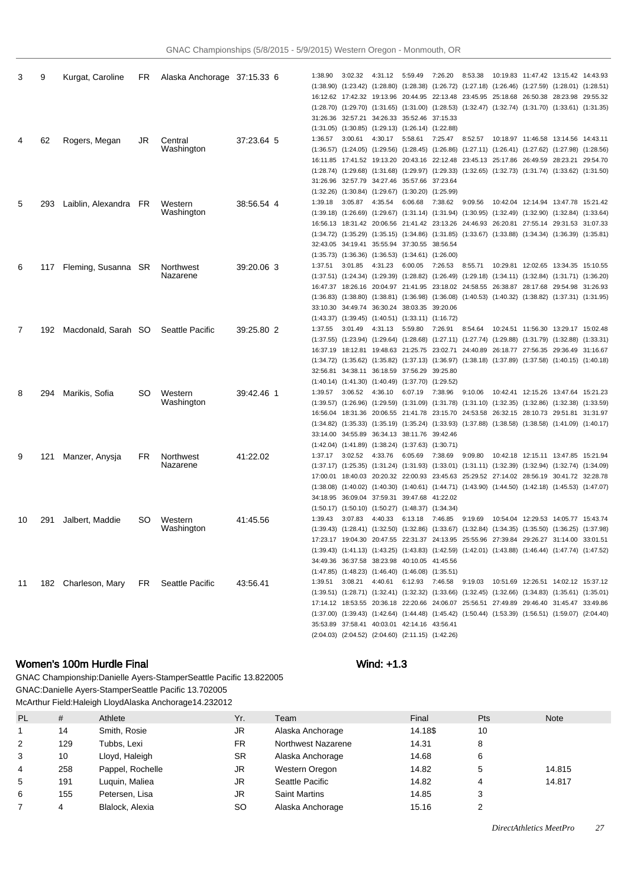| PL | # | Athlete | Yr. | Team | Final | Pts | Splits |
|---|---|---|---|---|---|---|---|
| 3 | 9 | Kurgat, Caroline | FR | Alaska Anchorage | 37:15.33 | 6 | 1:38.90 3:02.32 4:31.12 5:59.49 7:26.20 8:53.38 10:19.83 11:47.42 13:15.42 14:43.93 (1:38.90) (1:23.42) (1:28.80) (1:28.38) (1:26.72) (1:27.18) (1:26.46) (1:27.59) (1:28.01) (1:28.51) 16:12.62 17:42.32 19:13.96 20:44.95 22:13.48 23:45.95 25:18.68 26:50.38 28:23.98 29:55.32 (1:28.70) (1:29.70) (1:31.65) (1:31.00) (1:28.53) (1:32.47) (1:32.74) (1:31.70) (1:33.61) (1:31.35) 31:26.36 32:57.21 34:26.33 35:52.46 37:15.33 (1:31.05) (1:30.85) (1:29.13) (1:26.14) (1:22.88) |
| 4 | 62 | Rogers, Megan | JR | Central Washington | 37:23.64 | 5 | 1:36.57 3:00.61 4:30.17 5:58.61 7:25.47 8:52.57 10:18.97 11:46.58 13:14.56 14:43.11 (1:36.57) (1:24.05) (1:29.56) (1:28.45) (1:26.86) (1:27.11) (1:26.41) (1:27.62) (1:27.98) (1:28.56) 16:11.85 17:41.52 19:13.20 20:43.16 22:12.48 23:45.13 25:17.86 26:49.59 28:23.21 29:54.70 (1:28.74) (1:29.68) (1:31.68) (1:29.97) (1:29.33) (1:32.65) (1:32.73) (1:31.74) (1:33.62) (1:31.50) 31:26.96 32:57.79 34:27.46 35:57.66 37:23.64 (1:32.26) (1:30.84) (1:29.67) (1:30.20) (1:25.99) |
| 5 | 293 | Laiblin, Alexandra | FR | Western Washington | 38:56.54 | 4 | 1:39.18 3:05.87 4:35.54 6:06.68 7:38.62 9:09.56 10:42.04 12:14.94 13:47.78 15:21.42 (1:39.18) (1:26.69) (1:29.67) (1:31.14) (1:31.94) (1:30.95) (1:32.49) (1:32.90) (1:32.84) (1:33.64) 16:56.13 18:31.42 20:06.56 21:41.42 23:13.26 24:46.93 26:20.81 27:55.14 29:31.53 31:07.33 (1:34.72) (1:35.29) (1:35.15) (1:34.86) (1:31.85) (1:33.67) (1:33.88) (1:34.34) (1:36.39) (1:35.81) 32:43.05 34:19.41 35:55.94 37:30.55 38:56.54 (1:35.73) (1:36.36) (1:36.53) (1:34.61) (1:26.00) |
| 6 | 117 | Fleming, Susanna | SR | Northwest Nazarene | 39:20.06 | 3 | 1:37.51 3:01.85 4:31.23 6:00.05 7:26.53 8:55.71 10:29.81 12:02.65 13:34.35 15:10.55 (1:37.51) (1:24.34) (1:29.39) (1:28.82) (1:26.49) (1:29.18) (1:34.11) (1:32.84) (1:31.71) (1:36.20) 16:47.37 18:26.16 20:04.97 21:41.95 23:18.02 24:58.55 26:38.87 28:17.68 29:54.98 31:26.93 (1:36.83) (1:38.80) (1:38.81) (1:36.98) (1:36.08) (1:40.53) (1:40.32) (1:38.82) (1:37.31) (1:31.95) 33:10.30 34:49.74 36:30.24 38:03.35 39:20.06 (1:43.37) (1:39.45) (1:40.51) (1:33.11) (1:16.72) |
| 7 | 192 | Macdonald, Sarah | SO | Seattle Pacific | 39:25.80 | 2 | 1:37.55 3:01.49 4:31.13 5:59.80 7:26.91 8:54.64 10:24.51 11:56.30 13:29.17 15:02.48 (1:37.55) (1:23.94) (1:29.64) (1:28.68) (1:27.11) (1:27.74) (1:29.88) (1:31.79) (1:32.88) (1:33.31) 16:37.19 18:12.81 19:48.63 21:25.75 23:02.71 24:40.89 26:18.77 27:56.35 29:36.49 31:16.67 (1:34.72) (1:35.62) (1:35.82) (1:37.13) (1:36.97) (1:38.18) (1:37.89) (1:37.58) (1:40.15) (1:40.18) 32:56.81 34:38.11 36:18.59 37:56.29 39:25.80 (1:40.14) (1:41.30) (1:40.49) (1:37.70) (1:29.52) |
| 8 | 294 | Marikis, Sofia | SO | Western Washington | 39:42.46 | 1 | 1:39.57 3:06.52 4:36.10 6:07.19 7:38.96 9:10.06 10:42.41 12:15.26 13:47.64 15:21.23 (1:39.57) (1:26.96) (1:29.59) (1:31.09) (1:31.78) (1:31.10) (1:32.35) (1:32.86) (1:32.38) (1:33.59) 16:56.04 18:31.36 20:06.55 21:41.78 23:15.70 24:53.58 26:32.15 28:10.73 29:51.81 31:31.97 (1:34.82) (1:35.33) (1:35.19) (1:35.24) (1:33.93) (1:37.88) (1:38.58) (1:38.58) (1:41.09) (1:40.17) 33:14.00 34:55.89 36:34.13 38:11.76 39:42.46 (1:42.04) (1:41.89) (1:38.24) (1:37.63) (1:30.71) |
| 9 | 121 | Manzer, Anysja | FR | Northwest Nazarene | 41:22.02 | | 1:37.17 3:02.52 4:33.76 6:05.69 7:38.69 9:09.80 10:42.18 12:15.11 13:47.85 15:21.94 (1:37.17) (1:25.35) (1:31.24) (1:31.93) (1:33.01) (1:31.11) (1:32.39) (1:32.94) (1:32.74) (1:34.09) 17:00.01 18:40.03 20:20.32 22:00.93 23:45.63 25:29.52 27:14.02 28:56.19 30:41.72 32:28.78 (1:38.08) (1:40.02) (1:40.30) (1:40.61) (1:44.71) (1:43.90) (1:44.50) (1:42.18) (1:45.53) (1:47.07) 34:18.95 36:09.04 37:59.31 39:47.68 41:22.02 (1:50.17) (1:50.10) (1:50.27) (1:48.37) (1:34.34) |
| 10 | 291 | Jalbert, Maddie | SO | Western Washington | 41:45.56 | | 1:39.43 3:07.83 4:40.33 6:13.18 7:46.85 9:19.69 10:54.04 12:29.53 14:05.77 15:43.74 (1:39.43) (1:28.41) (1:32.50) (1:32.86) (1:33.67) (1:32.84) (1:34.35) (1:35.50) (1:36.25) (1:37.98) 17:23.17 19:04.30 20:47.55 22:31.37 24:13.95 25:55.96 27:39.84 29:26.27 31:14.00 33:01.51 (1:39.43) (1:41.13) (1:43.25) (1:43.83) (1:42.59) (1:42.01) (1:43.88) (1:46.44) (1:47.74) (1:47.52) 34:49.36 36:37.58 38:23.98 40:10.05 41:45.56 (1:47.85) (1:48.23) (1:46.40) (1:46.08) (1:35.51) |
| 11 | 182 | Charleson, Mary | FR | Seattle Pacific | 43:56.41 | | 1:39.51 3:08.21 4:40.61 6:12.93 7:46.58 9:19.03 10:51.69 12:26.51 14:02.12 15:37.12 (1:39.51) (1:28.71) (1:32.41) (1:32.32) (1:33.66) (1:32.45) (1:32.66) (1:34.83) (1:35.61) (1:35.01) 17:14.12 18:53.55 20:36.18 22:20.66 24:06.07 25:56.51 27:49.89 29:46.40 31:45.47 33:49.86 (1:37.00) (1:39.43) (1:42.64) (1:44.48) (1:45.42) (1:50.44) (1:53.39) (1:56.51) (1:59.07) (2:04.40) 35:53.89 37:58.41 40:03.01 42:14.16 43:56.41 (2:04.03) (2:04.52) (2:04.60) (2:11.15) (1:42.26) |

## Women's 100m Hurdle Final

Wind: +1.3

GNAC Championship:Danielle Ayers-StamperSeattle Pacific 13.822005
GNAC:Danielle Ayers-StamperSeattle Pacific 13.702005
McArthur Field:Haleigh LloydAlaska Anchorage14.232012

| PL | # | Athlete | Yr. | Team | Final | Pts | Note |
|---|---|---|---|---|---|---|---|
| 1 | 14 | Smith, Rosie | JR | Alaska Anchorage | 14.18$ | 10 | |
| 2 | 129 | Tubbs, Lexi | FR | Northwest Nazarene | 14.31 | 8 | |
| 3 | 10 | Lloyd, Haleigh | SR | Alaska Anchorage | 14.68 | 6 | |
| 4 | 258 | Pappel, Rochelle | JR | Western Oregon | 14.82 | 5 | 14.815 |
| 5 | 191 | Luquin, Maliea | JR | Seattle Pacific | 14.82 | 4 | 14.817 |
| 6 | 155 | Petersen, Lisa | JR | Saint Martins | 14.85 | 3 | |
| 7 | 4 | Blalock, Alexia | SO | Alaska Anchorage | 15.16 | 2 | |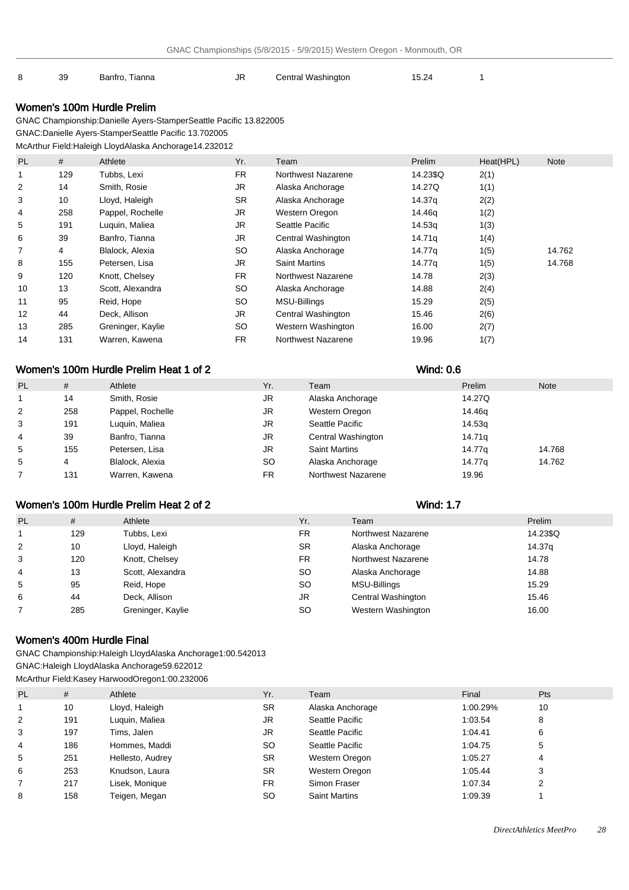| 8 | 39 | Banfro, Tianna | JR | Central Washington | 15.24 | 1 |
|---|---|---|---|---|---|---|

## Women's 100m Hurdle Prelim

GNAC Championship:Danielle Ayers-StamperSeattle Pacific 13.822005

GNAC:Danielle Ayers-StamperSeattle Pacific 13.702005

McArthur Field:Haleigh LloydAlaska Anchorage14.232012

| PL | # | Athlete | Yr. | Team | Prelim | Heat(HPL) | Note |
|---|---|---|---|---|---|---|---|
| 1 | 129 | Tubbs, Lexi | FR | Northwest Nazarene | 14.23$Q | 2(1) | |
| 2 | 14 | Smith, Rosie | JR | Alaska Anchorage | 14.27Q | 1(1) | |
| 3 | 10 | Lloyd, Haleigh | SR | Alaska Anchorage | 14.37q | 2(2) | |
| 4 | 258 | Pappel, Rochelle | JR | Western Oregon | 14.46q | 1(2) | |
| 5 | 191 | Luquin, Maliea | JR | Seattle Pacific | 14.53q | 1(3) | |
| 6 | 39 | Banfro, Tianna | JR | Central Washington | 14.71q | 1(4) | |
| 7 | 4 | Blalock, Alexia | SO | Alaska Anchorage | 14.77q | 1(5) | 14.762 |
| 8 | 155 | Petersen, Lisa | JR | Saint Martins | 14.77q | 1(5) | 14.768 |
| 9 | 120 | Knott, Chelsey | FR | Northwest Nazarene | 14.78 | 2(3) | |
| 10 | 13 | Scott, Alexandra | SO | Alaska Anchorage | 14.88 | 2(4) | |
| 11 | 95 | Reid, Hope | SO | MSU-Billings | 15.29 | 2(5) | |
| 12 | 44 | Deck, Allison | JR | Central Washington | 15.46 | 2(6) | |
| 13 | 285 | Greninger, Kaylie | SO | Western Washington | 16.00 | 2(7) | |
| 14 | 131 | Warren, Kawena | FR | Northwest Nazarene | 19.96 | 1(7) | |

## Women's 100m Hurdle Prelim Heat 1 of 2

Wind: 0.6

| PL | # | Athlete | Yr. | Team | Prelim | Note |
|---|---|---|---|---|---|---|
| 1 | 14 | Smith, Rosie | JR | Alaska Anchorage | 14.27Q | |
| 2 | 258 | Pappel, Rochelle | JR | Western Oregon | 14.46q | |
| 3 | 191 | Luquin, Maliea | JR | Seattle Pacific | 14.53q | |
| 4 | 39 | Banfro, Tianna | JR | Central Washington | 14.71q | |
| 5 | 155 | Petersen, Lisa | JR | Saint Martins | 14.77q | 14.768 |
| 5 | 4 | Blalock, Alexia | SO | Alaska Anchorage | 14.77q | 14.762 |
| 7 | 131 | Warren, Kawena | FR | Northwest Nazarene | 19.96 | |

## Women's 100m Hurdle Prelim Heat 2 of 2

Wind: 1.7

| PL | # | Athlete | Yr. | Team | Prelim |
|---|---|---|---|---|---|
| 1 | 129 | Tubbs, Lexi | FR | Northwest Nazarene | 14.23$Q |
| 2 | 10 | Lloyd, Haleigh | SR | Alaska Anchorage | 14.37q |
| 3 | 120 | Knott, Chelsey | FR | Northwest Nazarene | 14.78 |
| 4 | 13 | Scott, Alexandra | SO | Alaska Anchorage | 14.88 |
| 5 | 95 | Reid, Hope | SO | MSU-Billings | 15.29 |
| 6 | 44 | Deck, Allison | JR | Central Washington | 15.46 |
| 7 | 285 | Greninger, Kaylie | SO | Western Washington | 16.00 |

## Women's 400m Hurdle Final

GNAC Championship:Haleigh LloydAlaska Anchorage1:00.542013

GNAC:Haleigh LloydAlaska Anchorage59.622012

McArthur Field:Kasey HarwoodOregon1:00.232006

| PL | # | Athlete | Yr. | Team | Final | Pts |
|---|---|---|---|---|---|---|
| 1 | 10 | Lloyd, Haleigh | SR | Alaska Anchorage | 1:00.29% | 10 |
| 2 | 191 | Luquin, Maliea | JR | Seattle Pacific | 1:03.54 | 8 |
| 3 | 197 | Tims, Jalen | JR | Seattle Pacific | 1:04.41 | 6 |
| 4 | 186 | Hommes, Maddi | SO | Seattle Pacific | 1:04.75 | 5 |
| 5 | 251 | Hellesto, Audrey | SR | Western Oregon | 1:05.27 | 4 |
| 6 | 253 | Knudson, Laura | SR | Western Oregon | 1:05.44 | 3 |
| 7 | 217 | Lisek, Monique | FR | Simon Fraser | 1:07.34 | 2 |
| 8 | 158 | Teigen, Megan | SO | Saint Martins | 1:09.39 | 1 |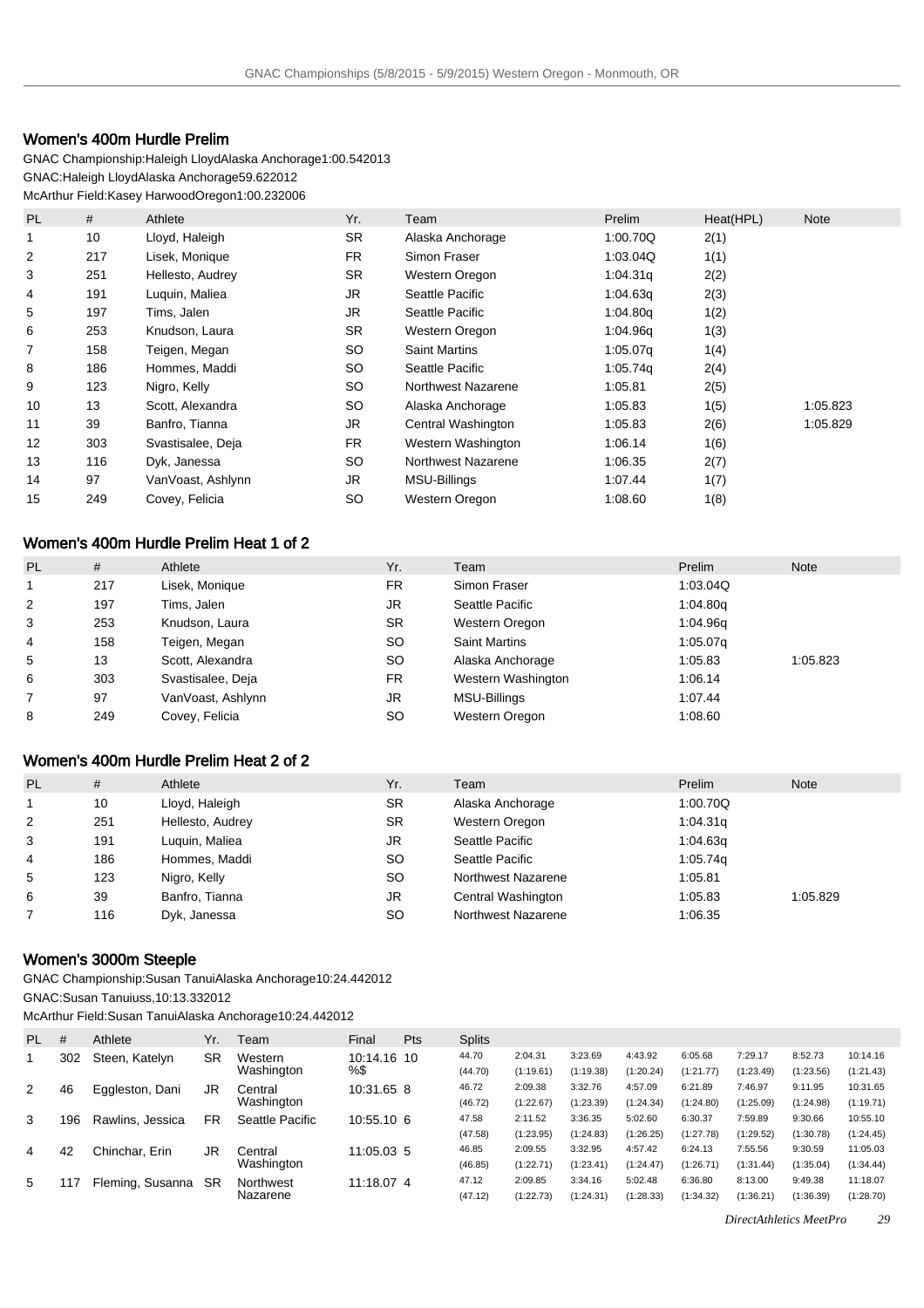## Women's 400m Hurdle Prelim

GNAC Championship:Haleigh LloydAlaska Anchorage1:00.542013
GNAC:Haleigh LloydAlaska Anchorage59.622012
McArthur Field:Kasey HarwoodOregon1:00.232006

| PL | # | Athlete | Yr. | Team | Prelim | Heat(HPL) | Note |
|---|---|---|---|---|---|---|---|
| 1 | 10 | Lloyd, Haleigh | SR | Alaska Anchorage | 1:00.70Q | 2(1) | |
| 2 | 217 | Lisek, Monique | FR | Simon Fraser | 1:03.04Q | 1(1) | |
| 3 | 251 | Hellesto, Audrey | SR | Western Oregon | 1:04.31q | 2(2) | |
| 4 | 191 | Luquin, Maliea | JR | Seattle Pacific | 1:04.63q | 2(3) | |
| 5 | 197 | Tims, Jalen | JR | Seattle Pacific | 1:04.80q | 1(2) | |
| 6 | 253 | Knudson, Laura | SR | Western Oregon | 1:04.96q | 1(3) | |
| 7 | 158 | Teigen, Megan | SO | Saint Martins | 1:05.07q | 1(4) | |
| 8 | 186 | Hommes, Maddi | SO | Seattle Pacific | 1:05.74q | 2(4) | |
| 9 | 123 | Nigro, Kelly | SO | Northwest Nazarene | 1:05.81 | 2(5) | |
| 10 | 13 | Scott, Alexandra | SO | Alaska Anchorage | 1:05.83 | 1(5) | 1:05.823 |
| 11 | 39 | Banfro, Tianna | JR | Central Washington | 1:05.83 | 2(6) | 1:05.829 |
| 12 | 303 | Svastisalee, Deja | FR | Western Washington | 1:06.14 | 1(6) | |
| 13 | 116 | Dyk, Janessa | SO | Northwest Nazarene | 1:06.35 | 2(7) | |
| 14 | 97 | VanVoast, Ashlynn | JR | MSU-Billings | 1:07.44 | 1(7) | |
| 15 | 249 | Covey, Felicia | SO | Western Oregon | 1:08.60 | 1(8) | |

## Women's 400m Hurdle Prelim Heat 1 of 2

| PL | # | Athlete | Yr. | Team | Prelim | Note |
|---|---|---|---|---|---|---|
| 1 | 217 | Lisek, Monique | FR | Simon Fraser | 1:03.04Q | |
| 2 | 197 | Tims, Jalen | JR | Seattle Pacific | 1:04.80q | |
| 3 | 253 | Knudson, Laura | SR | Western Oregon | 1:04.96q | |
| 4 | 158 | Teigen, Megan | SO | Saint Martins | 1:05.07q | |
| 5 | 13 | Scott, Alexandra | SO | Alaska Anchorage | 1:05.83 | 1:05.823 |
| 6 | 303 | Svastisalee, Deja | FR | Western Washington | 1:06.14 | |
| 7 | 97 | VanVoast, Ashlynn | JR | MSU-Billings | 1:07.44 | |
| 8 | 249 | Covey, Felicia | SO | Western Oregon | 1:08.60 | |

## Women's 400m Hurdle Prelim Heat 2 of 2

| PL | # | Athlete | Yr. | Team | Prelim | Note |
|---|---|---|---|---|---|---|
| 1 | 10 | Lloyd, Haleigh | SR | Alaska Anchorage | 1:00.70Q | |
| 2 | 251 | Hellesto, Audrey | SR | Western Oregon | 1:04.31q | |
| 3 | 191 | Luquin, Maliea | JR | Seattle Pacific | 1:04.63q | |
| 4 | 186 | Hommes, Maddi | SO | Seattle Pacific | 1:05.74q | |
| 5 | 123 | Nigro, Kelly | SO | Northwest Nazarene | 1:05.81 | |
| 6 | 39 | Banfro, Tianna | JR | Central Washington | 1:05.83 | 1:05.829 |
| 7 | 116 | Dyk, Janessa | SO | Northwest Nazarene | 1:06.35 | |

## Women's 3000m Steeple

GNAC Championship:Susan TanuiAlaska Anchorage10:24.442012
GNAC:Susan Tanuiuss,10:13.332012
McArthur Field:Susan TanuiAlaska Anchorage10:24.442012

| PL | # | Athlete | Yr. | Team | Final | Pts | Splits | | | | | | | |
|---|---|---|---|---|---|---|---|---|---|---|---|---|---|---|
| 1 | 302 | Steen, Katelyn | SR | Western Washington | 10:14.16 %$ | 10 | 44.70 (44.70) | 2:04.31 (1:19.61) | 3:23.69 (1:19.38) | 4:43.92 (1:20.24) | 6:05.68 (1:21.77) | 7:29.17 (1:23.49) | 8:52.73 (1:23.56) | 10:14.16 (1:21.43) |
| 2 | 46 | Eggleston, Dani | JR | Central Washington | 10:31.65 | 8 | 46.72 (46.72) | 2:09.38 (1:22.67) | 3:32.76 (1:23.39) | 4:57.09 (1:24.34) | 6:21.89 (1:24.80) | 7:46.97 (1:25.09) | 9:11.95 (1:24.98) | 10:31.65 (1:19.71) |
| 3 | 196 | Rawlins, Jessica | FR | Seattle Pacific | 10:55.10 | 6 | 47.58 (47.58) | 2:11.52 (1:23.95) | 3:36.35 (1:24.83) | 5:02.60 (1:26.25) | 6:30.37 (1:27.78) | 7:59.89 (1:29.52) | 9:30.66 (1:30.78) | 10:55.10 (1:24.45) |
| 4 | 42 | Chinchar, Erin | JR | Central Washington | 11:05.03 | 5 | 46.85 (46.85) | 2:09.55 (1:22.71) | 3:32.95 (1:23.41) | 4:57.42 (1:24.47) | 6:24.13 (1:26.71) | 7:55.56 (1:31.44) | 9:30.59 (1:35.04) | 11:05.03 (1:34.44) |
| 5 | 117 | Fleming, Susanna | SR | Northwest Nazarene | 11:18.07 | 4 | 47.12 (47.12) | 2:09.85 (1:22.73) | 3:34.16 (1:24.31) | 5:02.48 (1:28.33) | 6:36.80 (1:34.32) | 8:13.00 (1:36.21) | 9:49.38 (1:36.39) | 11:18.07 (1:28.70) |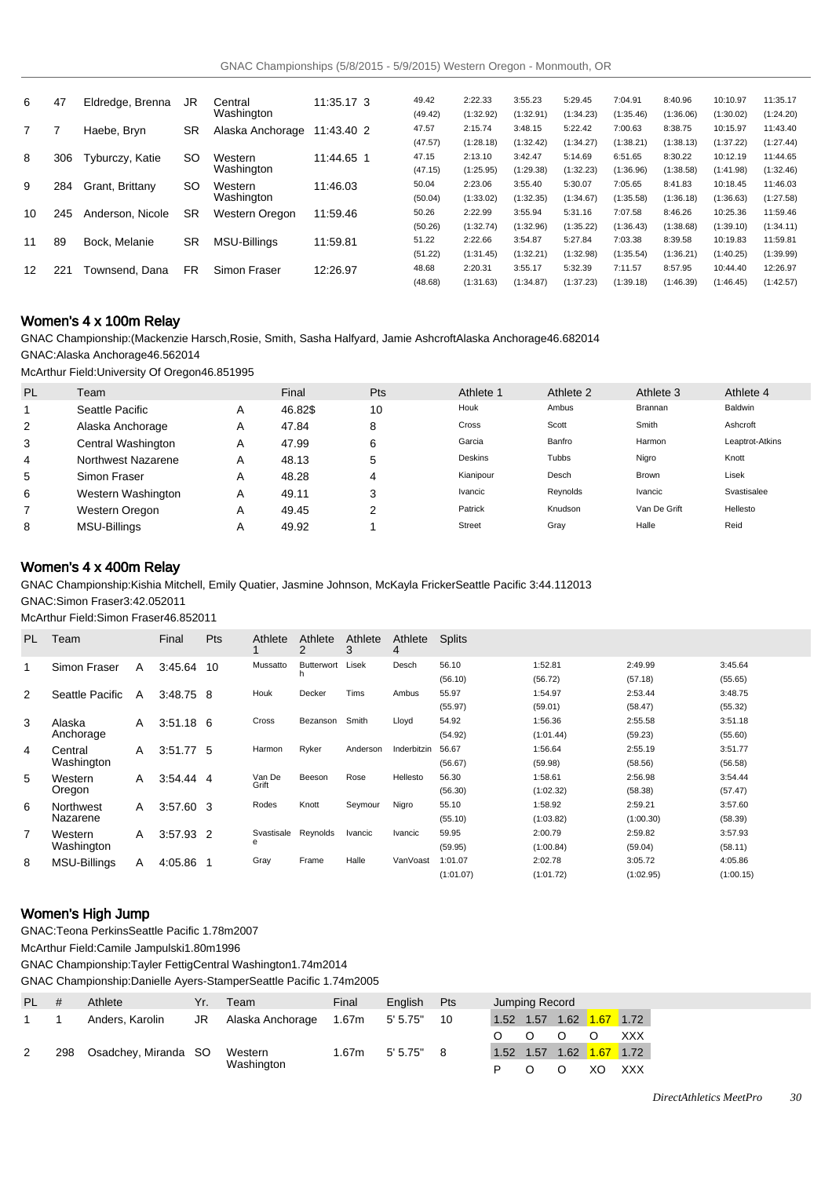| | | | | | | | | | | | | | | |
|---|---|---|---|---|---|---|---|---|---|---|---|---|---|---|
| 6 | 47 | Eldredge, Brenna | JR | Central Washington | 11:35.17 | 3 | 49.42 (49.42) | 2:22.33 (1:32.92) | 3:55.23 (1:32.91) | 5:29.45 (1:34.23) | 7:04.91 (1:35.46) | 8:40.96 (1:36.06) | 10:10.97 (1:30.02) | 11:35.17 (1:24.20) |
| 7 | 7 | Haebe, Bryn | SR | Alaska Anchorage | 11:43.40 | 2 | 47.57 (47.57) | 2:15.74 (1:28.18) | 3:48.15 (1:32.42) | 5:22.42 (1:34.27) | 7:00.63 (1:38.21) | 8:38.75 (1:38.13) | 10:15.97 (1:37.22) | 11:43.40 (1:27.44) |
| 8 | 306 | Tyburczy, Katie | SO | Western Washington | 11:44.65 | 1 | 47.15 (47.15) | 2:13.10 (1:25.95) | 3:42.47 (1:29.38) | 5:14.69 (1:32.23) | 6:51.65 (1:36.96) | 8:30.22 (1:38.58) | 10:12.19 (1:41.98) | 11:44.65 (1:32.46) |
| 9 | 284 | Grant, Brittany | SO | Western Washington | 11:46.03 | | 50.04 (50.04) | 2:23.06 (1:33.02) | 3:55.40 (1:32.35) | 5:30.07 (1:34.67) | 7:05.65 (1:35.58) | 8:41.83 (1:36.18) | 10:18.45 (1:36.63) | 11:46.03 (1:27.58) |
| 10 | 245 | Anderson, Nicole | SR | Western Oregon | 11:59.46 | | 50.26 (50.26) | 2:22.99 (1:32.74) | 3:55.94 (1:32.96) | 5:31.16 (1:35.22) | 7:07.58 (1:36.43) | 8:46.26 (1:38.68) | 10:25.36 (1:39.10) | 11:59.46 (1:34.11) |
| 11 | 89 | Bock, Melanie | SR | MSU-Billings | 11:59.81 | | 51.22 (51.22) | 2:22.66 (1:31.45) | 3:54.87 (1:32.21) | 5:27.84 (1:32.98) | 7:03.38 (1:35.54) | 8:39.58 (1:36.21) | 10:19.83 (1:40.25) | 11:59.81 (1:39.99) |
| 12 | 221 | Townsend, Dana | FR | Simon Fraser | 12:26.97 | | 48.68 (48.68) | 2:20.31 (1:31.63) | 3:55.17 (1:34.87) | 5:32.39 (1:37.23) | 7:11.57 (1:39.18) | 8:57.95 (1:46.39) | 10:44.40 (1:46.45) | 12:26.97 (1:42.57) |

## Women's 4 x 100m Relay

GNAC Championship:(Mackenzie Harsch,Rosie, Smith, Sasha Halfyard, Jamie AshcroftAlaska Anchorage46.682014

GNAC:Alaska Anchorage46.562014

McArthur Field:University Of Oregon46.851995

| PL | Team | | Final | Pts | Athlete 1 | Athlete 2 | Athlete 3 | Athlete 4 |
|---|---|---|---|---|---|---|---|---|
| 1 | Seattle Pacific | A | 46.82$ | 10 | Houk | Ambus | Brannan | Baldwin |
| 2 | Alaska Anchorage | A | 47.84 | 8 | Cross | Scott | Smith | Ashcroft |
| 3 | Central Washington | A | 47.99 | 6 | Garcia | Banfro | Harmon | Leaptrot-Atkins |
| 4 | Northwest Nazarene | A | 48.13 | 5 | Deskins | Tubbs | Nigro | Knott |
| 5 | Simon Fraser | A | 48.28 | 4 | Kianipour | Desch | Brown | Lisek |
| 6 | Western Washington | A | 49.11 | 3 | Ivancic | Reynolds | Ivancic | Svastisalee |
| 7 | Western Oregon | A | 49.45 | 2 | Patrick | Knudson | Van De Grift | Hellesto |
| 8 | MSU-Billings | A | 49.92 | 1 | Street | Gray | Halle | Reid |

## Women's 4 x 400m Relay

GNAC Championship:Kishia Mitchell, Emily Quatier, Jasmine Johnson, McKayla FrickerSeattle Pacific 3:44.112013

GNAC:Simon Fraser3:42.052011

McArthur Field:Simon Fraser46.852011

| PL | Team | | Final | Pts | Athlete 1 | Athlete 2 | Athlete 3 | Athlete 4 | Splits | | | |
|---|---|---|---|---|---|---|---|---|---|---|---|---|
| 1 | Simon Fraser | A | 3:45.64 | 10 | Mussatto | Butterworth | Lisek | Desch | 56.10 (56.10) | 1:52.81 (56.72) | 2:49.99 (57.18) | 3:45.64 (55.65) |
| 2 | Seattle Pacific | A | 3:48.75 | 8 | Houk | Decker | Tims | Ambus | 55.97 (55.97) | 1:54.97 (59.01) | 2:53.44 (58.47) | 3:48.75 (55.32) |
| 3 | Alaska Anchorage | A | 3:51.18 | 6 | Cross | Bezanson | Smith | Lloyd | 54.92 (54.92) | 1:56.36 (1:01.44) | 2:55.58 (59.23) | 3:51.18 (55.60) |
| 4 | Central Washington | A | 3:51.77 | 5 | Harmon | Ryker | Anderson | Inderbitzin | 56.67 (56.67) | 1:56.64 (59.98) | 2:55.19 (58.56) | 3:51.77 (56.58) |
| 5 | Western Oregon | A | 3:54.44 | 4 | Van De Grift | Beeson | Rose | Hellesto | 56.30 (56.30) | 1:58.61 (1:02.32) | 2:56.98 (58.38) | 3:54.44 (57.47) |
| 6 | Northwest Nazarene | A | 3:57.60 | 3 | Rodes | Knott | Seymour | Nigro | 55.10 (55.10) | 1:58.92 (1:03.82) | 2:59.21 (1:00.30) | 3:57.60 (58.39) |
| 7 | Western Washington | A | 3:57.93 | 2 | Svastisalee | Reynolds | Ivancic | Ivancic | 59.95 (59.95) | 2:00.79 (1:00.84) | 2:59.82 (59.04) | 3:57.93 (58.11) |
| 8 | MSU-Billings | A | 4:05.86 | 1 | Gray | Frame | Halle | VanVoast | 1:01.07 (1:01.07) | 2:02.78 (1:01.72) | 3:05.72 (1:02.95) | 4:05.86 (1:00.15) |

## Women's High Jump

GNAC:Teona PerkinsSeattle Pacific 1.78m2007

McArthur Field:Camile Jampulski1.80m1996

GNAC Championship:Tayler FettigCentral Washington1.74m2014

GNAC Championship:Danielle Ayers-StamperSeattle Pacific 1.74m2005

| PL | # | Athlete | Yr. | Team | Final | English | Pts | Jumping Record | | | | |
|---|---|---|---|---|---|---|---|---|---|---|---|---|
| | | | | | | | | 1.52 | 1.57 | 1.62 | 1.67 | 1.72 |
| 1 | 1 | Anders, Karolin | JR | Alaska Anchorage | 1.67m | 5' 5.75" | 10 | O | O | O | O | XXX |
| 2 | 298 | Osadchey, Miranda | SO | Western Washington | 1.67m | 5' 5.75" | 8 | P | O | O | XO | XXX |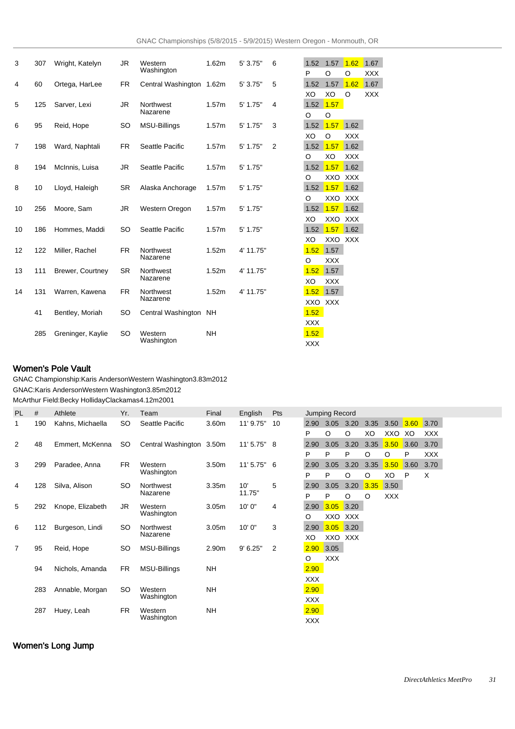| PL | # | Athlete | Yr. | Team | Final | English | Pts | Jumping Record | | | |
|---|---|---|---|---|---|---|---|---|---|---|---|
| 3 | 307 | Wright, Katelyn | JR | Western Washington | 1.62m | 5' 3.75" | 6 | 1.52 | 1.57 | 1.62 | 1.67 |
| | | | | | | | | P | O | O | XXX |
| 4 | 60 | Ortega, HarLee | FR | Central Washington | 1.62m | 5' 3.75" | 5 | 1.52 | 1.57 | 1.62 | 1.67 |
| | | | | | | | | XO | XO | O | XXX |
| 5 | 125 | Sarver, Lexi | JR | Northwest Nazarene | 1.57m | 5' 1.75" | 4 | 1.52 | 1.57 | | |
| | | | | | | | | O | O | | |
| 6 | 95 | Reid, Hope | SO | MSU-Billings | 1.57m | 5' 1.75" | 3 | 1.52 | 1.57 | 1.62 | |
| | | | | | | | | XO | O | XXX | |
| 7 | 198 | Ward, Naphtali | FR | Seattle Pacific | 1.57m | 5' 1.75" | 2 | 1.52 | 1.57 | 1.62 | |
| | | | | | | | | O | XO | XXX | |
| 8 | 194 | McInnis, Luisa | JR | Seattle Pacific | 1.57m | 5' 1.75" | | 1.52 | 1.57 | 1.62 | |
| | | | | | | | | O | XXO | XXX | |
| 8 | 10 | Lloyd, Haleigh | SR | Alaska Anchorage | 1.57m | 5' 1.75" | | 1.52 | 1.57 | 1.62 | |
| | | | | | | | | O | XXO | XXX | |
| 10 | 256 | Moore, Sam | JR | Western Oregon | 1.57m | 5' 1.75" | | 1.52 | 1.57 | 1.62 | |
| | | | | | | | | XO | XXO | XXX | |
| 10 | 186 | Hommes, Maddi | SO | Seattle Pacific | 1.57m | 5' 1.75" | | 1.52 | 1.57 | 1.62 | |
| | | | | | | | | XO | XXO | XXX | |
| 12 | 122 | Miller, Rachel | FR | Northwest Nazarene | 1.52m | 4' 11.75" | | 1.52 | 1.57 | | |
| | | | | | | | | O | XXX | | |
| 13 | 111 | Brewer, Courtney | SR | Northwest Nazarene | 1.52m | 4' 11.75" | | 1.52 | 1.57 | | |
| | | | | | | | | XO | XXX | | |
| 14 | 131 | Warren, Kawena | FR | Northwest Nazarene | 1.52m | 4' 11.75" | | 1.52 | 1.57 | | |
| | | | | | | | | XXO | XXX | | |
| | 41 | Bentley, Moriah | SO | Central Washington | NH | | | 1.52 | | | |
| | | | | | | | | XXX | | | |
| | 285 | Greninger, Kaylie | SO | Western Washington | NH | | | 1.52 | | | |
| | | | | | | | | XXX | | | |

## Women's Pole Vault

GNAC Championship:Karis AndersonWestern Washington3.83m2012

GNAC:Karis AndersonWestern Washington3.85m2012

McArthur Field:Becky HollidayClackamas4.12m2001

| PL | # | Athlete | Yr. | Team | Final | English | Pts | Jumping Record | | | | | | |
|---|---|---|---|---|---|---|---|---|---|---|---|---|---|---|
| 1 | 190 | Kahns, Michaella | SO | Seattle Pacific | 3.60m | 11' 9.75" | 10 | 2.90 | 3.05 | 3.20 | 3.35 | 3.50 | 3.60 | 3.70 |
| | | | | | | | | P | O | O | XO | XXO | XO | XXX |
| 2 | 48 | Emmert, McKenna | SO | Central Washington | 3.50m | 11' 5.75" | 8 | 2.90 | 3.05 | 3.20 | 3.35 | 3.50 | 3.60 | 3.70 |
| | | | | | | | | P | P | P | O | O | P | XXX |
| 3 | 299 | Paradee, Anna | FR | Western Washington | 3.50m | 11' 5.75" | 6 | 2.90 | 3.05 | 3.20 | 3.35 | 3.50 | 3.60 | 3.70 |
| | | | | | | | | P | P | O | O | XO | P | X |
| 4 | 128 | Silva, Alison | SO | Northwest Nazarene | 3.35m | 10' 11.75" | 5 | 2.90 | 3.05 | 3.20 | 3.35 | 3.50 | | |
| | | | | | | | | P | P | O | O | XXX | | |
| 5 | 292 | Knope, Elizabeth | JR | Western Washington | 3.05m | 10' 0" | 4 | 2.90 | 3.05 | 3.20 | | | | |
| | | | | | | | | O | XXO | XXX | | | | |
| 6 | 112 | Burgeson, Lindi | SO | Northwest Nazarene | 3.05m | 10' 0" | 3 | 2.90 | 3.05 | 3.20 | | | | |
| | | | | | | | | XO | XXO | XXX | | | | |
| 7 | 95 | Reid, Hope | SO | MSU-Billings | 2.90m | 9' 6.25" | 2 | 2.90 | 3.05 | | | | | |
| | | | | | | | | O | XXX | | | | | |
| | 94 | Nichols, Amanda | FR | MSU-Billings | NH | | | 2.90 | | | | | | |
| | | | | | | | | XXX | | | | | | |
| | 283 | Annable, Morgan | SO | Western Washington | NH | | | 2.90 | | | | | | |
| | | | | | | | | XXX | | | | | | |
| | 287 | Huey, Leah | FR | Western Washington | NH | | | 2.90 | | | | | | |
| | | | | | | | | XXX | | | | | | |

## Women's Long Jump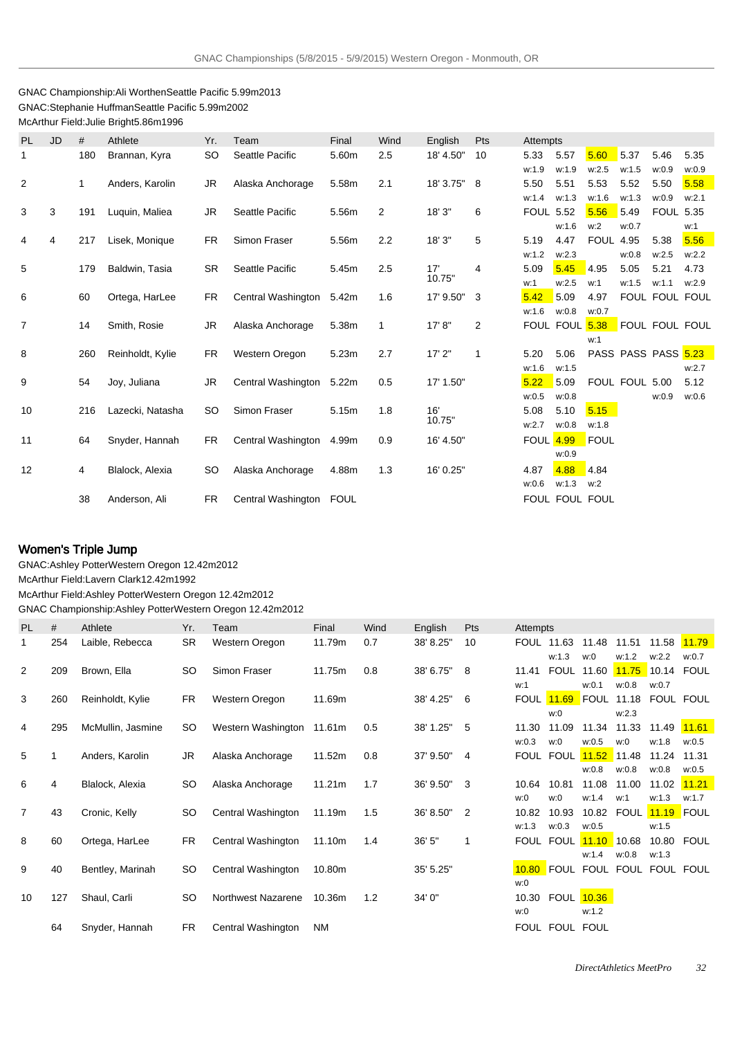GNAC Championship:Ali WorthenSeattle Pacific 5.99m2013
GNAC:Stephanie HuffmanSeattle Pacific 5.99m2002
McArthur Field:Julie Bright5.86m1996

| PL | JD | # | Athlete | Yr. | Team | Final | Wind | English | Pts | Attempts | | | | | |
|---|---|---|---|---|---|---|---|---|---|---|---|---|---|---|---|
| 1 | | 180 | Brannan, Kyra | SO | Seattle Pacific | 5.60m | 2.5 | 18' 4.50" | 10 | 5.33 w:1.9 | 5.57 w:1.9 | 5.60 w:2.5 | 5.37 w:1.5 | 5.46 w:0.9 | 5.35 w:0.9 |
| 2 | | 1 | Anders, Karolin | JR | Alaska Anchorage | 5.58m | 2.1 | 18' 3.75" | 8 | 5.50 w:1.4 | 5.51 w:1.3 | 5.53 w:1.6 | 5.52 w:1.3 | 5.50 w:0.9 | 5.58 w:2.1 |
| 3 | 3 | 191 | Luquin, Maliea | JR | Seattle Pacific | 5.56m | 2 | 18' 3" | 6 | FOUL | 5.52 w:1.6 | 5.56 w:2 | 5.49 w:0.7 | FOUL | 5.35 w:1 |
| 4 | 4 | 217 | Lisek, Monique | FR | Simon Fraser | 5.56m | 2.2 | 18' 3" | 5 | 5.19 w:1.2 | 4.47 w:2.3 | FOUL | 4.95 w:0.8 | 5.38 w:2.5 | 5.56 w:2.2 |
| 5 | | 179 | Baldwin, Tasia | SR | Seattle Pacific | 5.45m | 2.5 | 17' 10.75" | 4 | 5.09 w:1 | 5.45 w:2.5 | 4.95 w:1 | 5.05 w:1.5 | 5.21 w:1.1 | 4.73 w:2.9 |
| 6 | | 60 | Ortega, HarLee | FR | Central Washington | 5.42m | 1.6 | 17' 9.50" | 3 | 5.42 w:1.6 | 5.09 w:0.8 | 4.97 w:0.7 | FOUL | FOUL | FOUL |
| 7 | | 14 | Smith, Rosie | JR | Alaska Anchorage | 5.38m | 1 | 17' 8" | 2 | FOUL | FOUL | 5.38 w:1 | FOUL | FOUL | FOUL |
| 8 | | 260 | Reinholdt, Kylie | FR | Western Oregon | 5.23m | 2.7 | 17' 2" | 1 | 5.20 w:1.6 | 5.06 w:1.5 | PASS | PASS | PASS | 5.23 w:2.7 |
| 9 | | 54 | Joy, Juliana | JR | Central Washington | 5.22m | 0.5 | 17' 1.50" | | 5.22 w:0.5 | 5.09 w:0.8 | FOUL | FOUL | 5.00 w:0.9 | 5.12 w:0.6 |
| 10 | | 216 | Lazecki, Natasha | SO | Simon Fraser | 5.15m | 1.8 | 16' 10.75" | | 5.08 w:2.7 | 5.10 w:0.8 | 5.15 w:1.8 | | | |
| 11 | | 64 | Snyder, Hannah | FR | Central Washington | 4.99m | 0.9 | 16' 4.50" | | FOUL | 4.99 w:0.9 | FOUL | | | |
| 12 | | 4 | Blalock, Alexia | SO | Alaska Anchorage | 4.88m | 1.3 | 16' 0.25" | | 4.87 w:0.6 | 4.88 w:1.3 | 4.84 w:2 | | | |
| | | 38 | Anderson, Ali | FR | Central Washington | FOUL | | | | FOUL | FOUL | FOUL | | | |

## Women's Triple Jump

GNAC:Ashley PotterWestern Oregon 12.42m2012
McArthur Field:Lavern Clark12.42m1992
McArthur Field:Ashley PotterWestern Oregon 12.42m2012
GNAC Championship:Ashley PotterWestern Oregon 12.42m2012

| PL | # | Athlete | Yr. | Team | Final | Wind | English | Pts | Attempts | | | | | |
|---|---|---|---|---|---|---|---|---|---|---|---|---|---|---|
| 1 | 254 | Laible, Rebecca | SR | Western Oregon | 11.79m | 0.7 | 38' 8.25" | 10 | FOUL | 11.63 w:1.3 | 11.48 w:0 | 11.51 w:1.2 | 11.58 w:2.2 | 11.79 w:0.7 |
| 2 | 209 | Brown, Ella | SO | Simon Fraser | 11.75m | 0.8 | 38' 6.75" | 8 | 11.41 w:1 | FOUL | 11.60 w:0.1 | 11.75 w:0.8 | 10.14 w:0.7 | FOUL |
| 3 | 260 | Reinholdt, Kylie | FR | Western Oregon | 11.69m | | 38' 4.25" | 6 | FOUL | 11.69 w:0 | FOUL | 11.18 w:2.3 | FOUL | FOUL |
| 4 | 295 | McMullin, Jasmine | SO | Western Washington | 11.61m | 0.5 | 38' 1.25" | 5 | 11.30 w:0.3 | 11.09 w:0 | 11.34 w:0.5 | 11.33 w:0 | 11.49 w:1.8 | 11.61 w:0.5 |
| 5 | 1 | Anders, Karolin | JR | Alaska Anchorage | 11.52m | 0.8 | 37' 9.50" | 4 | FOUL | FOUL | 11.52 w:0.8 | 11.48 w:0.8 | 11.24 w:0.8 | 11.31 w:0.5 |
| 6 | 4 | Blalock, Alexia | SO | Alaska Anchorage | 11.21m | 1.7 | 36' 9.50" | 3 | 10.64 w:0 | 10.81 w:0 | 11.08 w:1.4 | 11.00 w:1 | 11.02 w:1.3 | 11.21 w:1.7 |
| 7 | 43 | Cronic, Kelly | SO | Central Washington | 11.19m | 1.5 | 36' 8.50" | 2 | 10.82 w:1.3 | 10.93 w:0.3 | 10.82 w:0.5 | FOUL | 11.19 w:1.5 | FOUL |
| 8 | 60 | Ortega, HarLee | FR | Central Washington | 11.10m | 1.4 | 36' 5" | 1 | FOUL | FOUL | 11.10 w:1.4 | 10.68 w:0.8 | 10.80 w:1.3 | FOUL |
| 9 | 40 | Bentley, Marinah | SO | Central Washington | 10.80m | | 35' 5.25" | | 10.80 w:0 | FOUL | FOUL | FOUL | FOUL | FOUL |
| 10 | 127 | Shaul, Carli | SO | Northwest Nazarene | 10.36m | 1.2 | 34' 0" | | 10.30 w:0 | FOUL | 10.36 w:1.2 | | | |
| | 64 | Snyder, Hannah | FR | Central Washington | NM | | | | FOUL | FOUL | FOUL | | | |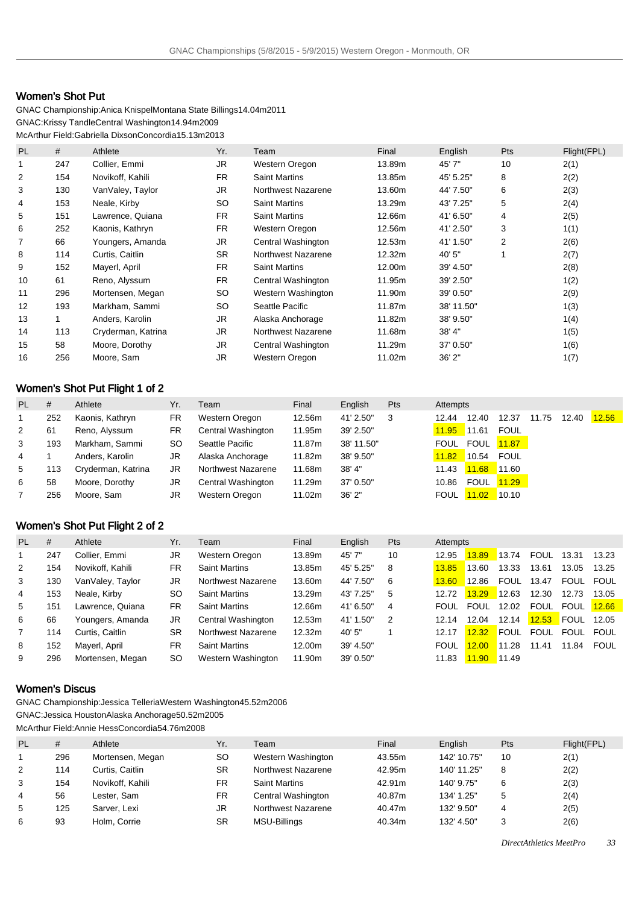## Women's Shot Put

GNAC Championship:Anica KnispelMontana State Billings14.04m2011
GNAC:Krissy TandleCentral Washington14.94m2009
McArthur Field:Gabriella DixsonConcordia15.13m2013

| PL | # | Athlete | Yr. | Team | Final | English | Pts | Flight(FPL) |
|---|---|---|---|---|---|---|---|---|
| 1 | 247 | Collier, Emmi | JR | Western Oregon | 13.89m | 45' 7" | 10 | 2(1) |
| 2 | 154 | Novikoff, Kahili | FR | Saint Martins | 13.85m | 45' 5.25" | 8 | 2(2) |
| 3 | 130 | VanValey, Taylor | JR | Northwest Nazarene | 13.60m | 44' 7.50" | 6 | 2(3) |
| 4 | 153 | Neale, Kirby | SO | Saint Martins | 13.29m | 43' 7.25" | 5 | 2(4) |
| 5 | 151 | Lawrence, Quiana | FR | Saint Martins | 12.66m | 41' 6.50" | 4 | 2(5) |
| 6 | 252 | Kaonis, Kathryn | FR | Western Oregon | 12.56m | 41' 2.50" | 3 | 1(1) |
| 7 | 66 | Youngers, Amanda | JR | Central Washington | 12.53m | 41' 1.50" | 2 | 2(6) |
| 8 | 114 | Curtis, Caitlin | SR | Northwest Nazarene | 12.32m | 40' 5" | 1 | 2(7) |
| 9 | 152 | Mayerl, April | FR | Saint Martins | 12.00m | 39' 4.50" | | 2(8) |
| 10 | 61 | Reno, Alyssum | FR | Central Washington | 11.95m | 39' 2.50" | | 1(2) |
| 11 | 296 | Mortensen, Megan | SO | Western Washington | 11.90m | 39' 0.50" | | 2(9) |
| 12 | 193 | Markham, Sammi | SO | Seattle Pacific | 11.87m | 38' 11.50" | | 1(3) |
| 13 | 1 | Anders, Karolin | JR | Alaska Anchorage | 11.82m | 38' 9.50" | | 1(4) |
| 14 | 113 | Cryderman, Katrina | JR | Northwest Nazarene | 11.68m | 38' 4" | | 1(5) |
| 15 | 58 | Moore, Dorothy | JR | Central Washington | 11.29m | 37' 0.50" | | 1(6) |
| 16 | 256 | Moore, Sam | JR | Western Oregon | 11.02m | 36' 2" | | 1(7) |

## Women's Shot Put Flight 1 of 2

| PL | # | Athlete | Yr. | Team | Final | English | Pts | Attempts | | | | | |
|---|---|---|---|---|---|---|---|---|---|---|---|---|---|
| 1 | 252 | Kaonis, Kathryn | FR | Western Oregon | 12.56m | 41' 2.50" | 3 | 12.44 | 12.40 | 12.37 | 11.75 | 12.40 | 12.56 |
| 2 | 61 | Reno, Alyssum | FR | Central Washington | 11.95m | 39' 2.50" | | 11.95 | 11.61 | FOUL | | | |
| 3 | 193 | Markham, Sammi | SO | Seattle Pacific | 11.87m | 38' 11.50" | | FOUL | FOUL | 11.87 | | | |
| 4 | 1 | Anders, Karolin | JR | Alaska Anchorage | 11.82m | 38' 9.50" | | 11.82 | 10.54 | FOUL | | | |
| 5 | 113 | Cryderman, Katrina | JR | Northwest Nazarene | 11.68m | 38' 4" | | 11.43 | 11.68 | 11.60 | | | |
| 6 | 58 | Moore, Dorothy | JR | Central Washington | 11.29m | 37' 0.50" | | 10.86 | FOUL | 11.29 | | | |
| 7 | 256 | Moore, Sam | JR | Western Oregon | 11.02m | 36' 2" | | FOUL | 11.02 | 10.10 | | | |

## Women's Shot Put Flight 2 of 2

| PL | # | Athlete | Yr. | Team | Final | English | Pts | Attempts | | | | | |
|---|---|---|---|---|---|---|---|---|---|---|---|---|---|
| 1 | 247 | Collier, Emmi | JR | Western Oregon | 13.89m | 45' 7" | 10 | 12.95 | 13.89 | 13.74 | FOUL | 13.31 | 13.23 |
| 2 | 154 | Novikoff, Kahili | FR | Saint Martins | 13.85m | 45' 5.25" | 8 | 13.85 | 13.60 | 13.33 | 13.61 | 13.05 | 13.25 |
| 3 | 130 | VanValey, Taylor | JR | Northwest Nazarene | 13.60m | 44' 7.50" | 6 | 13.60 | 12.86 | FOUL | 13.47 | FOUL | FOUL |
| 4 | 153 | Neale, Kirby | SO | Saint Martins | 13.29m | 43' 7.25" | 5 | 12.72 | 13.29 | 12.63 | 12.30 | 12.73 | 13.05 |
| 5 | 151 | Lawrence, Quiana | FR | Saint Martins | 12.66m | 41' 6.50" | 4 | FOUL | FOUL | 12.02 | FOUL | FOUL | 12.66 |
| 6 | 66 | Youngers, Amanda | JR | Central Washington | 12.53m | 41' 1.50" | 2 | 12.14 | 12.04 | 12.14 | 12.53 | FOUL | 12.05 |
| 7 | 114 | Curtis, Caitlin | SR | Northwest Nazarene | 12.32m | 40' 5" | 1 | 12.17 | 12.32 | FOUL | FOUL | FOUL | FOUL |
| 8 | 152 | Mayerl, April | FR | Saint Martins | 12.00m | 39' 4.50" | | FOUL | 12.00 | 11.28 | 11.41 | 11.84 | FOUL |
| 9 | 296 | Mortensen, Megan | SO | Western Washington | 11.90m | 39' 0.50" | | 11.83 | 11.90 | 11.49 | | | |

## Women's Discus

GNAC Championship:Jessica TelleriaWestern Washington45.52m2006
GNAC:Jessica HoustonAlaska Anchorage50.52m2005
McArthur Field:Annie HessConcordia54.76m2008

| PL | # | Athlete | Yr. | Team | Final | English | Pts | Flight(FPL) |
|---|---|---|---|---|---|---|---|---|
| 1 | 296 | Mortensen, Megan | SO | Western Washington | 43.55m | 142' 10.75" | 10 | 2(1) |
| 2 | 114 | Curtis, Caitlin | SR | Northwest Nazarene | 42.95m | 140' 11.25" | 8 | 2(2) |
| 3 | 154 | Novikoff, Kahili | FR | Saint Martins | 42.91m | 140' 9.75" | 6 | 2(3) |
| 4 | 56 | Lester, Sam | FR | Central Washington | 40.87m | 134' 1.25" | 5 | 2(4) |
| 5 | 125 | Sarver, Lexi | JR | Northwest Nazarene | 40.47m | 132' 9.50" | 4 | 2(5) |
| 6 | 93 | Holm, Corrie | SR | MSU-Billings | 40.34m | 132' 4.50" | 3 | 2(6) |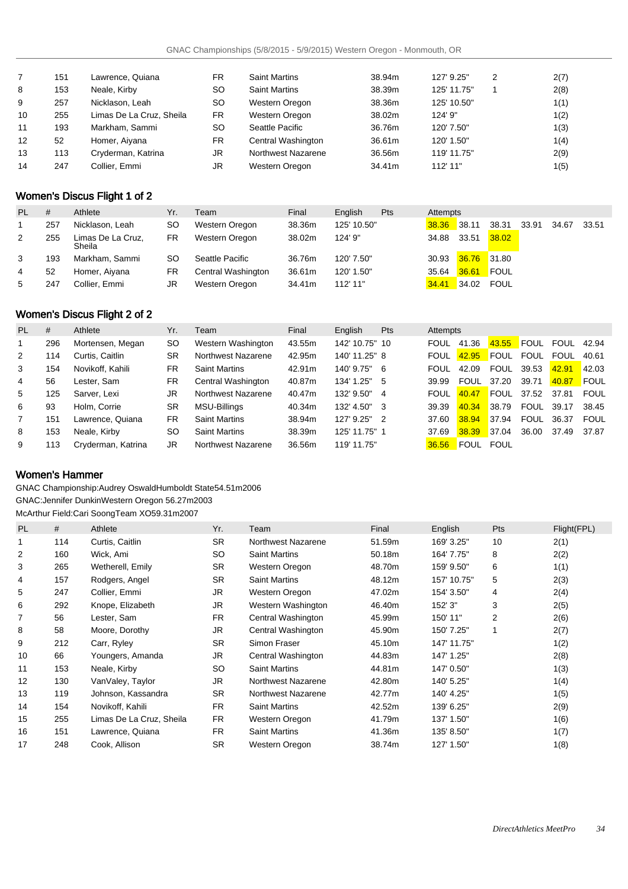| PL | # | Athlete | Yr. | Team | Final | English | Pts | Flight(FPL) |
|---|---|---|---|---|---|---|---|---|
| 7 | 151 | Lawrence, Quiana | FR | Saint Martins | 38.94m | 127' 9.25" | 2 | 2(7) |
| 8 | 153 | Neale, Kirby | SO | Saint Martins | 38.39m | 125' 11.75" | 1 | 2(8) |
| 9 | 257 | Nicklason, Leah | SO | Western Oregon | 38.36m | 125' 10.50" | | 1(1) |
| 10 | 255 | Limas De La Cruz, Sheila | FR | Western Oregon | 38.02m | 124' 9" | | 1(2) |
| 11 | 193 | Markham, Sammi | SO | Seattle Pacific | 36.76m | 120' 7.50" | | 1(3) |
| 12 | 52 | Homer, Aiyana | FR | Central Washington | 36.61m | 120' 1.50" | | 1(4) |
| 13 | 113 | Cryderman, Katrina | JR | Northwest Nazarene | 36.56m | 119' 11.75" | | 2(9) |
| 14 | 247 | Collier, Emmi | JR | Western Oregon | 34.41m | 112' 11" | | 1(5) |

## Women's Discus Flight 1 of 2

| PL | # | Athlete | Yr. | Team | Final | English | Pts | Attempts | | | | | |
|---|---|---|---|---|---|---|---|---|---|---|---|---|---|
| 1 | 257 | Nicklason, Leah | SO | Western Oregon | 38.36m | 125' 10.50" | | 38.36 | 38.11 | 38.31 | 33.91 | 34.67 | 33.51 |
| 2 | 255 | Limas De La Cruz, Sheila | FR | Western Oregon | 38.02m | 124' 9" | | 34.88 | 33.51 | 38.02 | | | |
| 3 | 193 | Markham, Sammi | SO | Seattle Pacific | 36.76m | 120' 7.50" | | 30.93 | 36.76 | 31.80 | | | |
| 4 | 52 | Homer, Aiyana | FR | Central Washington | 36.61m | 120' 1.50" | | 35.64 | 36.61 | FOUL | | | |
| 5 | 247 | Collier, Emmi | JR | Western Oregon | 34.41m | 112' 11" | | 34.41 | 34.02 | FOUL | | | |

## Women's Discus Flight 2 of 2

| PL | # | Athlete | Yr. | Team | Final | English | Pts | Attempts | | | | | |
|---|---|---|---|---|---|---|---|---|---|---|---|---|---|
| 1 | 296 | Mortensen, Megan | SO | Western Washington | 43.55m | 142' 10.75" | 10 | FOUL | 41.36 | 43.55 | FOUL | FOUL | 42.94 |
| 2 | 114 | Curtis, Caitlin | SR | Northwest Nazarene | 42.95m | 140' 11.25" | 8 | FOUL | 42.95 | FOUL | FOUL | FOUL | 40.61 |
| 3 | 154 | Novikoff, Kahili | FR | Saint Martins | 42.91m | 140' 9.75" | 6 | FOUL | 42.09 | FOUL | 39.53 | 42.91 | 42.03 |
| 4 | 56 | Lester, Sam | FR | Central Washington | 40.87m | 134' 1.25" | 5 | 39.99 | FOUL | 37.20 | 39.71 | 40.87 | FOUL |
| 5 | 125 | Sarver, Lexi | JR | Northwest Nazarene | 40.47m | 132' 9.50" | 4 | FOUL | 40.47 | FOUL | 37.52 | 37.81 | FOUL |
| 6 | 93 | Holm, Corrie | SR | MSU-Billings | 40.34m | 132' 4.50" | 3 | 39.39 | 40.34 | 38.79 | FOUL | 39.17 | 38.45 |
| 7 | 151 | Lawrence, Quiana | FR | Saint Martins | 38.94m | 127' 9.25" | 2 | 37.60 | 38.94 | 37.94 | FOUL | 36.37 | FOUL |
| 8 | 153 | Neale, Kirby | SO | Saint Martins | 38.39m | 125' 11.75" | 1 | 37.69 | 38.39 | 37.04 | 36.00 | 37.49 | 37.87 |
| 9 | 113 | Cryderman, Katrina | JR | Northwest Nazarene | 36.56m | 119' 11.75" | | 36.56 | FOUL | FOUL | | | |

## Women's Hammer

GNAC Championship:Audrey OswaldHumboldt State54.51m2006

GNAC:Jennifer DunkinWestern Oregon 56.27m2003

McArthur Field:Cari SoongTeam XO59.31m2007

| PL | # | Athlete | Yr. | Team | Final | English | Pts | Flight(FPL) |
|---|---|---|---|---|---|---|---|---|
| 1 | 114 | Curtis, Caitlin | SR | Northwest Nazarene | 51.59m | 169' 3.25" | 10 | 2(1) |
| 2 | 160 | Wick, Ami | SO | Saint Martins | 50.18m | 164' 7.75" | 8 | 2(2) |
| 3 | 265 | Wetherell, Emily | SR | Western Oregon | 48.70m | 159' 9.50" | 6 | 1(1) |
| 4 | 157 | Rodgers, Angel | SR | Saint Martins | 48.12m | 157' 10.75" | 5 | 2(3) |
| 5 | 247 | Collier, Emmi | JR | Western Oregon | 47.02m | 154' 3.50" | 4 | 2(4) |
| 6 | 292 | Knope, Elizabeth | JR | Western Washington | 46.40m | 152' 3" | 3 | 2(5) |
| 7 | 56 | Lester, Sam | FR | Central Washington | 45.99m | 150' 11" | 2 | 2(6) |
| 8 | 58 | Moore, Dorothy | JR | Central Washington | 45.90m | 150' 7.25" | 1 | 2(7) |
| 9 | 212 | Carr, Ryley | SR | Simon Fraser | 45.10m | 147' 11.75" | | 1(2) |
| 10 | 66 | Youngers, Amanda | JR | Central Washington | 44.83m | 147' 1.25" | | 2(8) |
| 11 | 153 | Neale, Kirby | SO | Saint Martins | 44.81m | 147' 0.50" | | 1(3) |
| 12 | 130 | VanValey, Taylor | JR | Northwest Nazarene | 42.80m | 140' 5.25" | | 1(4) |
| 13 | 119 | Johnson, Kassandra | SR | Northwest Nazarene | 42.77m | 140' 4.25" | | 1(5) |
| 14 | 154 | Novikoff, Kahili | FR | Saint Martins | 42.52m | 139' 6.25" | | 2(9) |
| 15 | 255 | Limas De La Cruz, Sheila | FR | Western Oregon | 41.79m | 137' 1.50" | | 1(6) |
| 16 | 151 | Lawrence, Quiana | FR | Saint Martins | 41.36m | 135' 8.50" | | 1(7) |
| 17 | 248 | Cook, Allison | SR | Western Oregon | 38.74m | 127' 1.50" | | 1(8) |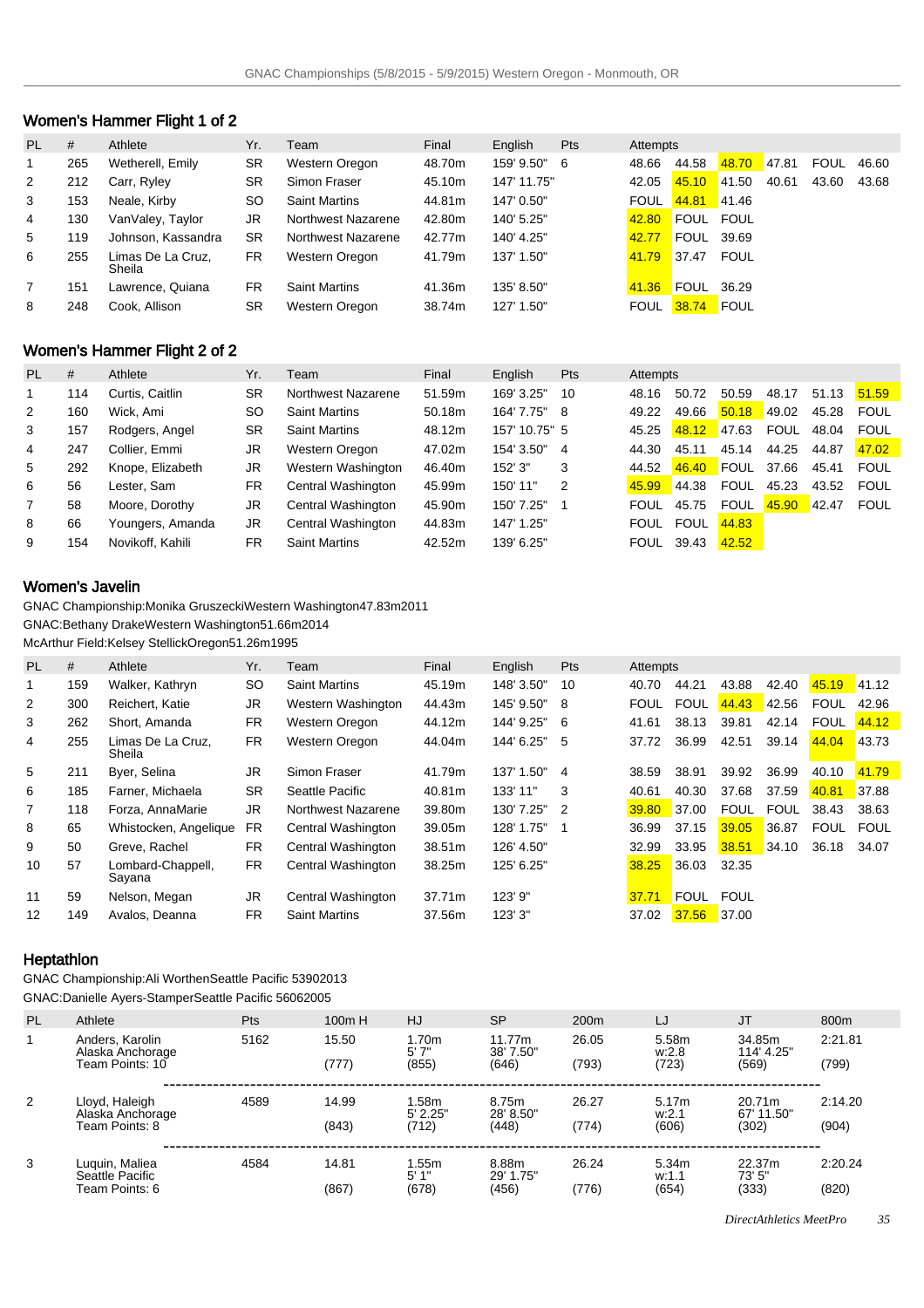## Women's Hammer Flight 1 of 2

| PL | # | Athlete | Yr. | Team | Final | English | Pts | Attempts | | | | | |
|---|---|---|---|---|---|---|---|---|---|---|---|---|---|
| 1 | 265 | Wetherell, Emily | SR | Western Oregon | 48.70m | 159' 9.50" | 6 | 48.66 | 44.58 | 48.70 | 47.81 | FOUL | 46.60 |
| 2 | 212 | Carr, Ryley | SR | Simon Fraser | 45.10m | 147' 11.75" | | 42.05 | 45.10 | 41.50 | 40.61 | 43.60 | 43.68 |
| 3 | 153 | Neale, Kirby | SO | Saint Martins | 44.81m | 147' 0.50" | | FOUL | 44.81 | 41.46 | | | |
| 4 | 130 | VanValey, Taylor | JR | Northwest Nazarene | 42.80m | 140' 5.25" | | 42.80 | FOUL | FOUL | | | |
| 5 | 119 | Johnson, Kassandra | SR | Northwest Nazarene | 42.77m | 140' 4.25" | | 42.77 | FOUL | 39.69 | | | |
| 6 | 255 | Limas De La Cruz, Sheila | FR | Western Oregon | 41.79m | 137' 1.50" | | 41.79 | 37.47 | FOUL | | | |
| 7 | 151 | Lawrence, Quiana | FR | Saint Martins | 41.36m | 135' 8.50" | | 41.36 | FOUL | 36.29 | | | |
| 8 | 248 | Cook, Allison | SR | Western Oregon | 38.74m | 127' 1.50" | | FOUL | 38.74 | FOUL | | | |

## Women's Hammer Flight 2 of 2

| PL | # | Athlete | Yr. | Team | Final | English | Pts | Attempts | | | | | |
|---|---|---|---|---|---|---|---|---|---|---|---|---|---|
| 1 | 114 | Curtis, Caitlin | SR | Northwest Nazarene | 51.59m | 169' 3.25" | 10 | 48.16 | 50.72 | 50.59 | 48.17 | 51.13 | 51.59 |
| 2 | 160 | Wick, Ami | SO | Saint Martins | 50.18m | 164' 7.75" | 8 | 49.22 | 49.66 | 50.18 | 49.02 | 45.28 | FOUL |
| 3 | 157 | Rodgers, Angel | SR | Saint Martins | 48.12m | 157' 10.75" | 5 | 45.25 | 48.12 | 47.63 | FOUL | 48.04 | FOUL |
| 4 | 247 | Collier, Emmi | JR | Western Oregon | 47.02m | 154' 3.50" | 4 | 44.30 | 45.11 | 45.14 | 44.25 | 44.87 | 47.02 |
| 5 | 292 | Knope, Elizabeth | JR | Western Washington | 46.40m | 152' 3" | 3 | 44.52 | 46.40 | FOUL | 37.66 | 45.41 | FOUL |
| 6 | 56 | Lester, Sam | FR | Central Washington | 45.99m | 150' 11" | 2 | 45.99 | 44.38 | FOUL | 45.23 | 43.52 | FOUL |
| 7 | 58 | Moore, Dorothy | JR | Central Washington | 45.90m | 150' 7.25" | 1 | FOUL | 45.75 | FOUL | 45.90 | 42.47 | FOUL |
| 8 | 66 | Youngers, Amanda | JR | Central Washington | 44.83m | 147' 1.25" | | FOUL | FOUL | 44.83 | | | |
| 9 | 154 | Novikoff, Kahili | FR | Saint Martins | 42.52m | 139' 6.25" | | FOUL | 39.43 | 42.52 | | | |

## Women's Javelin

GNAC Championship:Monika GruszeckiWestern Washington47.83m2011
GNAC:Bethany DrakeWestern Washington51.66m2014
McArthur Field:Kelsey StellickOregon51.26m1995

| PL | # | Athlete | Yr. | Team | Final | English | Pts | Attempts | | | | | |
|---|---|---|---|---|---|---|---|---|---|---|---|---|---|
| 1 | 159 | Walker, Kathryn | SO | Saint Martins | 45.19m | 148' 3.50" | 10 | 40.70 | 44.21 | 43.88 | 42.40 | 45.19 | 41.12 |
| 2 | 300 | Reichert, Katie | JR | Western Washington | 44.43m | 145' 9.50" | 8 | FOUL | FOUL | 44.43 | 42.56 | FOUL | 42.96 |
| 3 | 262 | Short, Amanda | FR | Western Oregon | 44.12m | 144' 9.25" | 6 | 41.61 | 38.13 | 39.81 | 42.14 | FOUL | 44.12 |
| 4 | 255 | Limas De La Cruz, Sheila | FR | Western Oregon | 44.04m | 144' 6.25" | 5 | 37.72 | 36.99 | 42.51 | 39.14 | 44.04 | 43.73 |
| 5 | 211 | Byer, Selina | JR | Simon Fraser | 41.79m | 137' 1.50" | 4 | 38.59 | 38.91 | 39.92 | 36.99 | 40.10 | 41.79 |
| 6 | 185 | Farner, Michaela | SR | Seattle Pacific | 40.81m | 133' 11" | 3 | 40.61 | 40.30 | 37.68 | 37.59 | 40.81 | 37.88 |
| 7 | 118 | Forza, AnnaMarie | JR | Northwest Nazarene | 39.80m | 130' 7.25" | 2 | 39.80 | 37.00 | FOUL | FOUL | 38.43 | 38.63 |
| 8 | 65 | Whistocken, Angelique | FR | Central Washington | 39.05m | 128' 1.75" | 1 | 36.99 | 37.15 | 39.05 | 36.87 | FOUL | FOUL |
| 9 | 50 | Greve, Rachel | FR | Central Washington | 38.51m | 126' 4.50" | | 32.99 | 33.95 | 38.51 | 34.10 | 36.18 | 34.07 |
| 10 | 57 | Lombard-Chappell, Sayana | FR | Central Washington | 38.25m | 125' 6.25" | | 38.25 | 36.03 | 32.35 | | | |
| 11 | 59 | Nelson, Megan | JR | Central Washington | 37.71m | 123' 9" | | 37.71 | FOUL | FOUL | | | |
| 12 | 149 | Avalos, Deanna | FR | Saint Martins | 37.56m | 123' 3" | | 37.02 | 37.56 | 37.00 | | | |

## Heptathlon

GNAC Championship:Ali WorthenSeattle Pacific 53902013
GNAC:Danielle Ayers-StamperSeattle Pacific 56062005

| PL | Athlete | Pts | 100m H | HJ | SP | 200m | LJ | JT | 800m |
|---|---|---|---|---|---|---|---|---|---|
| 1 | Anders, Karolin<br>Alaska Anchorage<br>Team Points: 10 | 5162 | 15.50<br>(777) | 1.70m<br>5' 7"<br>(855) | 11.77m<br>38' 7.50"<br>(646) | 26.05<br>(793) | 5.58m<br>w:2.8<br>(723) | 34.85m<br>114' 4.25"<br>(569) | 2:21.81<br>(799) |
| 2 | Lloyd, Haleigh<br>Alaska Anchorage<br>Team Points: 8 | 4589 | 14.99<br>(843) | 1.58m<br>5' 2.25"<br>(712) | 8.75m<br>28' 8.50"<br>(448) | 26.27<br>(774) | 5.17m<br>w:2.1<br>(606) | 20.71m<br>67' 11.50"<br>(302) | 2:14.20<br>(904) |
| 3 | Luquin, Maliea<br>Seattle Pacific<br>Team Points: 6 | 4584 | 14.81<br>(867) | 1.55m<br>5' 1"<br>(678) | 8.88m<br>29' 1.75"<br>(456) | 26.24<br>(776) | 5.34m<br>w:1.1<br>(654) | 22.37m<br>73' 5"<br>(333) | 2:20.24<br>(820) |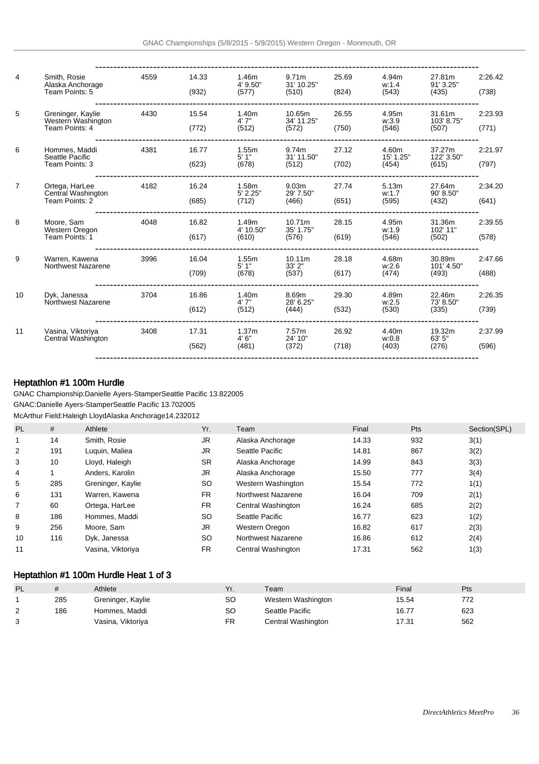| PL | Athlete | Points | 100m Hurdles | High Jump | Shot Put | 200m | Long Jump | Javelin | 800m |
|---|---|---|---|---|---|---|---|---|---|
| 4 | Smith, Rosie<br>Alaska Anchorage<br>Team Points: 5 | 4559 | 14.33<br>(932) | 1.46m<br>4' 9.50"<br>(577) | 9.71m<br>31' 10.25"<br>(510) | 25.69<br>(824) | 4.94m<br>w:1.4<br>(543) | 27.81m<br>91' 3.25"<br>(435) | 2:26.42<br>(738) |
| 5 | Greninger, Kaylie<br>Western Washington<br>Team Points: 4 | 4430 | 15.54<br>(772) | 1.40m<br>4' 7"<br>(512) | 10.65m<br>34' 11.25"<br>(572) | 26.55<br>(750) | 4.95m<br>w:3.9<br>(546) | 31.61m<br>103' 8.75"<br>(507) | 2:23.93<br>(771) |
| 6 | Hommes, Maddi<br>Seattle Pacific<br>Team Points: 3 | 4381 | 16.77<br>(623) | 1.55m<br>5' 1"<br>(678) | 9.74m<br>31' 11.50"<br>(512) | 27.12<br>(702) | 4.60m<br>15' 1.25"<br>(454) | 37.27m<br>122' 3.50"<br>(615) | 2:21.97<br>(797) |
| 7 | Ortega, HarLee<br>Central Washington<br>Team Points: 2 | 4182 | 16.24<br>(685) | 1.58m<br>5' 2.25"<br>(712) | 9.03m<br>29' 7.50"<br>(466) | 27.74<br>(651) | 5.13m<br>w:1.7<br>(595) | 27.64m<br>90' 8.50"<br>(432) | 2:34.20<br>(641) |
| 8 | Moore, Sam<br>Western Oregon<br>Team Points: 1 | 4048 | 16.82<br>(617) | 1.49m<br>4' 10.50"<br>(610) | 10.71m<br>35' 1.75"<br>(576) | 28.15<br>(619) | 4.95m<br>w:1.9<br>(546) | 31.36m<br>102' 11"<br>(502) | 2:39.55<br>(578) |
| 9 | Warren, Kawena<br>Northwest Nazarene | 3996 | 16.04<br>(709) | 1.55m<br>5' 1"<br>(678) | 10.11m<br>33' 2"<br>(537) | 28.18<br>(617) | 4.68m<br>w:2.6<br>(474) | 30.89m<br>101' 4.50"<br>(493) | 2:47.66<br>(488) |
| 10 | Dyk, Janessa<br>Northwest Nazarene | 3704 | 16.86<br>(612) | 1.40m<br>4' 7"<br>(512) | 8.69m<br>28' 6.25"<br>(444) | 29.30<br>(532) | 4.89m<br>w:2.5<br>(530) | 22.46m<br>73' 8.50"<br>(335) | 2:26.35<br>(739) |
| 11 | Vasina, Viktoriya<br>Central Washington | 3408 | 17.31<br>(562) | 1.37m<br>4' 6"<br>(481) | 7.57m<br>24' 10"<br>(372) | 26.92<br>(718) | 4.40m<br>w:0.8<br>(403) | 19.32m<br>63' 5"<br>(276) | 2:37.99<br>(596) |

## Heptathlon #1 100m Hurdle

GNAC Championship:Danielle Ayers-StamperSeattle Pacific 13.822005

GNAC:Danielle Ayers-StamperSeattle Pacific 13.702005

McArthur Field:Haleigh LloydAlaska Anchorage14.232012

| PL | # | Athlete | Yr. | Team | Final | Pts | Section(SPL) |
|---|---|---|---|---|---|---|---|
| 1 | 14 | Smith, Rosie | JR | Alaska Anchorage | 14.33 | 932 | 3(1) |
| 2 | 191 | Luquin, Maliea | JR | Seattle Pacific | 14.81 | 867 | 3(2) |
| 3 | 10 | Lloyd, Haleigh | SR | Alaska Anchorage | 14.99 | 843 | 3(3) |
| 4 | 1 | Anders, Karolin | JR | Alaska Anchorage | 15.50 | 777 | 3(4) |
| 5 | 285 | Greninger, Kaylie | SO | Western Washington | 15.54 | 772 | 1(1) |
| 6 | 131 | Warren, Kawena | FR | Northwest Nazarene | 16.04 | 709 | 2(1) |
| 7 | 60 | Ortega, HarLee | FR | Central Washington | 16.24 | 685 | 2(2) |
| 8 | 186 | Hommes, Maddi | SO | Seattle Pacific | 16.77 | 623 | 1(2) |
| 9 | 256 | Moore, Sam | JR | Western Oregon | 16.82 | 617 | 2(3) |
| 10 | 116 | Dyk, Janessa | SO | Northwest Nazarene | 16.86 | 612 | 2(4) |
| 11 | | Vasina, Viktoriya | FR | Central Washington | 17.31 | 562 | 1(3) |

## Heptathlon #1 100m Hurdle Heat 1 of 3

| PL | # | Athlete | Yr. | Team | Final | Pts |
|---|---|---|---|---|---|---|
| 1 | 285 | Greninger, Kaylie | SO | Western Washington | 15.54 | 772 |
| 2 | 186 | Hommes, Maddi | SO | Seattle Pacific | 16.77 | 623 |
| 3 | | Vasina, Viktoriya | FR | Central Washington | 17.31 | 562 |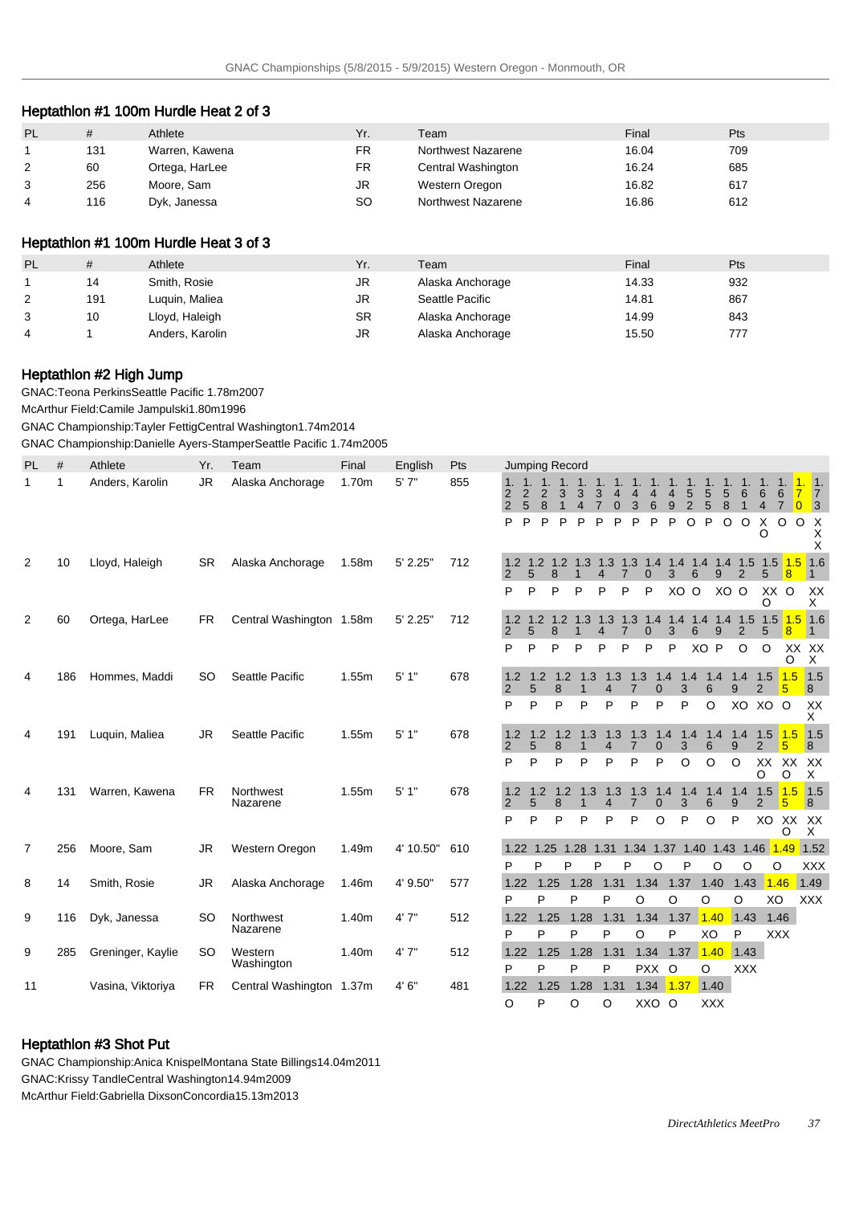## Heptathlon #1 100m Hurdle Heat 2 of 3

| PL | # | Athlete | Yr. | Team | Final | Pts |
|---|---|---|---|---|---|---|
| 1 | 131 | Warren, Kawena | FR | Northwest Nazarene | 16.04 | 709 |
| 2 | 60 | Ortega, HarLee | FR | Central Washington | 16.24 | 685 |
| 3 | 256 | Moore, Sam | JR | Western Oregon | 16.82 | 617 |
| 4 | 116 | Dyk, Janessa | SO | Northwest Nazarene | 16.86 | 612 |

## Heptathlon #1 100m Hurdle Heat 3 of 3

| PL | # | Athlete | Yr. | Team | Final | Pts |
|---|---|---|---|---|---|---|
| 1 | 14 | Smith, Rosie | JR | Alaska Anchorage | 14.33 | 932 |
| 2 | 191 | Luquin, Maliea | JR | Seattle Pacific | 14.81 | 867 |
| 3 | 10 | Lloyd, Haleigh | SR | Alaska Anchorage | 14.99 | 843 |
| 4 | 1 | Anders, Karolin | JR | Alaska Anchorage | 15.50 | 777 |

## Heptathlon #2 High Jump

GNAC:Teona PerkinsSeattle Pacific 1.78m2007

McArthur Field:Camile Jampulski1.80m1996

GNAC Championship:Tayler FettigCentral Washington1.74m2014

GNAC Championship:Danielle Ayers-StamperSeattle Pacific 1.74m2005

| PL | # | Athlete | Yr. | Team | Final | English | Pts | Jumping Record |
|---|---|---|---|---|---|---|---|---|
| 1 | 1 | Anders, Karolin | JR | Alaska Anchorage | 1.70m | 5' 7" | 855 | 1.22 1.25 1.28 1.31 1.34 1.37 1.40 1.43 1.46 1.49 1.52 1.55 1.58 1.61 1.64 1.67 1.70 1.73 |
| | | | | | | | | P P P P P P P P P P O P O O XO O O XXX |
| 2 | 10 | Lloyd, Haleigh | SR | Alaska Anchorage | 1.58m | 5' 2.25" | 712 | 1.22 1.25 1.28 1.31 1.34 1.37 1.40 1.43 1.46 1.49 1.52 1.55 1.58 1.61 |
| | | | | | | | | P P P P P P P XO O XO O XXO O XXX |
| 2 | 60 | Ortega, HarLee | FR | Central Washington | 1.58m | 5' 2.25" | 712 | 1.22 1.25 1.28 1.31 1.34 1.37 1.40 1.43 1.46 1.49 1.52 1.55 1.58 1.61 |
| | | | | | | | | P P P P P P P P XO P O O XXO XXX |
| 4 | 186 | Hommes, Maddi | SO | Seattle Pacific | 1.55m | 5' 1" | 678 | 1.22 1.25 1.28 1.31 1.34 1.37 1.40 1.43 1.46 1.49 1.52 1.55 1.58 |
| | | | | | | | | P P P P P P P P O XO XO O XXX |
| 4 | 191 | Luquin, Maliea | JR | Seattle Pacific | 1.55m | 5' 1" | 678 | 1.22 1.25 1.28 1.31 1.34 1.37 1.40 1.43 1.46 1.49 1.52 1.55 1.58 |
| | | | | | | | | P P P P P P P O O O XXO XXO XXX |
| 4 | 131 | Warren, Kawena | FR | Northwest Nazarene | 1.55m | 5' 1" | 678 | 1.22 1.25 1.28 1.31 1.34 1.37 1.40 1.43 1.46 1.49 1.52 1.55 1.58 |
| | | | | | | | | P P P P P P O P O P XO XXO XXX |
| 7 | 256 | Moore, Sam | JR | Western Oregon | 1.49m | 4' 10.50" | 610 | 1.22 1.25 1.28 1.31 1.34 1.37 1.40 1.43 1.46 1.49 1.52 |
| | | | | | | | | P P P P P O P O O O XXX |
| 8 | 14 | Smith, Rosie | JR | Alaska Anchorage | 1.46m | 4' 9.50" | 577 | 1.22 1.25 1.28 1.31 1.34 1.37 1.40 1.43 1.46 1.49 |
| | | | | | | | | P P P P O O O O XO XXX |
| 9 | 116 | Dyk, Janessa | SO | Northwest Nazarene | 1.40m | 4' 7" | 512 | 1.22 1.25 1.28 1.31 1.34 1.37 1.40 1.43 1.46 |
| | | | | | | | | P P P P O P XO P XXX |
| 9 | 285 | Greninger, Kaylie | SO | Western Washington | 1.40m | 4' 7" | 512 | 1.22 1.25 1.28 1.31 1.34 1.37 1.40 1.43 |
| | | | | | | | | P P P P PXX O O XXX |
| 11 | | Vasina, Viktoriya | FR | Central Washington | 1.37m | 4' 6" | 481 | 1.22 1.25 1.28 1.31 1.34 1.37 1.40 |
| | | | | | | | | O P O O XXO O XXX |

## Heptathlon #3 Shot Put

GNAC Championship:Anica KnispelMontana State Billings14.04m2011

GNAC:Krissy TandleCentral Washington14.94m2009

McArthur Field:Gabriella DixsonConcordia15.13m2013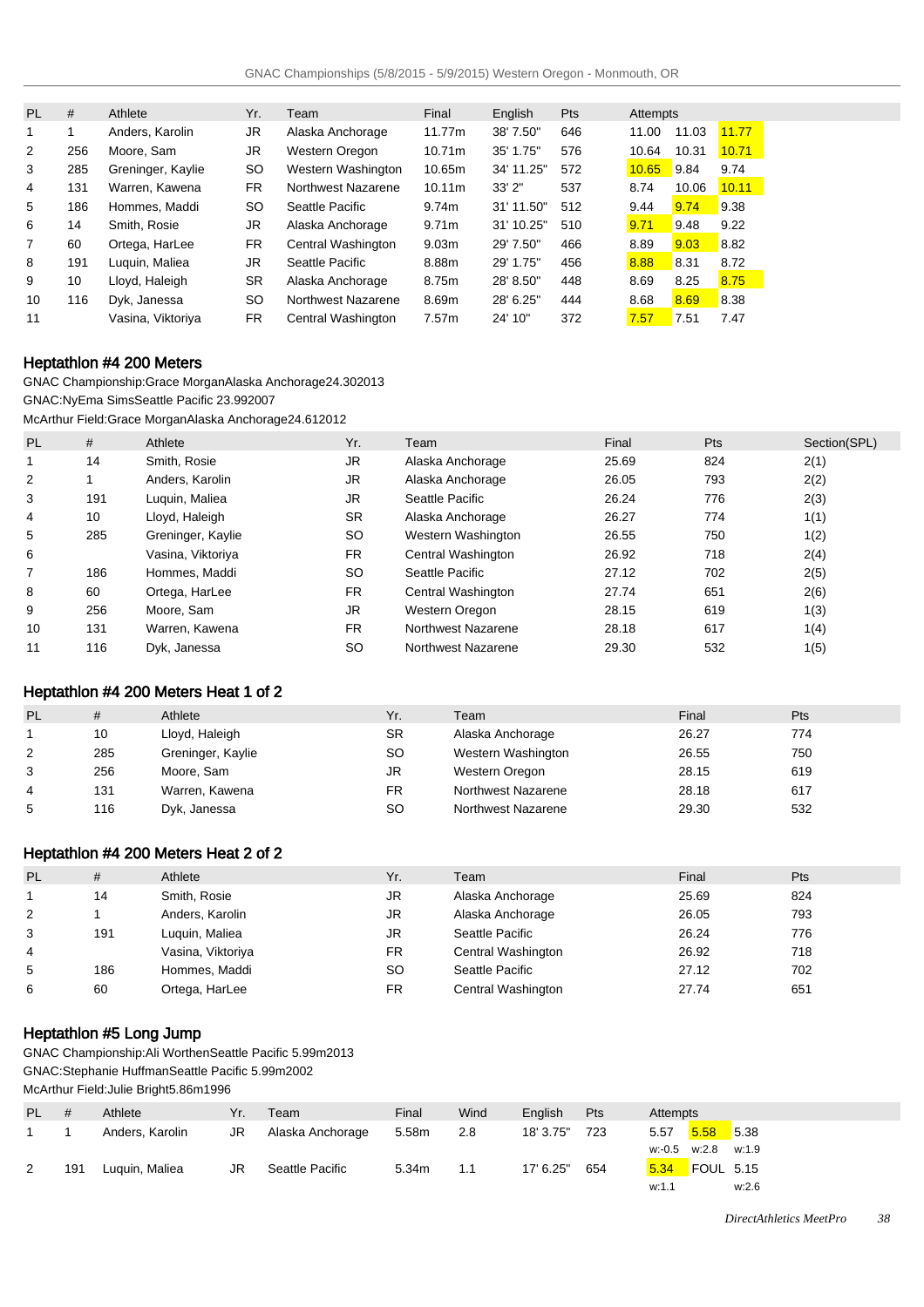| PL | # | Athlete | Yr. | Team | Final | English | Pts | Attempts | | |
|---|---|---|---|---|---|---|---|---|---|---|
| 1 | 1 | Anders, Karolin | JR | Alaska Anchorage | 11.77m | 38' 7.50" | 646 | 11.00 | 11.03 | 11.77 |
| 2 | 256 | Moore, Sam | JR | Western Oregon | 10.71m | 35' 1.75" | 576 | 10.64 | 10.31 | 10.71 |
| 3 | 285 | Greninger, Kaylie | SO | Western Washington | 10.65m | 34' 11.25" | 572 | 10.65 | 9.84 | 9.74 |
| 4 | 131 | Warren, Kawena | FR | Northwest Nazarene | 10.11m | 33' 2" | 537 | 8.74 | 10.06 | 10.11 |
| 5 | 186 | Hommes, Maddi | SO | Seattle Pacific | 9.74m | 31' 11.50" | 512 | 9.44 | 9.74 | 9.38 |
| 6 | 14 | Smith, Rosie | JR | Alaska Anchorage | 9.71m | 31' 10.25" | 510 | 9.71 | 9.48 | 9.22 |
| 7 | 60 | Ortega, HarLee | FR | Central Washington | 9.03m | 29' 7.50" | 466 | 8.89 | 9.03 | 8.82 |
| 8 | 191 | Luquin, Maliea | JR | Seattle Pacific | 8.88m | 29' 1.75" | 456 | 8.88 | 8.31 | 8.72 |
| 9 | 10 | Lloyd, Haleigh | SR | Alaska Anchorage | 8.75m | 28' 8.50" | 448 | 8.69 | 8.25 | 8.75 |
| 10 | 116 | Dyk, Janessa | SO | Northwest Nazarene | 8.69m | 28' 6.25" | 444 | 8.68 | 8.69 | 8.38 |
| 11 | | Vasina, Viktoriya | FR | Central Washington | 7.57m | 24' 10" | 372 | 7.57 | 7.51 | 7.47 |

## Heptathlon #4 200 Meters

GNAC Championship:Grace MorganAlaska Anchorage24.302013

GNAC:NyEma SimsSeattle Pacific 23.992007

McArthur Field:Grace MorganAlaska Anchorage24.612012

| PL | # | Athlete | Yr. | Team | Final | Pts | Section(SPL) |
|---|---|---|---|---|---|---|---|
| 1 | 14 | Smith, Rosie | JR | Alaska Anchorage | 25.69 | 824 | 2(1) |
| 2 | 1 | Anders, Karolin | JR | Alaska Anchorage | 26.05 | 793 | 2(2) |
| 3 | 191 | Luquin, Maliea | JR | Seattle Pacific | 26.24 | 776 | 2(3) |
| 4 | 10 | Lloyd, Haleigh | SR | Alaska Anchorage | 26.27 | 774 | 1(1) |
| 5 | 285 | Greninger, Kaylie | SO | Western Washington | 26.55 | 750 | 1(2) |
| 6 | | Vasina, Viktoriya | FR | Central Washington | 26.92 | 718 | 2(4) |
| 7 | 186 | Hommes, Maddi | SO | Seattle Pacific | 27.12 | 702 | 2(5) |
| 8 | 60 | Ortega, HarLee | FR | Central Washington | 27.74 | 651 | 2(6) |
| 9 | 256 | Moore, Sam | JR | Western Oregon | 28.15 | 619 | 1(3) |
| 10 | 131 | Warren, Kawena | FR | Northwest Nazarene | 28.18 | 617 | 1(4) |
| 11 | 116 | Dyk, Janessa | SO | Northwest Nazarene | 29.30 | 532 | 1(5) |

## Heptathlon #4 200 Meters Heat 1 of 2

| PL | # | Athlete | Yr. | Team | Final | Pts |
|---|---|---|---|---|---|---|
| 1 | 10 | Lloyd, Haleigh | SR | Alaska Anchorage | 26.27 | 774 |
| 2 | 285 | Greninger, Kaylie | SO | Western Washington | 26.55 | 750 |
| 3 | 256 | Moore, Sam | JR | Western Oregon | 28.15 | 619 |
| 4 | 131 | Warren, Kawena | FR | Northwest Nazarene | 28.18 | 617 |
| 5 | 116 | Dyk, Janessa | SO | Northwest Nazarene | 29.30 | 532 |

## Heptathlon #4 200 Meters Heat 2 of 2

| PL | # | Athlete | Yr. | Team | Final | Pts |
|---|---|---|---|---|---|---|
| 1 | 14 | Smith, Rosie | JR | Alaska Anchorage | 25.69 | 824 |
| 2 | 1 | Anders, Karolin | JR | Alaska Anchorage | 26.05 | 793 |
| 3 | 191 | Luquin, Maliea | JR | Seattle Pacific | 26.24 | 776 |
| 4 | | Vasina, Viktoriya | FR | Central Washington | 26.92 | 718 |
| 5 | 186 | Hommes, Maddi | SO | Seattle Pacific | 27.12 | 702 |
| 6 | 60 | Ortega, HarLee | FR | Central Washington | 27.74 | 651 |

## Heptathlon #5 Long Jump

GNAC Championship:Ali WorthenSeattle Pacific 5.99m2013

GNAC:Stephanie HuffmanSeattle Pacific 5.99m2002

McArthur Field:Julie Bright5.86m1996

| PL | # | Athlete | Yr. | Team | Final | Wind | English | Pts | Attempts | | |
|---|---|---|---|---|---|---|---|---|---|---|---|
| 1 | 1 | Anders, Karolin | JR | Alaska Anchorage | 5.58m | 2.8 | 18' 3.75" | 723 | 5.57 w:-0.5 | 5.58 w:2.8 | 5.38 w:1.9 |
| 2 | 191 | Luquin, Maliea | JR | Seattle Pacific | 5.34m | 1.1 | 17' 6.25" | 654 | 5.34 w:1.1 | FOUL | 5.15 w:2.6 |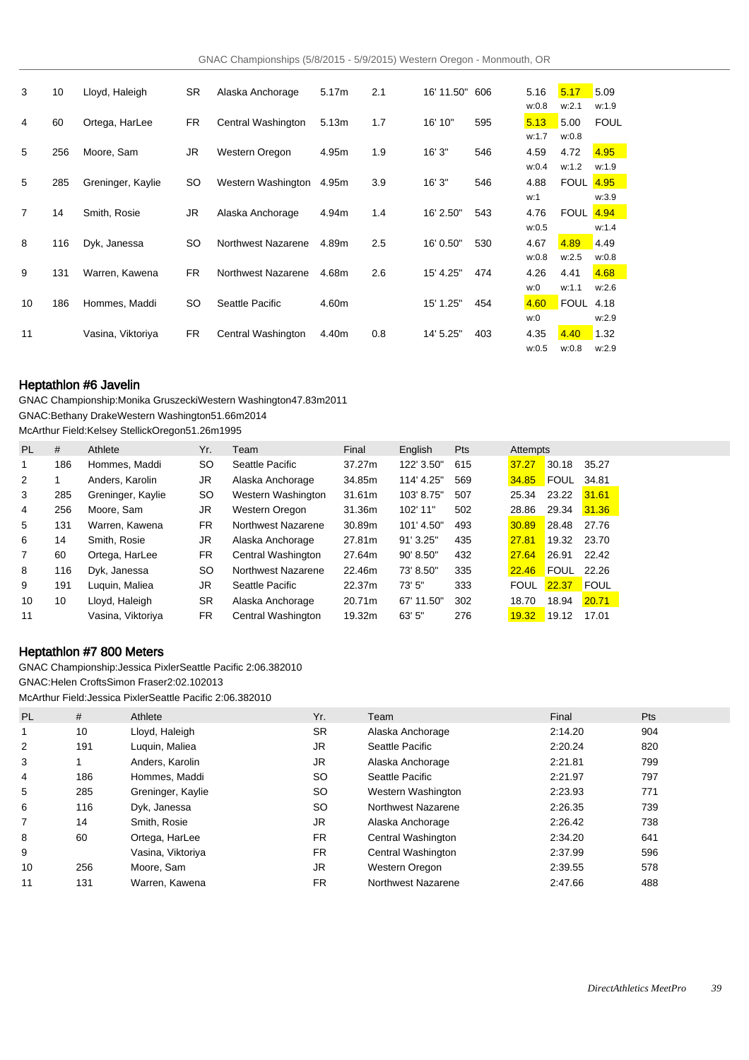| | | | | | | | | | | | |
|---|---|---|---|---|---|---|---|---|---|---|---|
| 3 | 10 | Lloyd, Haleigh | SR | Alaska Anchorage | 5.17m | 2.1 | 16' 11.50" | 606 | 5.16 w:0.8 | 5.17 w:2.1 | 5.09 w:1.9 |
| 4 | 60 | Ortega, HarLee | FR | Central Washington | 5.13m | 1.7 | 16' 10" | 595 | 5.13 w:1.7 | 5.00 w:0.8 | FOUL |
| 5 | 256 | Moore, Sam | JR | Western Oregon | 4.95m | 1.9 | 16' 3" | 546 | 4.59 w:0.4 | 4.72 w:1.2 | 4.95 w:1.9 |
| 5 | 285 | Greninger, Kaylie | SO | Western Washington | 4.95m | 3.9 | 16' 3" | 546 | 4.88 w:1 | FOUL | 4.95 w:3.9 |
| 7 | 14 | Smith, Rosie | JR | Alaska Anchorage | 4.94m | 1.4 | 16' 2.50" | 543 | 4.76 w:0.5 | FOUL | 4.94 w:1.4 |
| 8 | 116 | Dyk, Janessa | SO | Northwest Nazarene | 4.89m | 2.5 | 16' 0.50" | 530 | 4.67 w:0.8 | 4.89 w:2.5 | 4.49 w:0.8 |
| 9 | 131 | Warren, Kawena | FR | Northwest Nazarene | 4.68m | 2.6 | 15' 4.25" | 474 | 4.26 w:0 | 4.41 w:1.1 | 4.68 w:2.6 |
| 10 | 186 | Hommes, Maddi | SO | Seattle Pacific | 4.60m | | 15' 1.25" | 454 | 4.60 w:0 | FOUL | 4.18 w:2.9 |
| 11 | | Vasina, Viktoriya | FR | Central Washington | 4.40m | 0.8 | 14' 5.25" | 403 | 4.35 w:0.5 | 4.40 w:0.8 | 1.32 w:2.9 |

## Heptathlon #6 Javelin

GNAC Championship:Monika GruszeckiWestern Washington47.83m2011
GNAC:Bethany DrakeWestern Washington51.66m2014
McArthur Field:Kelsey StellickOregon51.26m1995

| PL | # | Athlete | Yr. | Team | Final | English | Pts | Attempts | | |
|---|---|---|---|---|---|---|---|---|---|---|
| 1 | 186 | Hommes, Maddi | SO | Seattle Pacific | 37.27m | 122' 3.50" | 615 | 37.27 | 30.18 | 35.27 |
| 2 | 1 | Anders, Karolin | JR | Alaska Anchorage | 34.85m | 114' 4.25" | 569 | 34.85 | FOUL | 34.81 |
| 3 | 285 | Greninger, Kaylie | SO | Western Washington | 31.61m | 103' 8.75" | 507 | 25.34 | 23.22 | 31.61 |
| 4 | 256 | Moore, Sam | JR | Western Oregon | 31.36m | 102' 11" | 502 | 28.86 | 29.34 | 31.36 |
| 5 | 131 | Warren, Kawena | FR | Northwest Nazarene | 30.89m | 101' 4.50" | 493 | 30.89 | 28.48 | 27.76 |
| 6 | 14 | Smith, Rosie | JR | Alaska Anchorage | 27.81m | 91' 3.25" | 435 | 27.81 | 19.32 | 23.70 |
| 7 | 60 | Ortega, HarLee | FR | Central Washington | 27.64m | 90' 8.50" | 432 | 27.64 | 26.91 | 22.42 |
| 8 | 116 | Dyk, Janessa | SO | Northwest Nazarene | 22.46m | 73' 8.50" | 335 | 22.46 | FOUL | 22.26 |
| 9 | 191 | Luquin, Maliea | JR | Seattle Pacific | 22.37m | 73' 5" | 333 | FOUL | 22.37 | FOUL |
| 10 | 10 | Lloyd, Haleigh | SR | Alaska Anchorage | 20.71m | 67' 11.50" | 302 | 18.70 | 18.94 | 20.71 |
| 11 | | Vasina, Viktoriya | FR | Central Washington | 19.32m | 63' 5" | 276 | 19.32 | 19.12 | 17.01 |

## Heptathlon #7 800 Meters

GNAC Championship:Jessica PixlerSeattle Pacific 2:06.382010
GNAC:Helen CroftsSimon Fraser2:02.102013
McArthur Field:Jessica PixlerSeattle Pacific 2:06.382010

| PL | # | Athlete | Yr. | Team | Final | Pts |
|---|---|---|---|---|---|---|
| 1 | 10 | Lloyd, Haleigh | SR | Alaska Anchorage | 2:14.20 | 904 |
| 2 | 191 | Luquin, Maliea | JR | Seattle Pacific | 2:20.24 | 820 |
| 3 | 1 | Anders, Karolin | JR | Alaska Anchorage | 2:21.81 | 799 |
| 4 | 186 | Hommes, Maddi | SO | Seattle Pacific | 2:21.97 | 797 |
| 5 | 285 | Greninger, Kaylie | SO | Western Washington | 2:23.93 | 771 |
| 6 | 116 | Dyk, Janessa | SO | Northwest Nazarene | 2:26.35 | 739 |
| 7 | 14 | Smith, Rosie | JR | Alaska Anchorage | 2:26.42 | 738 |
| 8 | 60 | Ortega, HarLee | FR | Central Washington | 2:34.20 | 641 |
| 9 | | Vasina, Viktoriya | FR | Central Washington | 2:37.99 | 596 |
| 10 | 256 | Moore, Sam | JR | Western Oregon | 2:39.55 | 578 |
| 11 | 131 | Warren, Kawena | FR | Northwest Nazarene | 2:47.66 | 488 |